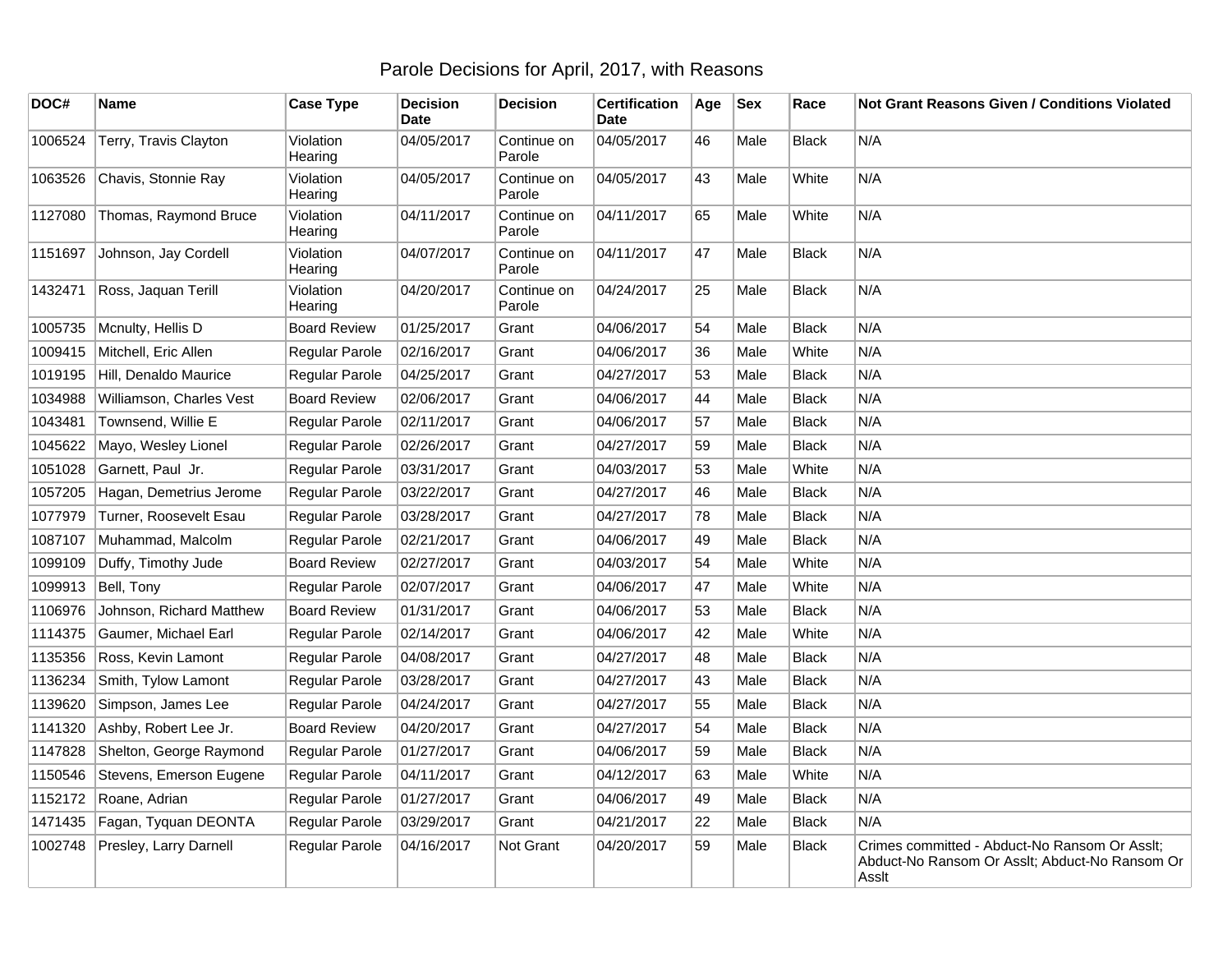# Parole Decisions for April, 2017, with Reasons

| DOC# | Name | Case Type | Decision Date | Decision | Certification Date | Age | Sex | Race | Not Grant Reasons Given / Conditions Violated |
|---|---|---|---|---|---|---|---|---|---|
| 1006524 | Terry, Travis Clayton | Violation Hearing | 04/05/2017 | Continue on Parole | 04/05/2017 | 46 | Male | Black | N/A |
| 1063526 | Chavis, Stonnie Ray | Violation Hearing | 04/05/2017 | Continue on Parole | 04/05/2017 | 43 | Male | White | N/A |
| 1127080 | Thomas, Raymond Bruce | Violation Hearing | 04/11/2017 | Continue on Parole | 04/11/2017 | 65 | Male | White | N/A |
| 1151697 | Johnson, Jay Cordell | Violation Hearing | 04/07/2017 | Continue on Parole | 04/11/2017 | 47 | Male | Black | N/A |
| 1432471 | Ross, Jaquan Terill | Violation Hearing | 04/20/2017 | Continue on Parole | 04/24/2017 | 25 | Male | Black | N/A |
| 1005735 | Mcnulty, Hellis D | Board Review | 01/25/2017 | Grant | 04/06/2017 | 54 | Male | Black | N/A |
| 1009415 | Mitchell, Eric Allen | Regular Parole | 02/16/2017 | Grant | 04/06/2017 | 36 | Male | White | N/A |
| 1019195 | Hill, Denaldo Maurice | Regular Parole | 04/25/2017 | Grant | 04/27/2017 | 53 | Male | Black | N/A |
| 1034988 | Williamson, Charles Vest | Board Review | 02/06/2017 | Grant | 04/06/2017 | 44 | Male | Black | N/A |
| 1043481 | Townsend, Willie E | Regular Parole | 02/11/2017 | Grant | 04/06/2017 | 57 | Male | Black | N/A |
| 1045622 | Mayo, Wesley Lionel | Regular Parole | 02/26/2017 | Grant | 04/27/2017 | 59 | Male | Black | N/A |
| 1051028 | Garnett, Paul Jr. | Regular Parole | 03/31/2017 | Grant | 04/03/2017 | 53 | Male | White | N/A |
| 1057205 | Hagan, Demetrius Jerome | Regular Parole | 03/22/2017 | Grant | 04/27/2017 | 46 | Male | Black | N/A |
| 1077979 | Turner, Roosevelt Esau | Regular Parole | 03/28/2017 | Grant | 04/27/2017 | 78 | Male | Black | N/A |
| 1087107 | Muhammad, Malcolm | Regular Parole | 02/21/2017 | Grant | 04/06/2017 | 49 | Male | Black | N/A |
| 1099109 | Duffy, Timothy Jude | Board Review | 02/27/2017 | Grant | 04/03/2017 | 54 | Male | White | N/A |
| 1099913 | Bell, Tony | Regular Parole | 02/07/2017 | Grant | 04/06/2017 | 47 | Male | White | N/A |
| 1106976 | Johnson, Richard Matthew | Board Review | 01/31/2017 | Grant | 04/06/2017 | 53 | Male | Black | N/A |
| 1114375 | Gaumer, Michael Earl | Regular Parole | 02/14/2017 | Grant | 04/06/2017 | 42 | Male | White | N/A |
| 1135356 | Ross, Kevin Lamont | Regular Parole | 04/08/2017 | Grant | 04/27/2017 | 48 | Male | Black | N/A |
| 1136234 | Smith, Tylow Lamont | Regular Parole | 03/28/2017 | Grant | 04/27/2017 | 43 | Male | Black | N/A |
| 1139620 | Simpson, James Lee | Regular Parole | 04/24/2017 | Grant | 04/27/2017 | 55 | Male | Black | N/A |
| 1141320 | Ashby, Robert Lee Jr. | Board Review | 04/20/2017 | Grant | 04/27/2017 | 54 | Male | Black | N/A |
| 1147828 | Shelton, George Raymond | Regular Parole | 01/27/2017 | Grant | 04/06/2017 | 59 | Male | Black | N/A |
| 1150546 | Stevens, Emerson Eugene | Regular Parole | 04/11/2017 | Grant | 04/12/2017 | 63 | Male | White | N/A |
| 1152172 | Roane, Adrian | Regular Parole | 01/27/2017 | Grant | 04/06/2017 | 49 | Male | Black | N/A |
| 1471435 | Fagan, Tyquan DEONTA | Regular Parole | 03/29/2017 | Grant | 04/21/2017 | 22 | Male | Black | N/A |
| 1002748 | Presley, Larry Darnell | Regular Parole | 04/16/2017 | Not Grant | 04/20/2017 | 59 | Male | Black | Crimes committed - Abduct-No Ransom Or Asslt; Abduct-No Ransom Or Asslt; Abduct-No Ransom Or Asslt |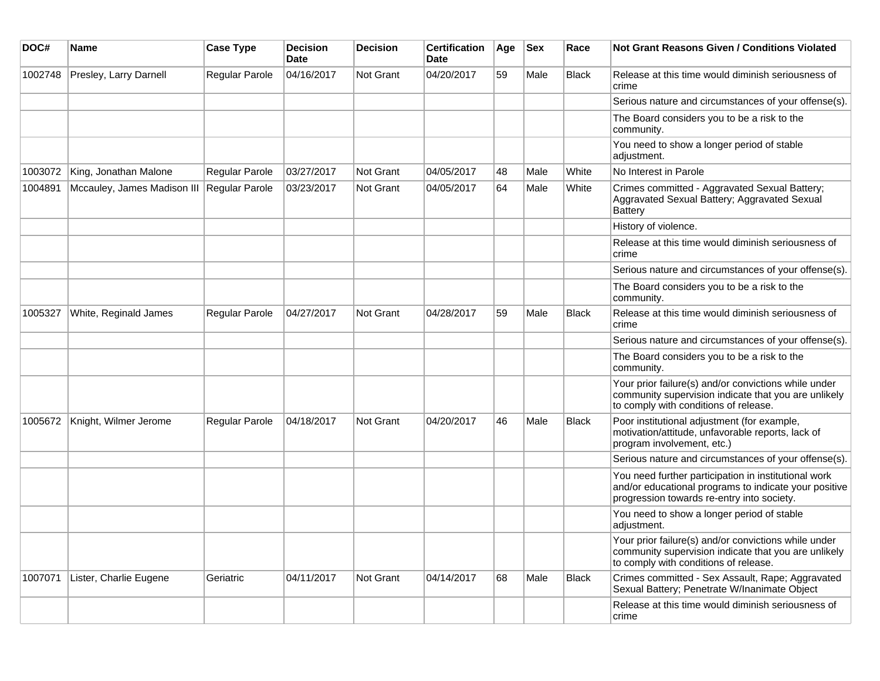| DOC# | Name | Case Type | Decision Date | Decision | Certification Date | Age | Sex | Race | Not Grant Reasons Given / Conditions Violated |
| --- | --- | --- | --- | --- | --- | --- | --- | --- | --- |
| 1002748 | Presley, Larry Darnell | Regular Parole | 04/16/2017 | Not Grant | 04/20/2017 | 59 | Male | Black | Release at this time would diminish seriousness of crime |
| | | | | | | | | | Serious nature and circumstances of your offense(s). |
| | | | | | | | | | The Board considers you to be a risk to the community. |
| | | | | | | | | | You need to show a longer period of stable adjustment. |
| 1003072 | King, Jonathan Malone | Regular Parole | 03/27/2017 | Not Grant | 04/05/2017 | 48 | Male | White | No Interest in Parole |
| 1004891 | Mccauley, James Madison III | Regular Parole | 03/23/2017 | Not Grant | 04/05/2017 | 64 | Male | White | Crimes committed - Aggravated Sexual Battery; Aggravated Sexual Battery; Aggravated Sexual Battery |
| | | | | | | | | | History of violence. |
| | | | | | | | | | Release at this time would diminish seriousness of crime |
| | | | | | | | | | Serious nature and circumstances of your offense(s). |
| | | | | | | | | | The Board considers you to be a risk to the community. |
| 1005327 | White, Reginald James | Regular Parole | 04/27/2017 | Not Grant | 04/28/2017 | 59 | Male | Black | Release at this time would diminish seriousness of crime |
| | | | | | | | | | Serious nature and circumstances of your offense(s). |
| | | | | | | | | | The Board considers you to be a risk to the community. |
| | | | | | | | | | Your prior failure(s) and/or convictions while under community supervision indicate that you are unlikely to comply with conditions of release. |
| 1005672 | Knight, Wilmer Jerome | Regular Parole | 04/18/2017 | Not Grant | 04/20/2017 | 46 | Male | Black | Poor institutional adjustment (for example, motivation/attitude, unfavorable reports, lack of program involvement, etc.) |
| | | | | | | | | | Serious nature and circumstances of your offense(s). |
| | | | | | | | | | You need further participation in institutional work and/or educational programs to indicate your positive progression towards re-entry into society. |
| | | | | | | | | | You need to show a longer period of stable adjustment. |
| | | | | | | | | | Your prior failure(s) and/or convictions while under community supervision indicate that you are unlikely to comply with conditions of release. |
| 1007071 | Lister, Charlie Eugene | Geriatric | 04/11/2017 | Not Grant | 04/14/2017 | 68 | Male | Black | Crimes committed - Sex Assault, Rape; Aggravated Sexual Battery; Penetrate W/Inanimate Object |
| | | | | | | | | | Release at this time would diminish seriousness of crime |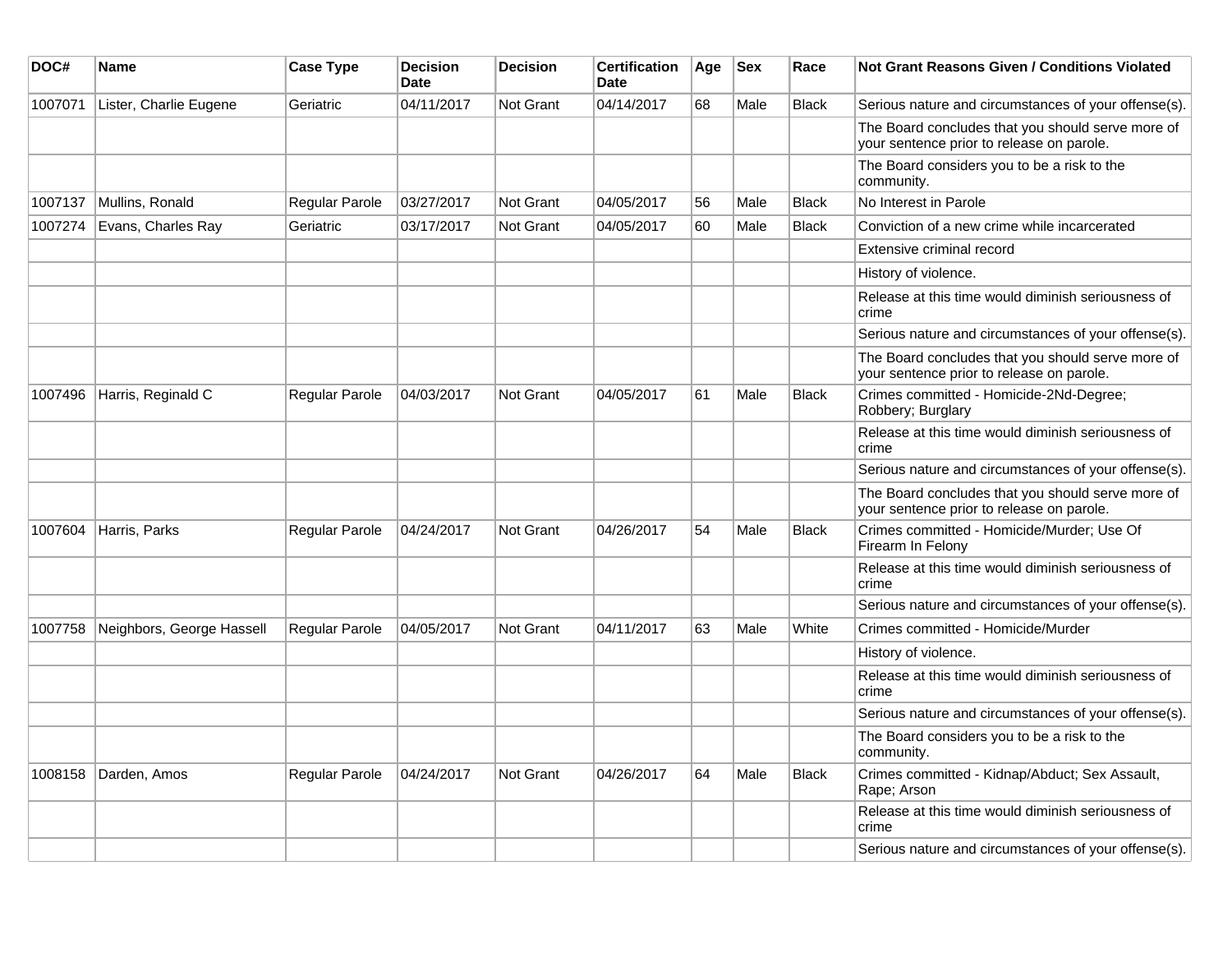| DOC# | Name | Case Type | Decision Date | Decision | Certification Date | Age | Sex | Race | Not Grant Reasons Given / Conditions Violated |
|---|---|---|---|---|---|---|---|---|---|
| 1007071 | Lister, Charlie Eugene | Geriatric | 04/11/2017 | Not Grant | 04/14/2017 | 68 | Male | Black | Serious nature and circumstances of your offense(s). |
| | | | | | | | | | The Board concludes that you should serve more of your sentence prior to release on parole. |
| | | | | | | | | | The Board considers you to be a risk to the community. |
| 1007137 | Mullins, Ronald | Regular Parole | 03/27/2017 | Not Grant | 04/05/2017 | 56 | Male | Black | No Interest in Parole |
| 1007274 | Evans, Charles Ray | Geriatric | 03/17/2017 | Not Grant | 04/05/2017 | 60 | Male | Black | Conviction of a new crime while incarcerated |
| | | | | | | | | | Extensive criminal record |
| | | | | | | | | | History of violence. |
| | | | | | | | | | Release at this time would diminish seriousness of crime |
| | | | | | | | | | Serious nature and circumstances of your offense(s). |
| | | | | | | | | | The Board concludes that you should serve more of your sentence prior to release on parole. |
| 1007496 | Harris, Reginald C | Regular Parole | 04/03/2017 | Not Grant | 04/05/2017 | 61 | Male | Black | Crimes committed - Homicide-2Nd-Degree; Robbery; Burglary |
| | | | | | | | | | Release at this time would diminish seriousness of crime |
| | | | | | | | | | Serious nature and circumstances of your offense(s). |
| | | | | | | | | | The Board concludes that you should serve more of your sentence prior to release on parole. |
| 1007604 | Harris, Parks | Regular Parole | 04/24/2017 | Not Grant | 04/26/2017 | 54 | Male | Black | Crimes committed - Homicide/Murder; Use Of Firearm In Felony |
| | | | | | | | | | Release at this time would diminish seriousness of crime |
| | | | | | | | | | Serious nature and circumstances of your offense(s). |
| 1007758 | Neighbors, George Hassell | Regular Parole | 04/05/2017 | Not Grant | 04/11/2017 | 63 | Male | White | Crimes committed - Homicide/Murder |
| | | | | | | | | | History of violence. |
| | | | | | | | | | Release at this time would diminish seriousness of crime |
| | | | | | | | | | Serious nature and circumstances of your offense(s). |
| | | | | | | | | | The Board considers you to be a risk to the community. |
| 1008158 | Darden, Amos | Regular Parole | 04/24/2017 | Not Grant | 04/26/2017 | 64 | Male | Black | Crimes committed - Kidnap/Abduct; Sex Assault, Rape; Arson |
| | | | | | | | | | Release at this time would diminish seriousness of crime |
| | | | | | | | | | Serious nature and circumstances of your offense(s). |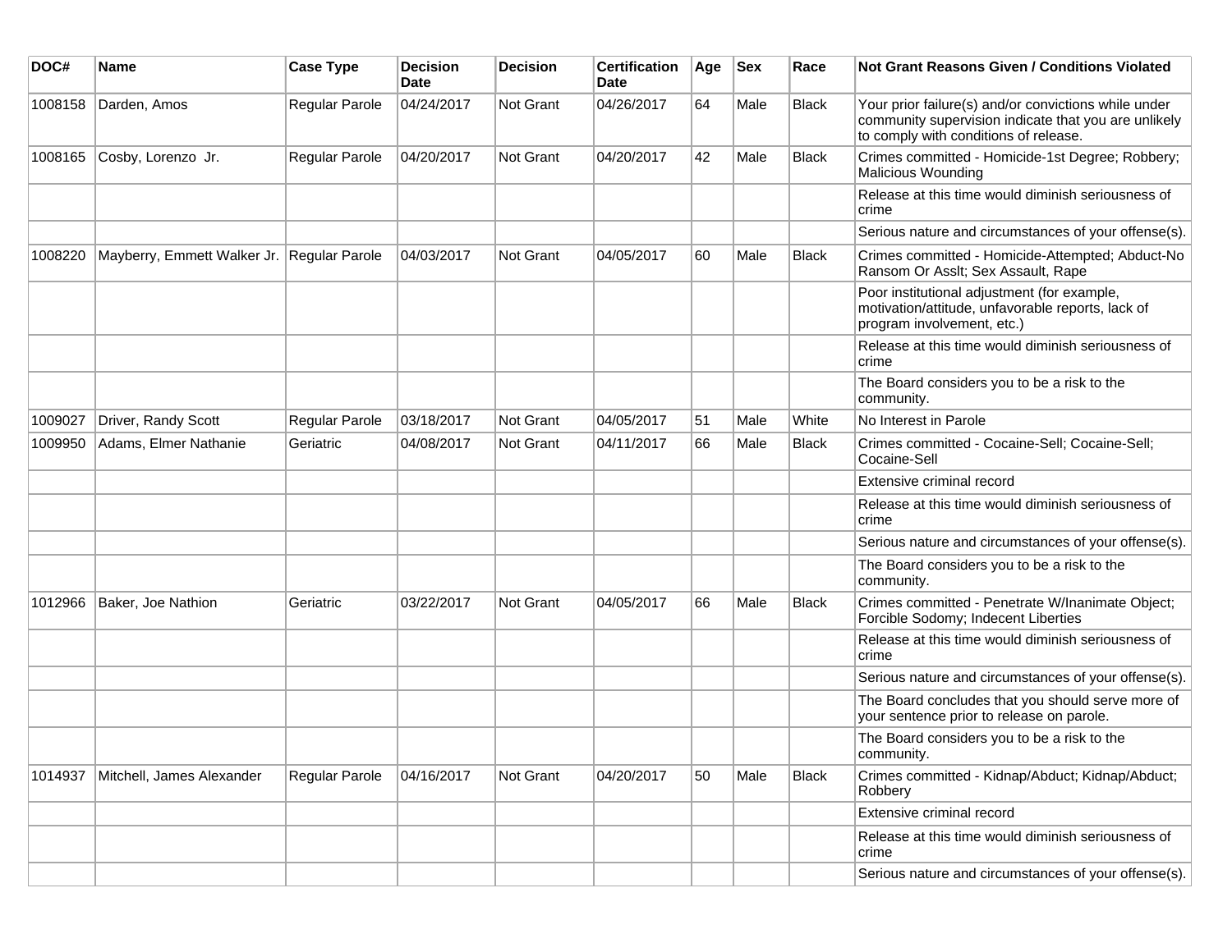| DOC# | Name | Case Type | Decision Date | Decision | Certification Date | Age | Sex | Race | Not Grant Reasons Given / Conditions Violated |
|---|---|---|---|---|---|---|---|---|---|
| 1008158 | Darden, Amos | Regular Parole | 04/24/2017 | Not Grant | 04/26/2017 | 64 | Male | Black | Your prior failure(s) and/or convictions while under community supervision indicate that you are unlikely to comply with conditions of release. |
| 1008165 | Cosby, Lorenzo Jr. | Regular Parole | 04/20/2017 | Not Grant | 04/20/2017 | 42 | Male | Black | Crimes committed - Homicide-1st Degree; Robbery; Malicious Wounding |
| | | | | | | | | | Release at this time would diminish seriousness of crime |
| | | | | | | | | | Serious nature and circumstances of your offense(s). |
| 1008220 | Mayberry, Emmett Walker Jr. | Regular Parole | 04/03/2017 | Not Grant | 04/05/2017 | 60 | Male | Black | Crimes committed - Homicide-Attempted; Abduct-No Ransom Or Asslt; Sex Assault, Rape |
| | | | | | | | | | Poor institutional adjustment (for example, motivation/attitude, unfavorable reports, lack of program involvement, etc.) |
| | | | | | | | | | Release at this time would diminish seriousness of crime |
| | | | | | | | | | The Board considers you to be a risk to the community. |
| 1009027 | Driver, Randy Scott | Regular Parole | 03/18/2017 | Not Grant | 04/05/2017 | 51 | Male | White | No Interest in Parole |
| 1009950 | Adams, Elmer Nathanie | Geriatric | 04/08/2017 | Not Grant | 04/11/2017 | 66 | Male | Black | Crimes committed - Cocaine-Sell; Cocaine-Sell; Cocaine-Sell |
| | | | | | | | | | Extensive criminal record |
| | | | | | | | | | Release at this time would diminish seriousness of crime |
| | | | | | | | | | Serious nature and circumstances of your offense(s). |
| | | | | | | | | | The Board considers you to be a risk to the community. |
| 1012966 | Baker, Joe Nathion | Geriatric | 03/22/2017 | Not Grant | 04/05/2017 | 66 | Male | Black | Crimes committed - Penetrate W/Inanimate Object; Forcible Sodomy; Indecent Liberties |
| | | | | | | | | | Release at this time would diminish seriousness of crime |
| | | | | | | | | | Serious nature and circumstances of your offense(s). |
| | | | | | | | | | The Board concludes that you should serve more of your sentence prior to release on parole. |
| | | | | | | | | | The Board considers you to be a risk to the community. |
| 1014937 | Mitchell, James Alexander | Regular Parole | 04/16/2017 | Not Grant | 04/20/2017 | 50 | Male | Black | Crimes committed - Kidnap/Abduct; Kidnap/Abduct; Robbery |
| | | | | | | | | | Extensive criminal record |
| | | | | | | | | | Release at this time would diminish seriousness of crime |
| | | | | | | | | | Serious nature and circumstances of your offense(s). |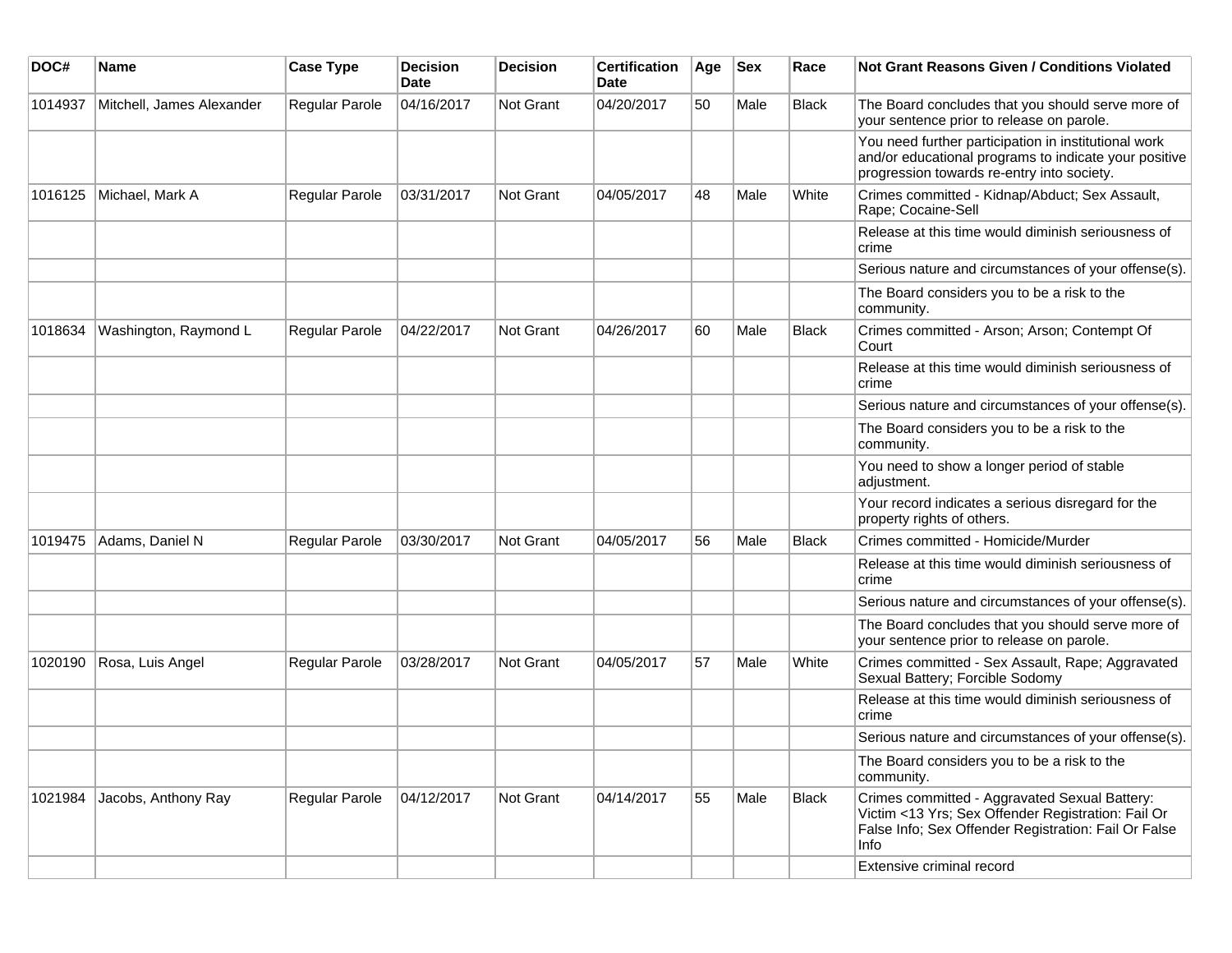| DOC# | Name | Case Type | Decision Date | Decision | Certification Date | Age | Sex | Race | Not Grant Reasons Given / Conditions Violated |
|---|---|---|---|---|---|---|---|---|---|
| 1014937 | Mitchell, James Alexander | Regular Parole | 04/16/2017 | Not Grant | 04/20/2017 | 50 | Male | Black | The Board concludes that you should serve more of your sentence prior to release on parole. |
| | | | | | | | | | You need further participation in institutional work and/or educational programs to indicate your positive progression towards re-entry into society. |
| 1016125 | Michael, Mark A | Regular Parole | 03/31/2017 | Not Grant | 04/05/2017 | 48 | Male | White | Crimes committed - Kidnap/Abduct; Sex Assault, Rape; Cocaine-Sell |
| | | | | | | | | | Release at this time would diminish seriousness of crime |
| | | | | | | | | | Serious nature and circumstances of your offense(s). |
| | | | | | | | | | The Board considers you to be a risk to the community. |
| 1018634 | Washington, Raymond L | Regular Parole | 04/22/2017 | Not Grant | 04/26/2017 | 60 | Male | Black | Crimes committed - Arson; Arson; Contempt Of Court |
| | | | | | | | | | Release at this time would diminish seriousness of crime |
| | | | | | | | | | Serious nature and circumstances of your offense(s). |
| | | | | | | | | | The Board considers you to be a risk to the community. |
| | | | | | | | | | You need to show a longer period of stable adjustment. |
| | | | | | | | | | Your record indicates a serious disregard for the property rights of others. |
| 1019475 | Adams, Daniel N | Regular Parole | 03/30/2017 | Not Grant | 04/05/2017 | 56 | Male | Black | Crimes committed - Homicide/Murder |
| | | | | | | | | | Release at this time would diminish seriousness of crime |
| | | | | | | | | | Serious nature and circumstances of your offense(s). |
| | | | | | | | | | The Board concludes that you should serve more of your sentence prior to release on parole. |
| 1020190 | Rosa, Luis Angel | Regular Parole | 03/28/2017 | Not Grant | 04/05/2017 | 57 | Male | White | Crimes committed - Sex Assault, Rape; Aggravated Sexual Battery; Forcible Sodomy |
| | | | | | | | | | Release at this time would diminish seriousness of crime |
| | | | | | | | | | Serious nature and circumstances of your offense(s). |
| | | | | | | | | | The Board considers you to be a risk to the community. |
| 1021984 | Jacobs, Anthony Ray | Regular Parole | 04/12/2017 | Not Grant | 04/14/2017 | 55 | Male | Black | Crimes committed - Aggravated Sexual Battery: Victim <13 Yrs; Sex Offender Registration: Fail Or False Info; Sex Offender Registration: Fail Or False Info |
| | | | | | | | | | Extensive criminal record |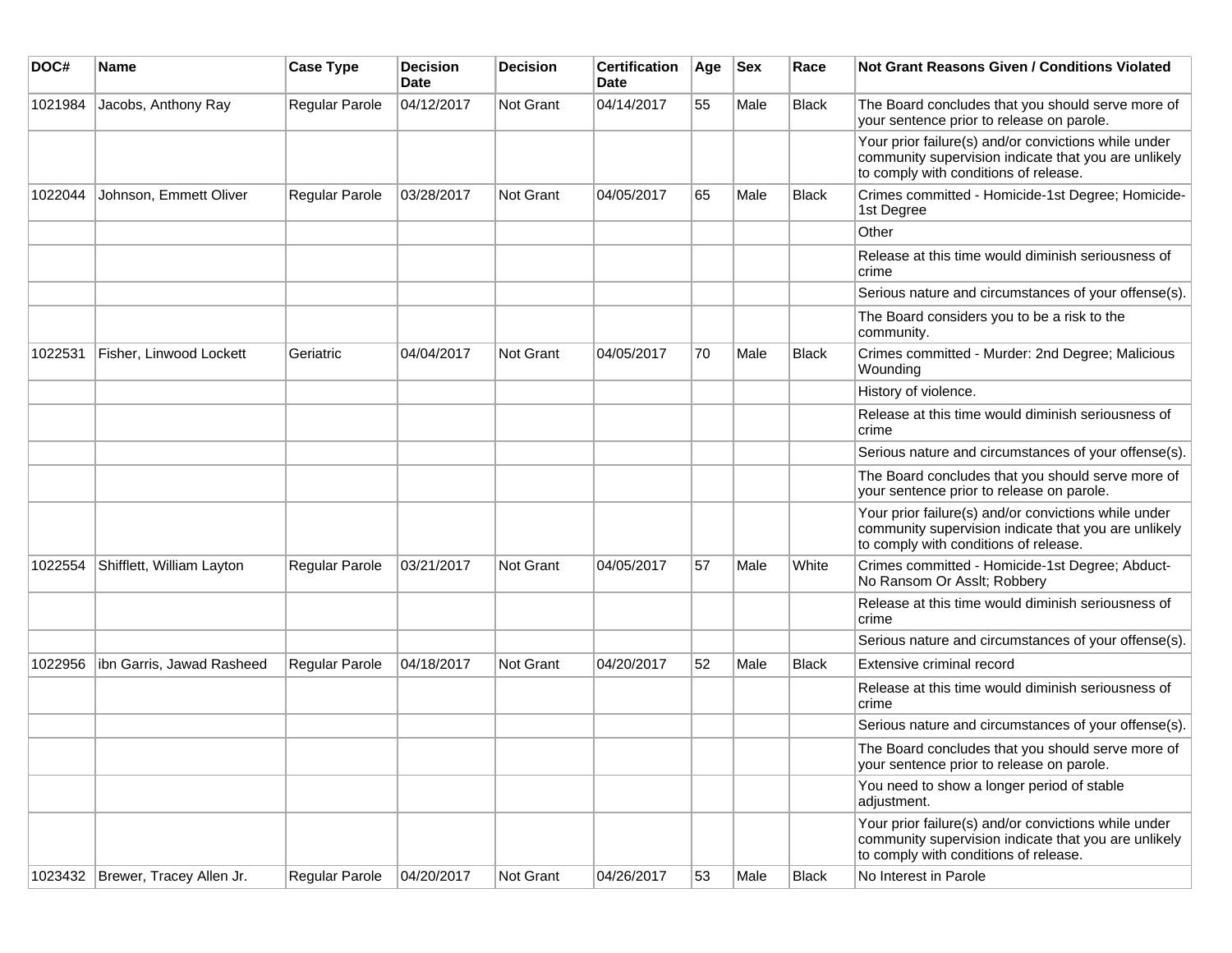| DOC# | Name | Case Type | Decision Date | Decision | Certification Date | Age | Sex | Race | Not Grant Reasons Given / Conditions Violated |
|---|---|---|---|---|---|---|---|---|---|
| 1021984 | Jacobs, Anthony Ray | Regular Parole | 04/12/2017 | Not Grant | 04/14/2017 | 55 | Male | Black | The Board concludes that you should serve more of your sentence prior to release on parole. |
| | | | | | | | | | Your prior failure(s) and/or convictions while under community supervision indicate that you are unlikely to comply with conditions of release. |
| 1022044 | Johnson, Emmett Oliver | Regular Parole | 03/28/2017 | Not Grant | 04/05/2017 | 65 | Male | Black | Crimes committed - Homicide-1st Degree; Homicide-1st Degree |
| | | | | | | | | | Other |
| | | | | | | | | | Release at this time would diminish seriousness of crime |
| | | | | | | | | | Serious nature and circumstances of your offense(s). |
| | | | | | | | | | The Board considers you to be a risk to the community. |
| 1022531 | Fisher, Linwood Lockett | Geriatric | 04/04/2017 | Not Grant | 04/05/2017 | 70 | Male | Black | Crimes committed - Murder: 2nd Degree; Malicious Wounding |
| | | | | | | | | | History of violence. |
| | | | | | | | | | Release at this time would diminish seriousness of crime |
| | | | | | | | | | Serious nature and circumstances of your offense(s). |
| | | | | | | | | | The Board concludes that you should serve more of your sentence prior to release on parole. |
| | | | | | | | | | Your prior failure(s) and/or convictions while under community supervision indicate that you are unlikely to comply with conditions of release. |
| 1022554 | Shifflett, William Layton | Regular Parole | 03/21/2017 | Not Grant | 04/05/2017 | 57 | Male | White | Crimes committed - Homicide-1st Degree; Abduct-No Ransom Or Asslt; Robbery |
| | | | | | | | | | Release at this time would diminish seriousness of crime |
| | | | | | | | | | Serious nature and circumstances of your offense(s). |
| 1022956 | ibn Garris, Jawad Rasheed | Regular Parole | 04/18/2017 | Not Grant | 04/20/2017 | 52 | Male | Black | Extensive criminal record |
| | | | | | | | | | Release at this time would diminish seriousness of crime |
| | | | | | | | | | Serious nature and circumstances of your offense(s). |
| | | | | | | | | | The Board concludes that you should serve more of your sentence prior to release on parole. |
| | | | | | | | | | You need to show a longer period of stable adjustment. |
| | | | | | | | | | Your prior failure(s) and/or convictions while under community supervision indicate that you are unlikely to comply with conditions of release. |
| 1023432 | Brewer, Tracey Allen Jr. | Regular Parole | 04/20/2017 | Not Grant | 04/26/2017 | 53 | Male | Black | No Interest in Parole |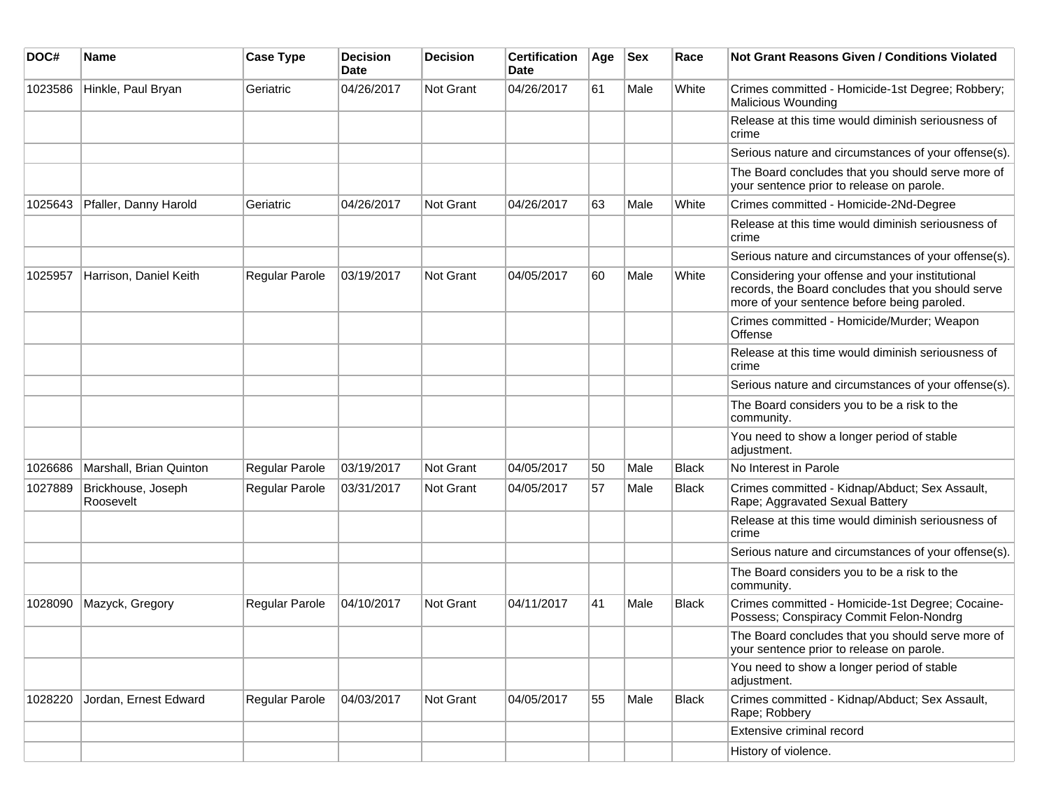| DOC# | Name | Case Type | Decision Date | Decision | Certification Date | Age | Sex | Race | Not Grant Reasons Given / Conditions Violated |
|---|---|---|---|---|---|---|---|---|---|
| 1023586 | Hinkle, Paul Bryan | Geriatric | 04/26/2017 | Not Grant | 04/26/2017 | 61 | Male | White | Crimes committed - Homicide-1st Degree; Robbery; Malicious Wounding |
| | | | | | | | | | Release at this time would diminish seriousness of crime |
| | | | | | | | | | Serious nature and circumstances of your offense(s). |
| | | | | | | | | | The Board concludes that you should serve more of your sentence prior to release on parole. |
| 1025643 | Pfaller, Danny Harold | Geriatric | 04/26/2017 | Not Grant | 04/26/2017 | 63 | Male | White | Crimes committed - Homicide-2Nd-Degree |
| | | | | | | | | | Release at this time would diminish seriousness of crime |
| | | | | | | | | | Serious nature and circumstances of your offense(s). |
| 1025957 | Harrison, Daniel Keith | Regular Parole | 03/19/2017 | Not Grant | 04/05/2017 | 60 | Male | White | Considering your offense and your institutional records, the Board concludes that you should serve more of your sentence before being paroled. |
| | | | | | | | | | Crimes committed - Homicide/Murder; Weapon Offense |
| | | | | | | | | | Release at this time would diminish seriousness of crime |
| | | | | | | | | | Serious nature and circumstances of your offense(s). |
| | | | | | | | | | The Board considers you to be a risk to the community. |
| | | | | | | | | | You need to show a longer period of stable adjustment. |
| 1026686 | Marshall, Brian Quinton | Regular Parole | 03/19/2017 | Not Grant | 04/05/2017 | 50 | Male | Black | No Interest in Parole |
| 1027889 | Brickhouse, Joseph Roosevelt | Regular Parole | 03/31/2017 | Not Grant | 04/05/2017 | 57 | Male | Black | Crimes committed - Kidnap/Abduct; Sex Assault, Rape; Aggravated Sexual Battery |
| | | | | | | | | | Release at this time would diminish seriousness of crime |
| | | | | | | | | | Serious nature and circumstances of your offense(s). |
| | | | | | | | | | The Board considers you to be a risk to the community. |
| 1028090 | Mazyck, Gregory | Regular Parole | 04/10/2017 | Not Grant | 04/11/2017 | 41 | Male | Black | Crimes committed - Homicide-1st Degree; Cocaine-Possess; Conspiracy Commit Felon-Nondrg |
| | | | | | | | | | The Board concludes that you should serve more of your sentence prior to release on parole. |
| | | | | | | | | | You need to show a longer period of stable adjustment. |
| 1028220 | Jordan, Ernest Edward | Regular Parole | 04/03/2017 | Not Grant | 04/05/2017 | 55 | Male | Black | Crimes committed - Kidnap/Abduct; Sex Assault, Rape; Robbery |
| | | | | | | | | | Extensive criminal record |
| | | | | | | | | | History of violence. |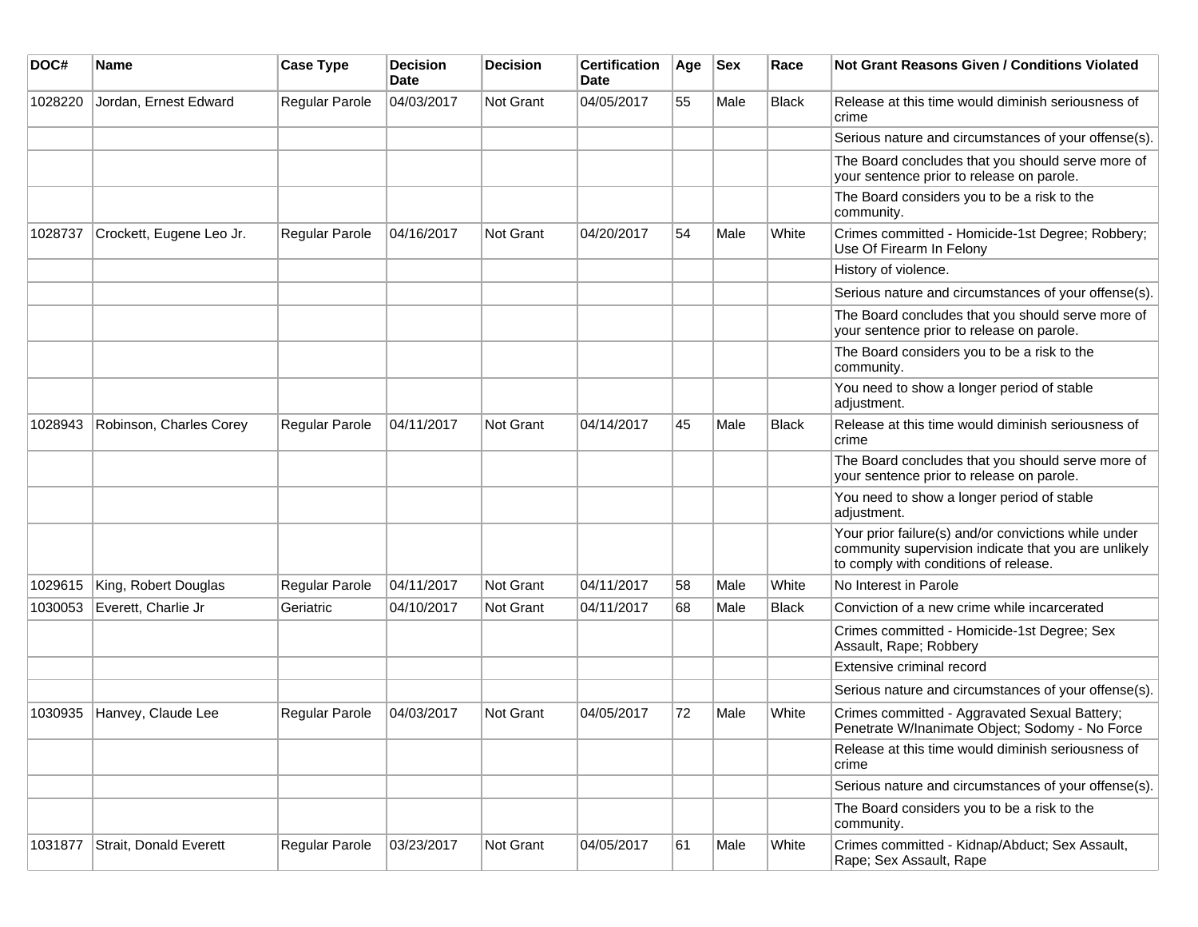| DOC# | Name | Case Type | Decision Date | Decision | Certification Date | Age | Sex | Race | Not Grant Reasons Given / Conditions Violated |
| --- | --- | --- | --- | --- | --- | --- | --- | --- | --- |
| 1028220 | Jordan, Ernest Edward | Regular Parole | 04/03/2017 | Not Grant | 04/05/2017 | 55 | Male | Black | Release at this time would diminish seriousness of crime |
| | | | | | | | | | Serious nature and circumstances of your offense(s). |
| | | | | | | | | | The Board concludes that you should serve more of your sentence prior to release on parole. |
| | | | | | | | | | The Board considers you to be a risk to the community. |
| 1028737 | Crockett, Eugene Leo Jr. | Regular Parole | 04/16/2017 | Not Grant | 04/20/2017 | 54 | Male | White | Crimes committed - Homicide-1st Degree; Robbery; Use Of Firearm In Felony |
| | | | | | | | | | History of violence. |
| | | | | | | | | | Serious nature and circumstances of your offense(s). |
| | | | | | | | | | The Board concludes that you should serve more of your sentence prior to release on parole. |
| | | | | | | | | | The Board considers you to be a risk to the community. |
| | | | | | | | | | You need to show a longer period of stable adjustment. |
| 1028943 | Robinson, Charles Corey | Regular Parole | 04/11/2017 | Not Grant | 04/14/2017 | 45 | Male | Black | Release at this time would diminish seriousness of crime |
| | | | | | | | | | The Board concludes that you should serve more of your sentence prior to release on parole. |
| | | | | | | | | | You need to show a longer period of stable adjustment. |
| | | | | | | | | | Your prior failure(s) and/or convictions while under community supervision indicate that you are unlikely to comply with conditions of release. |
| 1029615 | King, Robert Douglas | Regular Parole | 04/11/2017 | Not Grant | 04/11/2017 | 58 | Male | White | No Interest in Parole |
| 1030053 | Everett, Charlie Jr | Geriatric | 04/10/2017 | Not Grant | 04/11/2017 | 68 | Male | Black | Conviction of a new crime while incarcerated |
| | | | | | | | | | Crimes committed - Homicide-1st Degree; Sex Assault, Rape; Robbery |
| | | | | | | | | | Extensive criminal record |
| | | | | | | | | | Serious nature and circumstances of your offense(s). |
| 1030935 | Hanvey, Claude Lee | Regular Parole | 04/03/2017 | Not Grant | 04/05/2017 | 72 | Male | White | Crimes committed - Aggravated Sexual Battery; Penetrate W/Inanimate Object; Sodomy - No Force |
| | | | | | | | | | Release at this time would diminish seriousness of crime |
| | | | | | | | | | Serious nature and circumstances of your offense(s). |
| | | | | | | | | | The Board considers you to be a risk to the community. |
| 1031877 | Strait, Donald Everett | Regular Parole | 03/23/2017 | Not Grant | 04/05/2017 | 61 | Male | White | Crimes committed - Kidnap/Abduct; Sex Assault, Rape; Sex Assault, Rape |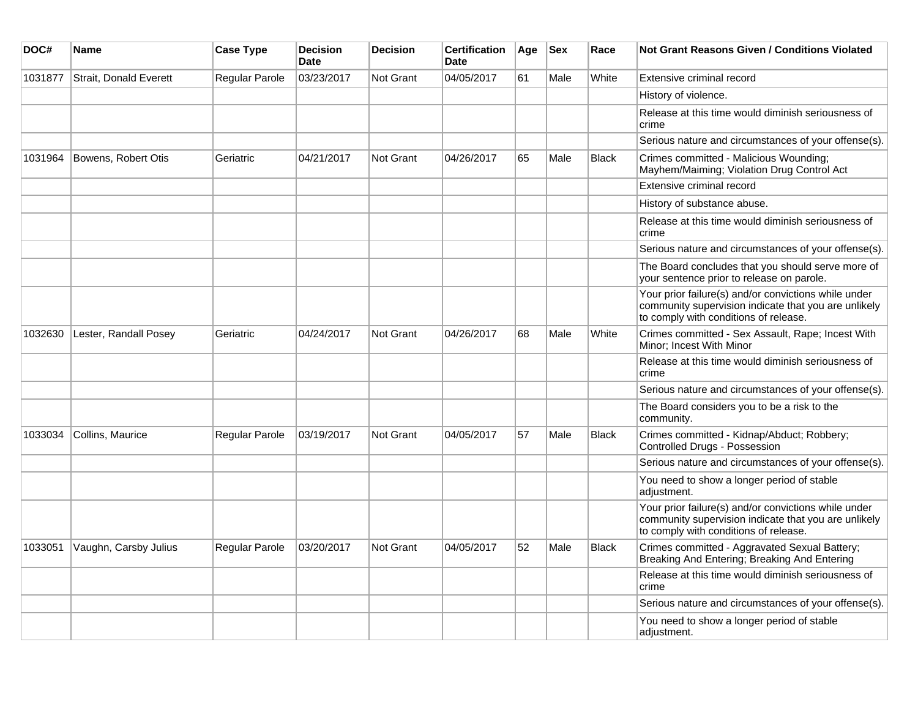| DOC# | Name | Case Type | Decision Date | Decision | Certification Date | Age | Sex | Race | Not Grant Reasons Given / Conditions Violated |
| --- | --- | --- | --- | --- | --- | --- | --- | --- | --- |
| 1031877 | Strait, Donald Everett | Regular Parole | 03/23/2017 | Not Grant | 04/05/2017 | 61 | Male | White | Extensive criminal record |
| | | | | | | | | | History of violence. |
| | | | | | | | | | Release at this time would diminish seriousness of crime |
| | | | | | | | | | Serious nature and circumstances of your offense(s). |
| 1031964 | Bowens, Robert Otis | Geriatric | 04/21/2017 | Not Grant | 04/26/2017 | 65 | Male | Black | Crimes committed - Malicious Wounding; Mayhem/Maiming; Violation Drug Control Act |
| | | | | | | | | | Extensive criminal record |
| | | | | | | | | | History of substance abuse. |
| | | | | | | | | | Release at this time would diminish seriousness of crime |
| | | | | | | | | | Serious nature and circumstances of your offense(s). |
| | | | | | | | | | The Board concludes that you should serve more of your sentence prior to release on parole. |
| | | | | | | | | | Your prior failure(s) and/or convictions while under community supervision indicate that you are unlikely to comply with conditions of release. |
| 1032630 | Lester, Randall Posey | Geriatric | 04/24/2017 | Not Grant | 04/26/2017 | 68 | Male | White | Crimes committed - Sex Assault, Rape; Incest With Minor; Incest With Minor |
| | | | | | | | | | Release at this time would diminish seriousness of crime |
| | | | | | | | | | Serious nature and circumstances of your offense(s). |
| | | | | | | | | | The Board considers you to be a risk to the community. |
| 1033034 | Collins, Maurice | Regular Parole | 03/19/2017 | Not Grant | 04/05/2017 | 57 | Male | Black | Crimes committed - Kidnap/Abduct; Robbery; Controlled Drugs - Possession |
| | | | | | | | | | Serious nature and circumstances of your offense(s). |
| | | | | | | | | | You need to show a longer period of stable adjustment. |
| | | | | | | | | | Your prior failure(s) and/or convictions while under community supervision indicate that you are unlikely to comply with conditions of release. |
| 1033051 | Vaughn, Carsby Julius | Regular Parole | 03/20/2017 | Not Grant | 04/05/2017 | 52 | Male | Black | Crimes committed - Aggravated Sexual Battery; Breaking And Entering; Breaking And Entering |
| | | | | | | | | | Release at this time would diminish seriousness of crime |
| | | | | | | | | | Serious nature and circumstances of your offense(s). |
| | | | | | | | | | You need to show a longer period of stable adjustment. |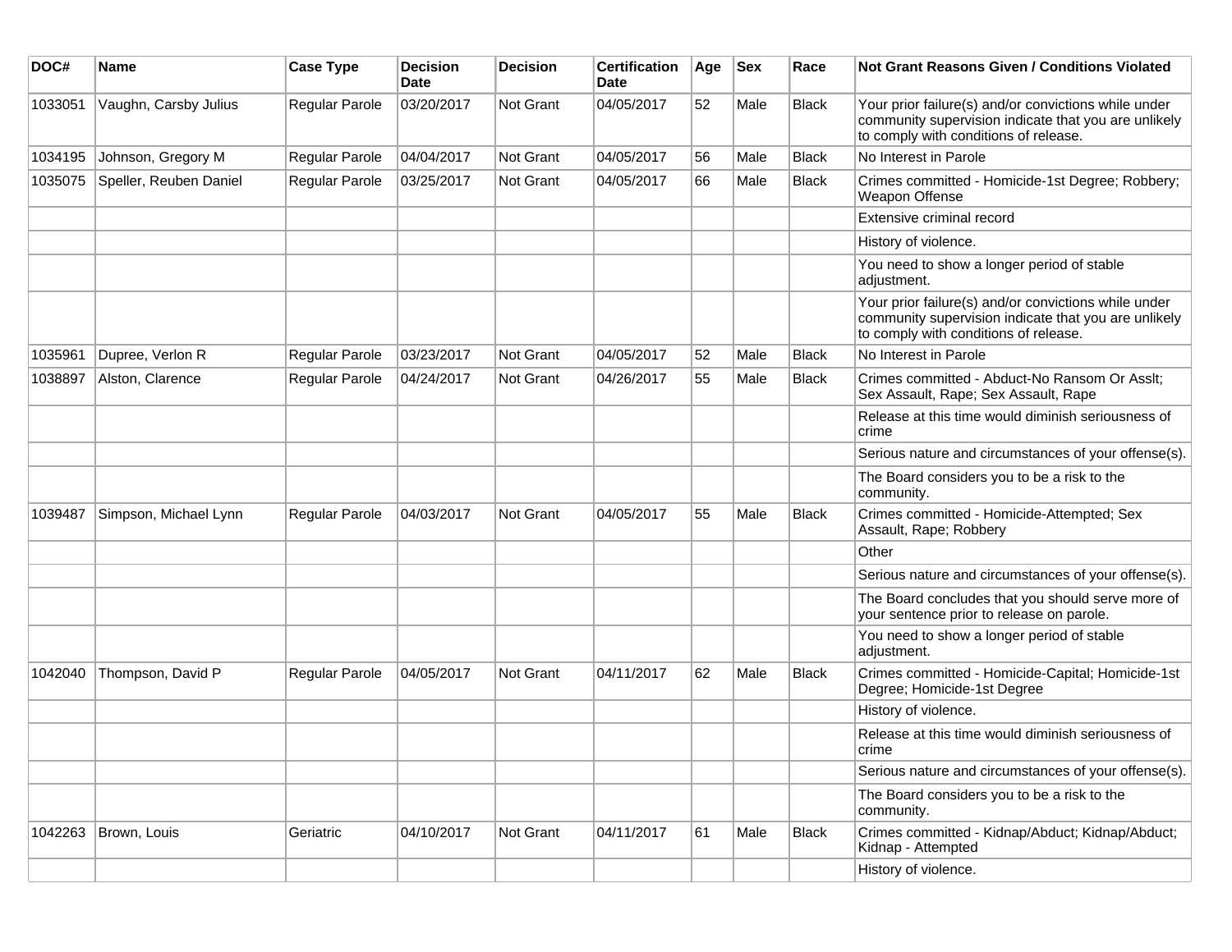| DOC# | Name | Case Type | Decision Date | Decision | Certification Date | Age | Sex | Race | Not Grant Reasons Given / Conditions Violated |
|---|---|---|---|---|---|---|---|---|---|
| 1033051 | Vaughn, Carsby Julius | Regular Parole | 03/20/2017 | Not Grant | 04/05/2017 | 52 | Male | Black | Your prior failure(s) and/or convictions while under community supervision indicate that you are unlikely to comply with conditions of release. |
| 1034195 | Johnson, Gregory M | Regular Parole | 04/04/2017 | Not Grant | 04/05/2017 | 56 | Male | Black | No Interest in Parole |
| 1035075 | Speller, Reuben Daniel | Regular Parole | 03/25/2017 | Not Grant | 04/05/2017 | 66 | Male | Black | Crimes committed - Homicide-1st Degree; Robbery; Weapon Offense |
| | | | | | | | | | Extensive criminal record |
| | | | | | | | | | History of violence. |
| | | | | | | | | | You need to show a longer period of stable adjustment. |
| | | | | | | | | | Your prior failure(s) and/or convictions while under community supervision indicate that you are unlikely to comply with conditions of release. |
| 1035961 | Dupree, Verlon R | Regular Parole | 03/23/2017 | Not Grant | 04/05/2017 | 52 | Male | Black | No Interest in Parole |
| 1038897 | Alston, Clarence | Regular Parole | 04/24/2017 | Not Grant | 04/26/2017 | 55 | Male | Black | Crimes committed - Abduct-No Ransom Or Asslt; Sex Assault, Rape; Sex Assault, Rape |
| | | | | | | | | | Release at this time would diminish seriousness of crime |
| | | | | | | | | | Serious nature and circumstances of your offense(s). |
| | | | | | | | | | The Board considers you to be a risk to the community. |
| 1039487 | Simpson, Michael Lynn | Regular Parole | 04/03/2017 | Not Grant | 04/05/2017 | 55 | Male | Black | Crimes committed - Homicide-Attempted; Sex Assault, Rape; Robbery |
| | | | | | | | | | Other |
| | | | | | | | | | Serious nature and circumstances of your offense(s). |
| | | | | | | | | | The Board concludes that you should serve more of your sentence prior to release on parole. |
| | | | | | | | | | You need to show a longer period of stable adjustment. |
| 1042040 | Thompson, David P | Regular Parole | 04/05/2017 | Not Grant | 04/11/2017 | 62 | Male | Black | Crimes committed - Homicide-Capital; Homicide-1st Degree; Homicide-1st Degree |
| | | | | | | | | | History of violence. |
| | | | | | | | | | Release at this time would diminish seriousness of crime |
| | | | | | | | | | Serious nature and circumstances of your offense(s). |
| | | | | | | | | | The Board considers you to be a risk to the community. |
| 1042263 | Brown, Louis | Geriatric | 04/10/2017 | Not Grant | 04/11/2017 | 61 | Male | Black | Crimes committed - Kidnap/Abduct; Kidnap/Abduct; Kidnap - Attempted |
| | | | | | | | | | History of violence. |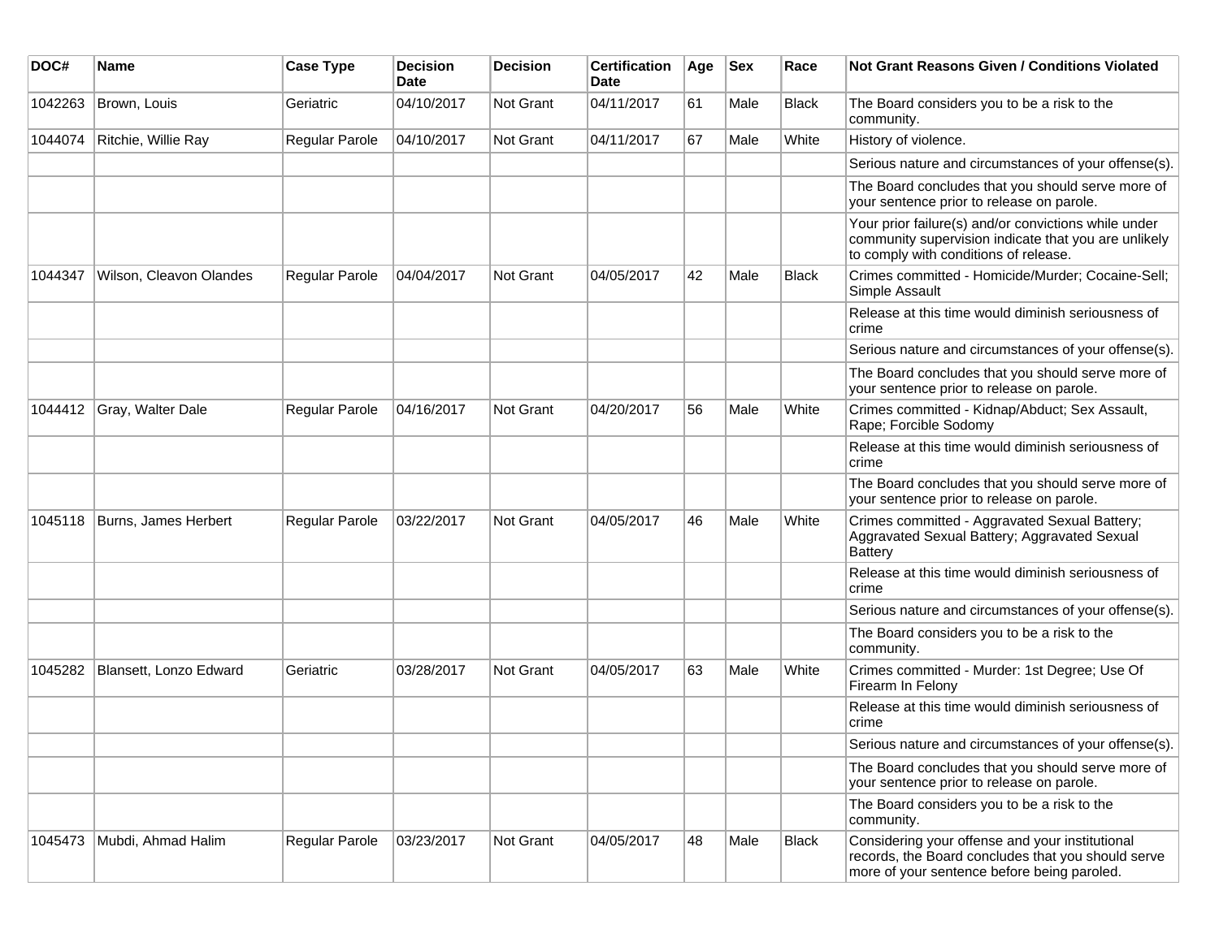| DOC# | Name | Case Type | Decision Date | Decision | Certification Date | Age | Sex | Race | Not Grant Reasons Given / Conditions Violated |
|---|---|---|---|---|---|---|---|---|---|
| 1042263 | Brown, Louis | Geriatric | 04/10/2017 | Not Grant | 04/11/2017 | 61 | Male | Black | The Board considers you to be a risk to the community. |
| 1044074 | Ritchie, Willie Ray | Regular Parole | 04/10/2017 | Not Grant | 04/11/2017 | 67 | Male | White | History of violence. |
| | | | | | | | | | Serious nature and circumstances of your offense(s). |
| | | | | | | | | | The Board concludes that you should serve more of your sentence prior to release on parole. |
| | | | | | | | | | Your prior failure(s) and/or convictions while under community supervision indicate that you are unlikely to comply with conditions of release. |
| 1044347 | Wilson, Cleavon Olandes | Regular Parole | 04/04/2017 | Not Grant | 04/05/2017 | 42 | Male | Black | Crimes committed - Homicide/Murder; Cocaine-Sell; Simple Assault |
| | | | | | | | | | Release at this time would diminish seriousness of crime |
| | | | | | | | | | Serious nature and circumstances of your offense(s). |
| | | | | | | | | | The Board concludes that you should serve more of your sentence prior to release on parole. |
| 1044412 | Gray, Walter Dale | Regular Parole | 04/16/2017 | Not Grant | 04/20/2017 | 56 | Male | White | Crimes committed - Kidnap/Abduct; Sex Assault, Rape; Forcible Sodomy |
| | | | | | | | | | Release at this time would diminish seriousness of crime |
| | | | | | | | | | The Board concludes that you should serve more of your sentence prior to release on parole. |
| 1045118 | Burns, James Herbert | Regular Parole | 03/22/2017 | Not Grant | 04/05/2017 | 46 | Male | White | Crimes committed - Aggravated Sexual Battery; Aggravated Sexual Battery; Aggravated Sexual Battery |
| | | | | | | | | | Release at this time would diminish seriousness of crime |
| | | | | | | | | | Serious nature and circumstances of your offense(s). |
| | | | | | | | | | The Board considers you to be a risk to the community. |
| 1045282 | Blansett, Lonzo Edward | Geriatric | 03/28/2017 | Not Grant | 04/05/2017 | 63 | Male | White | Crimes committed - Murder: 1st Degree; Use Of Firearm In Felony |
| | | | | | | | | | Release at this time would diminish seriousness of crime |
| | | | | | | | | | Serious nature and circumstances of your offense(s). |
| | | | | | | | | | The Board concludes that you should serve more of your sentence prior to release on parole. |
| | | | | | | | | | The Board considers you to be a risk to the community. |
| 1045473 | Mubdi, Ahmad Halim | Regular Parole | 03/23/2017 | Not Grant | 04/05/2017 | 48 | Male | Black | Considering your offense and your institutional records, the Board concludes that you should serve more of your sentence before being paroled. |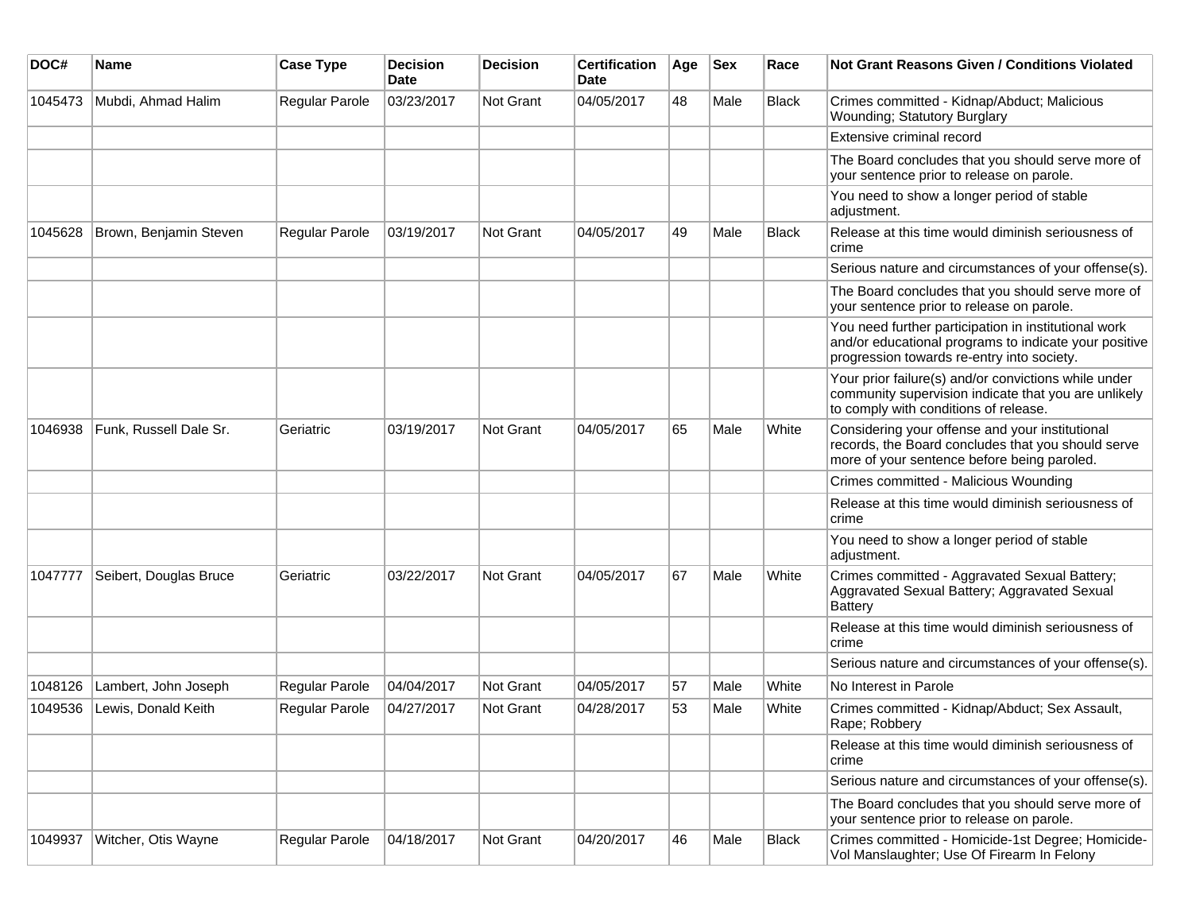| DOC# | Name | Case Type | Decision Date | Decision | Certification Date | Age | Sex | Race | Not Grant Reasons Given / Conditions Violated |
| --- | --- | --- | --- | --- | --- | --- | --- | --- | --- |
| 1045473 | Mubdi, Ahmad Halim | Regular Parole | 03/23/2017 | Not Grant | 04/05/2017 | 48 | Male | Black | Crimes committed - Kidnap/Abduct; Malicious Wounding; Statutory Burglary |
| | | | | | | | | | Extensive criminal record |
| | | | | | | | | | The Board concludes that you should serve more of your sentence prior to release on parole. |
| | | | | | | | | | You need to show a longer period of stable adjustment. |
| 1045628 | Brown, Benjamin Steven | Regular Parole | 03/19/2017 | Not Grant | 04/05/2017 | 49 | Male | Black | Release at this time would diminish seriousness of crime |
| | | | | | | | | | Serious nature and circumstances of your offense(s). |
| | | | | | | | | | The Board concludes that you should serve more of your sentence prior to release on parole. |
| | | | | | | | | | You need further participation in institutional work and/or educational programs to indicate your positive progression towards re-entry into society. |
| | | | | | | | | | Your prior failure(s) and/or convictions while under community supervision indicate that you are unlikely to comply with conditions of release. |
| 1046938 | Funk, Russell Dale Sr. | Geriatric | 03/19/2017 | Not Grant | 04/05/2017 | 65 | Male | White | Considering your offense and your institutional records, the Board concludes that you should serve more of your sentence before being paroled. |
| | | | | | | | | | Crimes committed - Malicious Wounding |
| | | | | | | | | | Release at this time would diminish seriousness of crime |
| | | | | | | | | | You need to show a longer period of stable adjustment. |
| 1047777 | Seibert, Douglas Bruce | Geriatric | 03/22/2017 | Not Grant | 04/05/2017 | 67 | Male | White | Crimes committed - Aggravated Sexual Battery; Aggravated Sexual Battery; Aggravated Sexual Battery |
| | | | | | | | | | Release at this time would diminish seriousness of crime |
| | | | | | | | | | Serious nature and circumstances of your offense(s). |
| 1048126 | Lambert, John Joseph | Regular Parole | 04/04/2017 | Not Grant | 04/05/2017 | 57 | Male | White | No Interest in Parole |
| 1049536 | Lewis, Donald Keith | Regular Parole | 04/27/2017 | Not Grant | 04/28/2017 | 53 | Male | White | Crimes committed - Kidnap/Abduct; Sex Assault, Rape; Robbery |
| | | | | | | | | | Release at this time would diminish seriousness of crime |
| | | | | | | | | | Serious nature and circumstances of your offense(s). |
| | | | | | | | | | The Board concludes that you should serve more of your sentence prior to release on parole. |
| 1049937 | Witcher, Otis Wayne | Regular Parole | 04/18/2017 | Not Grant | 04/20/2017 | 46 | Male | Black | Crimes committed - Homicide-1st Degree; Homicide-Vol Manslaughter; Use Of Firearm In Felony |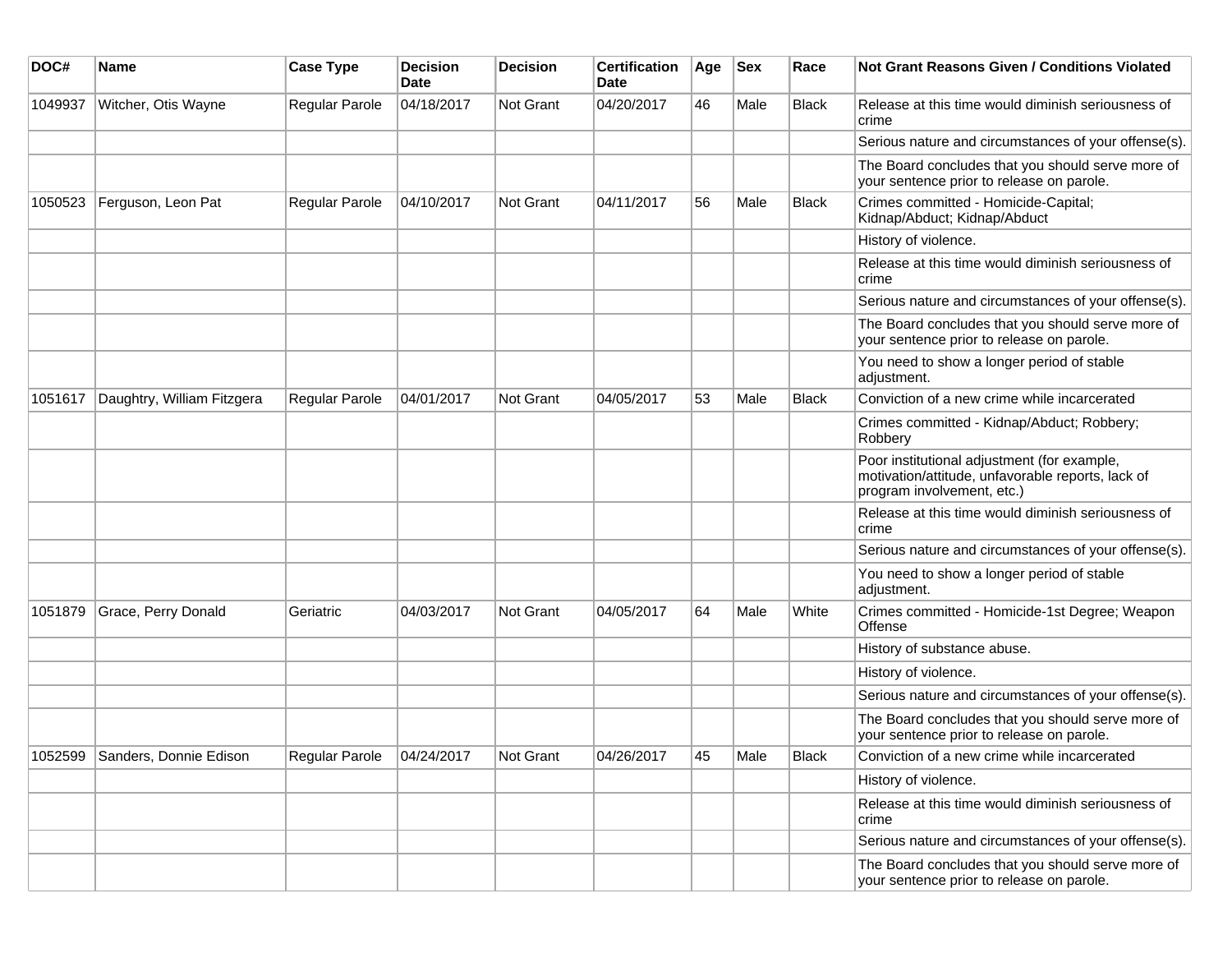| DOC# | Name | Case Type | Decision Date | Decision | Certification Date | Age | Sex | Race | Not Grant Reasons Given / Conditions Violated |
|---|---|---|---|---|---|---|---|---|---|
| 1049937 | Witcher, Otis Wayne | Regular Parole | 04/18/2017 | Not Grant | 04/20/2017 | 46 | Male | Black | Release at this time would diminish seriousness of crime |
| | | | | | | | | | Serious nature and circumstances of your offense(s). |
| | | | | | | | | | The Board concludes that you should serve more of your sentence prior to release on parole. |
| 1050523 | Ferguson, Leon Pat | Regular Parole | 04/10/2017 | Not Grant | 04/11/2017 | 56 | Male | Black | Crimes committed - Homicide-Capital; Kidnap/Abduct; Kidnap/Abduct |
| | | | | | | | | | History of violence. |
| | | | | | | | | | Release at this time would diminish seriousness of crime |
| | | | | | | | | | Serious nature and circumstances of your offense(s). |
| | | | | | | | | | The Board concludes that you should serve more of your sentence prior to release on parole. |
| | | | | | | | | | You need to show a longer period of stable adjustment. |
| 1051617 | Daughtry, William Fitzgera | Regular Parole | 04/01/2017 | Not Grant | 04/05/2017 | 53 | Male | Black | Conviction of a new crime while incarcerated |
| | | | | | | | | | Crimes committed - Kidnap/Abduct; Robbery; Robbery |
| | | | | | | | | | Poor institutional adjustment (for example, motivation/attitude, unfavorable reports, lack of program involvement, etc.) |
| | | | | | | | | | Release at this time would diminish seriousness of crime |
| | | | | | | | | | Serious nature and circumstances of your offense(s). |
| | | | | | | | | | You need to show a longer period of stable adjustment. |
| 1051879 | Grace, Perry Donald | Geriatric | 04/03/2017 | Not Grant | 04/05/2017 | 64 | Male | White | Crimes committed - Homicide-1st Degree; Weapon Offense |
| | | | | | | | | | History of substance abuse. |
| | | | | | | | | | History of violence. |
| | | | | | | | | | Serious nature and circumstances of your offense(s). |
| | | | | | | | | | The Board concludes that you should serve more of your sentence prior to release on parole. |
| 1052599 | Sanders, Donnie Edison | Regular Parole | 04/24/2017 | Not Grant | 04/26/2017 | 45 | Male | Black | Conviction of a new crime while incarcerated |
| | | | | | | | | | History of violence. |
| | | | | | | | | | Release at this time would diminish seriousness of crime |
| | | | | | | | | | Serious nature and circumstances of your offense(s). |
| | | | | | | | | | The Board concludes that you should serve more of your sentence prior to release on parole. |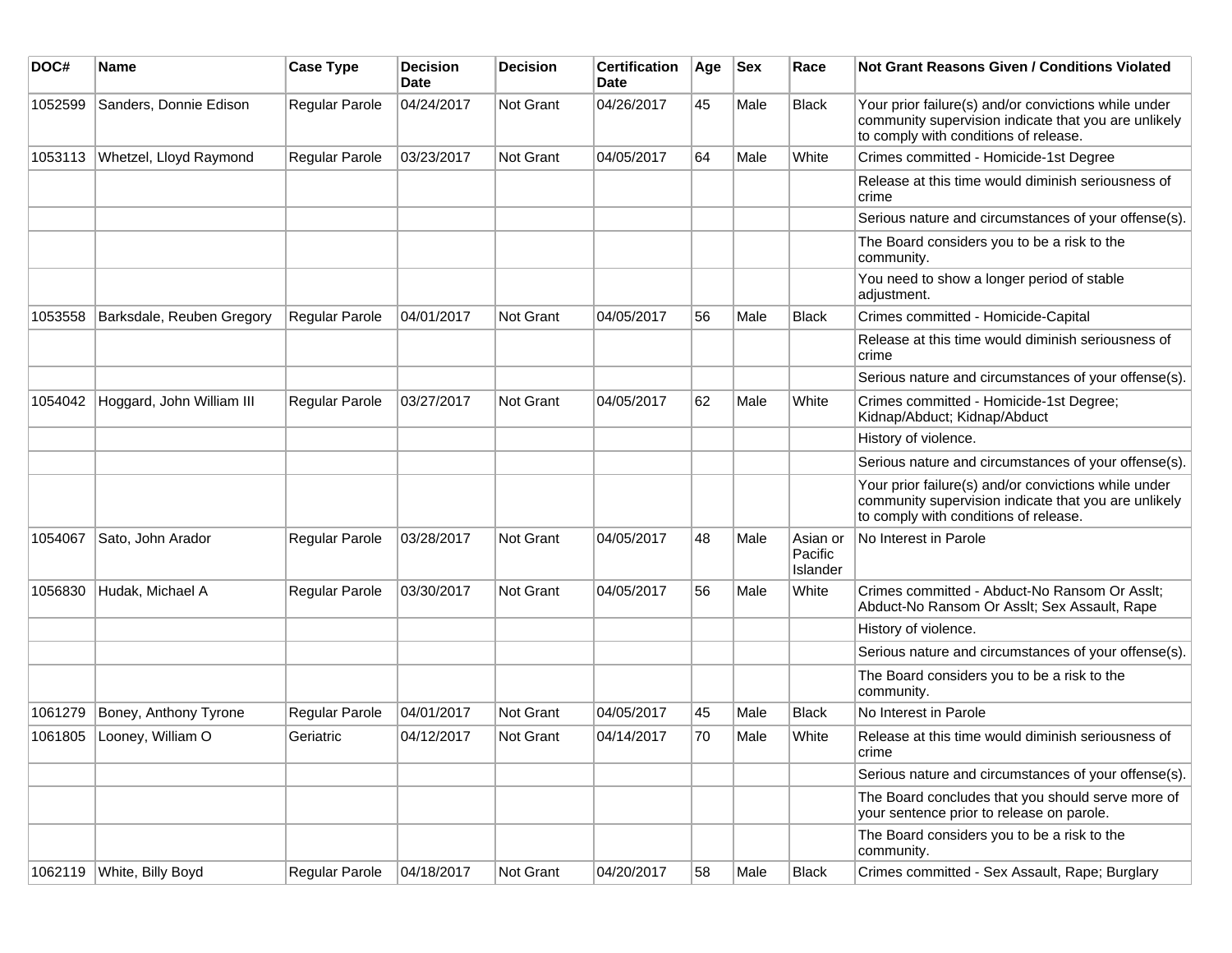| DOC# | Name | Case Type | Decision Date | Decision | Certification Date | Age | Sex | Race | Not Grant Reasons Given / Conditions Violated |
|---|---|---|---|---|---|---|---|---|---|
| 1052599 | Sanders, Donnie Edison | Regular Parole | 04/24/2017 | Not Grant | 04/26/2017 | 45 | Male | Black | Your prior failure(s) and/or convictions while under community supervision indicate that you are unlikely to comply with conditions of release. |
| 1053113 | Whetzel, Lloyd Raymond | Regular Parole | 03/23/2017 | Not Grant | 04/05/2017 | 64 | Male | White | Crimes committed - Homicide-1st Degree |
| | | | | | | | | | Release at this time would diminish seriousness of crime |
| | | | | | | | | | Serious nature and circumstances of your offense(s). |
| | | | | | | | | | The Board considers you to be a risk to the community. |
| | | | | | | | | | You need to show a longer period of stable adjustment. |
| 1053558 | Barksdale, Reuben Gregory | Regular Parole | 04/01/2017 | Not Grant | 04/05/2017 | 56 | Male | Black | Crimes committed - Homicide-Capital |
| | | | | | | | | | Release at this time would diminish seriousness of crime |
| | | | | | | | | | Serious nature and circumstances of your offense(s). |
| 1054042 | Hoggard, John William III | Regular Parole | 03/27/2017 | Not Grant | 04/05/2017 | 62 | Male | White | Crimes committed - Homicide-1st Degree; Kidnap/Abduct; Kidnap/Abduct |
| | | | | | | | | | History of violence. |
| | | | | | | | | | Serious nature and circumstances of your offense(s). |
| | | | | | | | | | Your prior failure(s) and/or convictions while under community supervision indicate that you are unlikely to comply with conditions of release. |
| 1054067 | Sato, John Arador | Regular Parole | 03/28/2017 | Not Grant | 04/05/2017 | 48 | Male | Asian or Pacific Islander | No Interest in Parole |
| 1056830 | Hudak, Michael A | Regular Parole | 03/30/2017 | Not Grant | 04/05/2017 | 56 | Male | White | Crimes committed - Abduct-No Ransom Or Asslt; Abduct-No Ransom Or Asslt; Sex Assault, Rape |
| | | | | | | | | | History of violence. |
| | | | | | | | | | Serious nature and circumstances of your offense(s). |
| | | | | | | | | | The Board considers you to be a risk to the community. |
| 1061279 | Boney, Anthony Tyrone | Regular Parole | 04/01/2017 | Not Grant | 04/05/2017 | 45 | Male | Black | No Interest in Parole |
| 1061805 | Looney, William O | Geriatric | 04/12/2017 | Not Grant | 04/14/2017 | 70 | Male | White | Release at this time would diminish seriousness of crime |
| | | | | | | | | | Serious nature and circumstances of your offense(s). |
| | | | | | | | | | The Board concludes that you should serve more of your sentence prior to release on parole. |
| | | | | | | | | | The Board considers you to be a risk to the community. |
| 1062119 | White, Billy Boyd | Regular Parole | 04/18/2017 | Not Grant | 04/20/2017 | 58 | Male | Black | Crimes committed - Sex Assault, Rape; Burglary |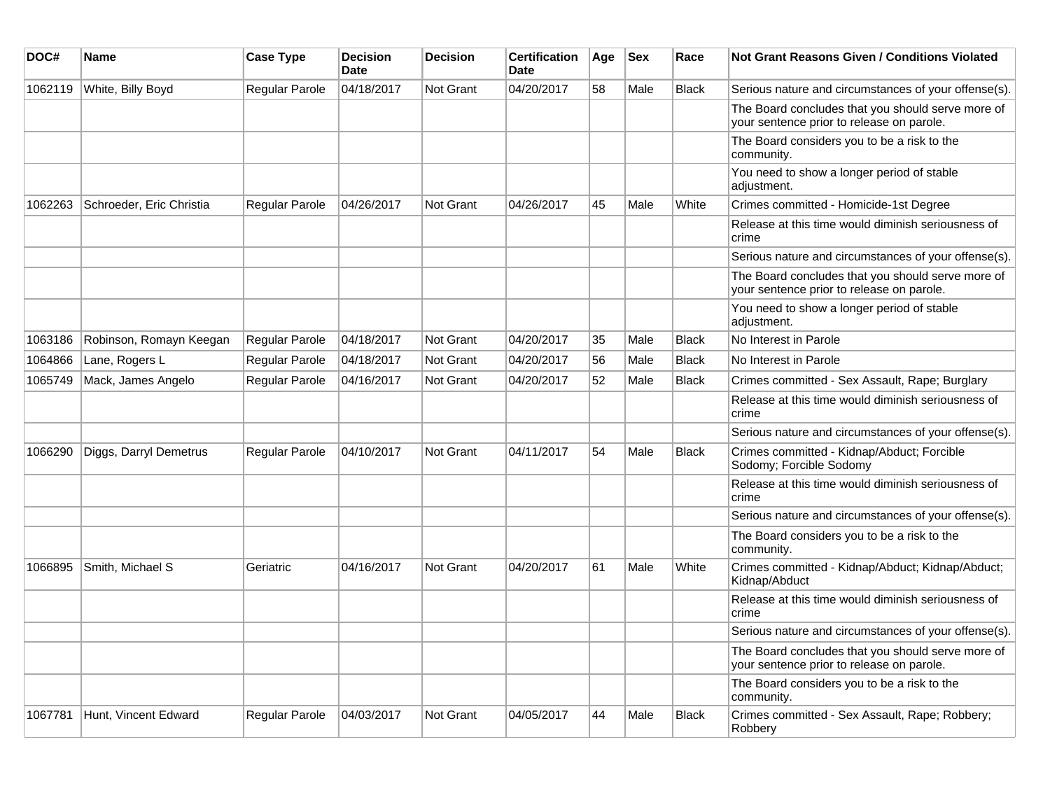| DOC# | Name | Case Type | Decision Date | Decision | Certification Date | Age | Sex | Race | Not Grant Reasons Given / Conditions Violated |
|---|---|---|---|---|---|---|---|---|---|
| 1062119 | White, Billy Boyd | Regular Parole | 04/18/2017 | Not Grant | 04/20/2017 | 58 | Male | Black | Serious nature and circumstances of your offense(s). |
| | | | | | | | | | The Board concludes that you should serve more of your sentence prior to release on parole. |
| | | | | | | | | | The Board considers you to be a risk to the community. |
| | | | | | | | | | You need to show a longer period of stable adjustment. |
| 1062263 | Schroeder, Eric Christia | Regular Parole | 04/26/2017 | Not Grant | 04/26/2017 | 45 | Male | White | Crimes committed - Homicide-1st Degree |
| | | | | | | | | | Release at this time would diminish seriousness of crime |
| | | | | | | | | | Serious nature and circumstances of your offense(s). |
| | | | | | | | | | The Board concludes that you should serve more of your sentence prior to release on parole. |
| | | | | | | | | | You need to show a longer period of stable adjustment. |
| 1063186 | Robinson, Romayn Keegan | Regular Parole | 04/18/2017 | Not Grant | 04/20/2017 | 35 | Male | Black | No Interest in Parole |
| 1064866 | Lane, Rogers L | Regular Parole | 04/18/2017 | Not Grant | 04/20/2017 | 56 | Male | Black | No Interest in Parole |
| 1065749 | Mack, James Angelo | Regular Parole | 04/16/2017 | Not Grant | 04/20/2017 | 52 | Male | Black | Crimes committed - Sex Assault, Rape; Burglary |
| | | | | | | | | | Release at this time would diminish seriousness of crime |
| | | | | | | | | | Serious nature and circumstances of your offense(s). |
| 1066290 | Diggs, Darryl Demetrus | Regular Parole | 04/10/2017 | Not Grant | 04/11/2017 | 54 | Male | Black | Crimes committed - Kidnap/Abduct; Forcible Sodomy; Forcible Sodomy |
| | | | | | | | | | Release at this time would diminish seriousness of crime |
| | | | | | | | | | Serious nature and circumstances of your offense(s). |
| | | | | | | | | | The Board considers you to be a risk to the community. |
| 1066895 | Smith, Michael S | Geriatric | 04/16/2017 | Not Grant | 04/20/2017 | 61 | Male | White | Crimes committed - Kidnap/Abduct; Kidnap/Abduct; Kidnap/Abduct |
| | | | | | | | | | Release at this time would diminish seriousness of crime |
| | | | | | | | | | Serious nature and circumstances of your offense(s). |
| | | | | | | | | | The Board concludes that you should serve more of your sentence prior to release on parole. |
| | | | | | | | | | The Board considers you to be a risk to the community. |
| 1067781 | Hunt, Vincent Edward | Regular Parole | 04/03/2017 | Not Grant | 04/05/2017 | 44 | Male | Black | Crimes committed - Sex Assault, Rape; Robbery; Robbery |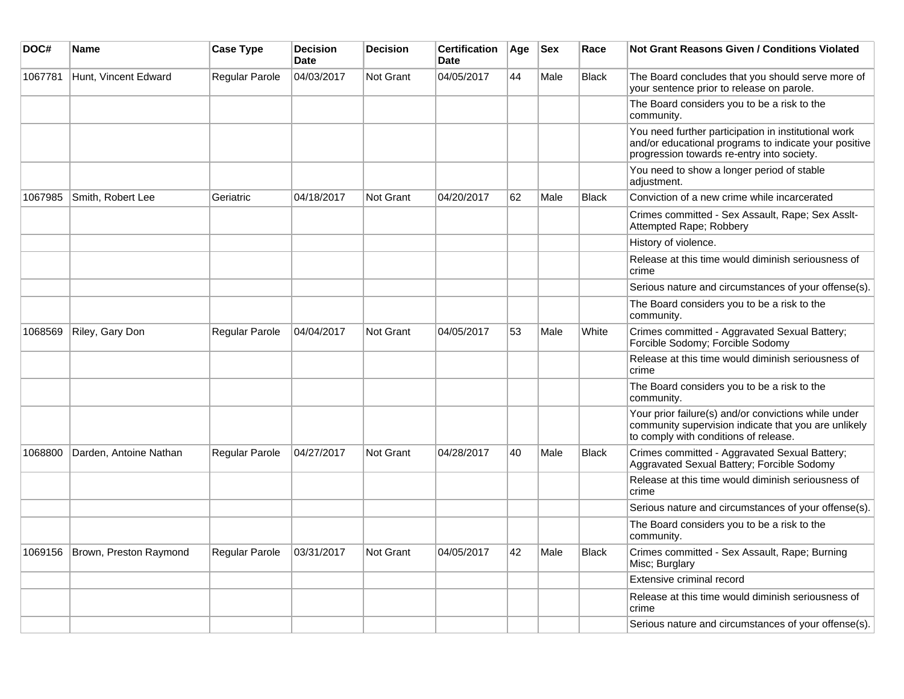| DOC# | Name | Case Type | Decision Date | Decision | Certification Date | Age | Sex | Race | Not Grant Reasons Given / Conditions Violated |
|---|---|---|---|---|---|---|---|---|---|
| 1067781 | Hunt, Vincent Edward | Regular Parole | 04/03/2017 | Not Grant | 04/05/2017 | 44 | Male | Black | The Board concludes that you should serve more of your sentence prior to release on parole. |
| | | | | | | | | | The Board considers you to be a risk to the community. |
| | | | | | | | | | You need further participation in institutional work and/or educational programs to indicate your positive progression towards re-entry into society. |
| | | | | | | | | | You need to show a longer period of stable adjustment. |
| 1067985 | Smith, Robert Lee | Geriatric | 04/18/2017 | Not Grant | 04/20/2017 | 62 | Male | Black | Conviction of a new crime while incarcerated |
| | | | | | | | | | Crimes committed - Sex Assault, Rape; Sex Asslt-Attempted Rape; Robbery |
| | | | | | | | | | History of violence. |
| | | | | | | | | | Release at this time would diminish seriousness of crime |
| | | | | | | | | | Serious nature and circumstances of your offense(s). |
| | | | | | | | | | The Board considers you to be a risk to the community. |
| 1068569 | Riley, Gary Don | Regular Parole | 04/04/2017 | Not Grant | 04/05/2017 | 53 | Male | White | Crimes committed - Aggravated Sexual Battery; Forcible Sodomy; Forcible Sodomy |
| | | | | | | | | | Release at this time would diminish seriousness of crime |
| | | | | | | | | | The Board considers you to be a risk to the community. |
| | | | | | | | | | Your prior failure(s) and/or convictions while under community supervision indicate that you are unlikely to comply with conditions of release. |
| 1068800 | Darden, Antoine Nathan | Regular Parole | 04/27/2017 | Not Grant | 04/28/2017 | 40 | Male | Black | Crimes committed - Aggravated Sexual Battery; Aggravated Sexual Battery; Forcible Sodomy |
| | | | | | | | | | Release at this time would diminish seriousness of crime |
| | | | | | | | | | Serious nature and circumstances of your offense(s). |
| | | | | | | | | | The Board considers you to be a risk to the community. |
| 1069156 | Brown, Preston Raymond | Regular Parole | 03/31/2017 | Not Grant | 04/05/2017 | 42 | Male | Black | Crimes committed - Sex Assault, Rape; Burning Misc; Burglary |
| | | | | | | | | | Extensive criminal record |
| | | | | | | | | | Release at this time would diminish seriousness of crime |
| | | | | | | | | | Serious nature and circumstances of your offense(s). |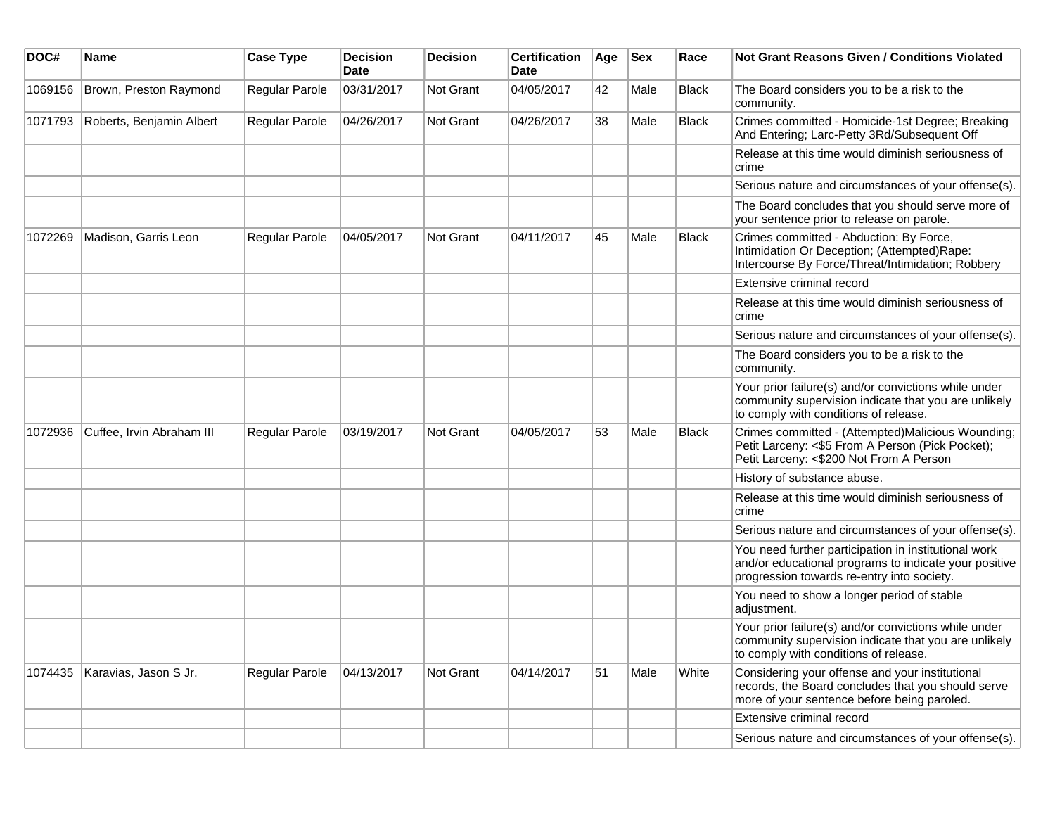| DOC# | Name | Case Type | Decision Date | Decision | Certification Date | Age | Sex | Race | Not Grant Reasons Given / Conditions Violated |
|---|---|---|---|---|---|---|---|---|---|
| 1069156 | Brown, Preston Raymond | Regular Parole | 03/31/2017 | Not Grant | 04/05/2017 | 42 | Male | Black | The Board considers you to be a risk to the community. |
| 1071793 | Roberts, Benjamin Albert | Regular Parole | 04/26/2017 | Not Grant | 04/26/2017 | 38 | Male | Black | Crimes committed - Homicide-1st Degree; Breaking And Entering; Larc-Petty 3Rd/Subsequent Off |
| | | | | | | | | | Release at this time would diminish seriousness of crime |
| | | | | | | | | | Serious nature and circumstances of your offense(s). |
| | | | | | | | | | The Board concludes that you should serve more of your sentence prior to release on parole. |
| 1072269 | Madison, Garris Leon | Regular Parole | 04/05/2017 | Not Grant | 04/11/2017 | 45 | Male | Black | Crimes committed - Abduction: By Force, Intimidation Or Deception; (Attempted)Rape: Intercourse By Force/Threat/Intimidation; Robbery |
| | | | | | | | | | Extensive criminal record |
| | | | | | | | | | Release at this time would diminish seriousness of crime |
| | | | | | | | | | Serious nature and circumstances of your offense(s). |
| | | | | | | | | | The Board considers you to be a risk to the community. |
| | | | | | | | | | Your prior failure(s) and/or convictions while under community supervision indicate that you are unlikely to comply with conditions of release. |
| 1072936 | Cuffee, Irvin Abraham III | Regular Parole | 03/19/2017 | Not Grant | 04/05/2017 | 53 | Male | Black | Crimes committed - (Attempted)Malicious Wounding; Petit Larceny: <$5 From A Person (Pick Pocket); Petit Larceny: <$200 Not From A Person |
| | | | | | | | | | History of substance abuse. |
| | | | | | | | | | Release at this time would diminish seriousness of crime |
| | | | | | | | | | Serious nature and circumstances of your offense(s). |
| | | | | | | | | | You need further participation in institutional work and/or educational programs to indicate your positive progression towards re-entry into society. |
| | | | | | | | | | You need to show a longer period of stable adjustment. |
| | | | | | | | | | Your prior failure(s) and/or convictions while under community supervision indicate that you are unlikely to comply with conditions of release. |
| 1074435 | Karavias, Jason S Jr. | Regular Parole | 04/13/2017 | Not Grant | 04/14/2017 | 51 | Male | White | Considering your offense and your institutional records, the Board concludes that you should serve more of your sentence before being paroled. |
| | | | | | | | | | Extensive criminal record |
| | | | | | | | | | Serious nature and circumstances of your offense(s). |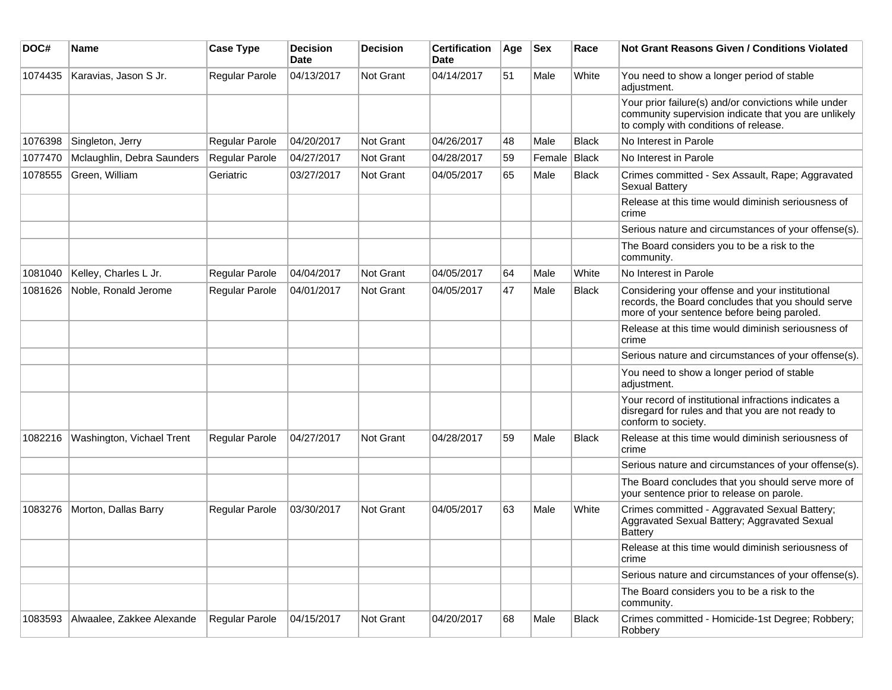| DOC# | Name | Case Type | Decision Date | Decision | Certification Date | Age | Sex | Race | Not Grant Reasons Given / Conditions Violated |
|---|---|---|---|---|---|---|---|---|---|
| 1074435 | Karavias, Jason S Jr. | Regular Parole | 04/13/2017 | Not Grant | 04/14/2017 | 51 | Male | White | You need to show a longer period of stable adjustment. |
| | | | | | | | | | Your prior failure(s) and/or convictions while under community supervision indicate that you are unlikely to comply with conditions of release. |
| 1076398 | Singleton, Jerry | Regular Parole | 04/20/2017 | Not Grant | 04/26/2017 | 48 | Male | Black | No Interest in Parole |
| 1077470 | Mclaughlin, Debra Saunders | Regular Parole | 04/27/2017 | Not Grant | 04/28/2017 | 59 | Female | Black | No Interest in Parole |
| 1078555 | Green, William | Geriatric | 03/27/2017 | Not Grant | 04/05/2017 | 65 | Male | Black | Crimes committed - Sex Assault, Rape; Aggravated Sexual Battery |
| | | | | | | | | | Release at this time would diminish seriousness of crime |
| | | | | | | | | | Serious nature and circumstances of your offense(s). |
| | | | | | | | | | The Board considers you to be a risk to the community. |
| 1081040 | Kelley, Charles L Jr. | Regular Parole | 04/04/2017 | Not Grant | 04/05/2017 | 64 | Male | White | No Interest in Parole |
| 1081626 | Noble, Ronald Jerome | Regular Parole | 04/01/2017 | Not Grant | 04/05/2017 | 47 | Male | Black | Considering your offense and your institutional records, the Board concludes that you should serve more of your sentence before being paroled. |
| | | | | | | | | | Release at this time would diminish seriousness of crime |
| | | | | | | | | | Serious nature and circumstances of your offense(s). |
| | | | | | | | | | You need to show a longer period of stable adjustment. |
| | | | | | | | | | Your record of institutional infractions indicates a disregard for rules and that you are not ready to conform to society. |
| 1082216 | Washington, Vichael Trent | Regular Parole | 04/27/2017 | Not Grant | 04/28/2017 | 59 | Male | Black | Release at this time would diminish seriousness of crime |
| | | | | | | | | | Serious nature and circumstances of your offense(s). |
| | | | | | | | | | The Board concludes that you should serve more of your sentence prior to release on parole. |
| 1083276 | Morton, Dallas Barry | Regular Parole | 03/30/2017 | Not Grant | 04/05/2017 | 63 | Male | White | Crimes committed - Aggravated Sexual Battery; Aggravated Sexual Battery; Aggravated Sexual Battery |
| | | | | | | | | | Release at this time would diminish seriousness of crime |
| | | | | | | | | | Serious nature and circumstances of your offense(s). |
| | | | | | | | | | The Board considers you to be a risk to the community. |
| 1083593 | Alwaalee, Zakkee Alexande | Regular Parole | 04/15/2017 | Not Grant | 04/20/2017 | 68 | Male | Black | Crimes committed - Homicide-1st Degree; Robbery; Robbery |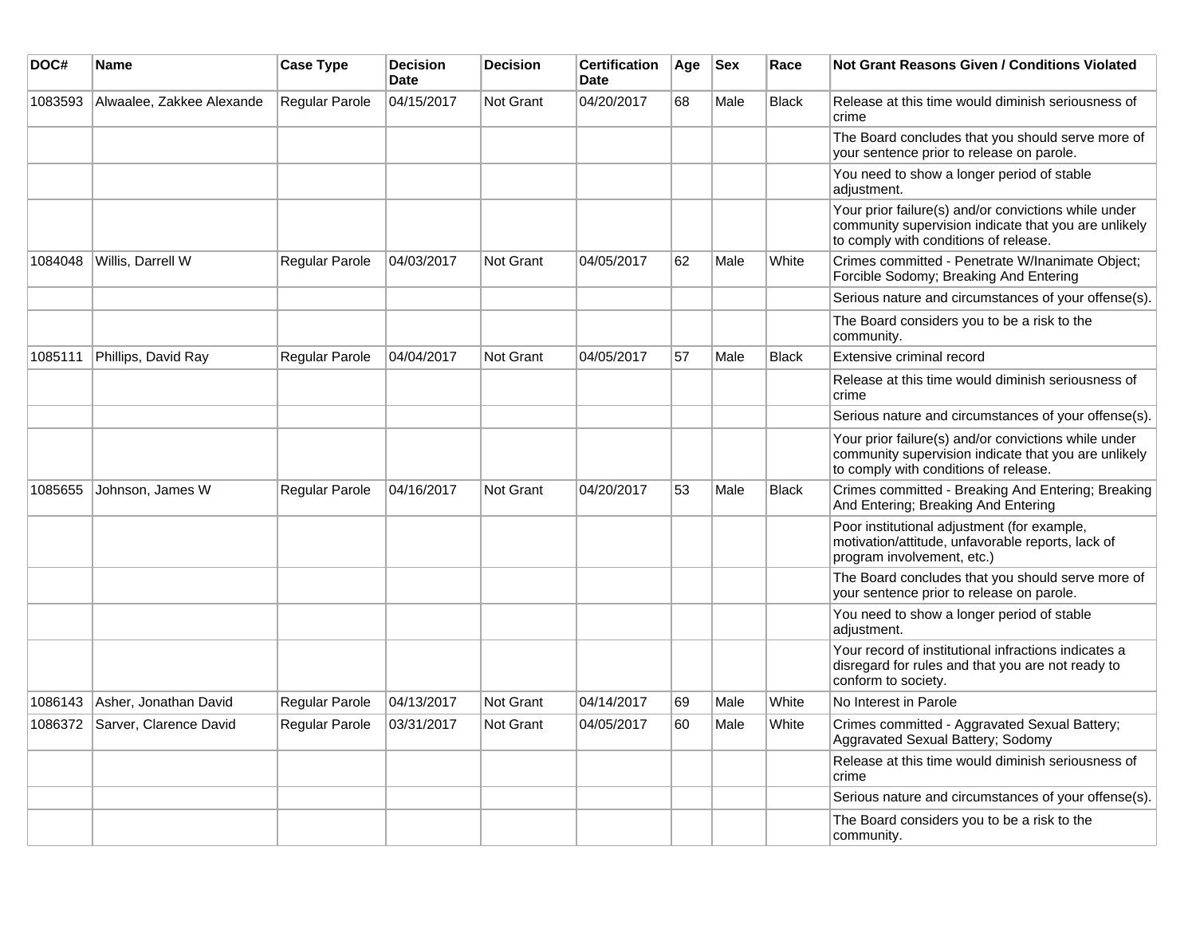| DOC# | Name | Case Type | Decision Date | Decision | Certification Date | Age | Sex | Race | Not Grant Reasons Given / Conditions Violated |
|---|---|---|---|---|---|---|---|---|---|
| 1083593 | Alwaalee, Zakkee Alexande | Regular Parole | 04/15/2017 | Not Grant | 04/20/2017 | 68 | Male | Black | Release at this time would diminish seriousness of crime |
| | | | | | | | | | The Board concludes that you should serve more of your sentence prior to release on parole. |
| | | | | | | | | | You need to show a longer period of stable adjustment. |
| | | | | | | | | | Your prior failure(s) and/or convictions while under community supervision indicate that you are unlikely to comply with conditions of release. |
| 1084048 | Willis, Darrell W | Regular Parole | 04/03/2017 | Not Grant | 04/05/2017 | 62 | Male | White | Crimes committed - Penetrate W/Inanimate Object; Forcible Sodomy; Breaking And Entering |
| | | | | | | | | | Serious nature and circumstances of your offense(s). |
| | | | | | | | | | The Board considers you to be a risk to the community. |
| 1085111 | Phillips, David Ray | Regular Parole | 04/04/2017 | Not Grant | 04/05/2017 | 57 | Male | Black | Extensive criminal record |
| | | | | | | | | | Release at this time would diminish seriousness of crime |
| | | | | | | | | | Serious nature and circumstances of your offense(s). |
| | | | | | | | | | Your prior failure(s) and/or convictions while under community supervision indicate that you are unlikely to comply with conditions of release. |
| 1085655 | Johnson, James W | Regular Parole | 04/16/2017 | Not Grant | 04/20/2017 | 53 | Male | Black | Crimes committed - Breaking And Entering; Breaking And Entering; Breaking And Entering |
| | | | | | | | | | Poor institutional adjustment (for example, motivation/attitude, unfavorable reports, lack of program involvement, etc.) |
| | | | | | | | | | The Board concludes that you should serve more of your sentence prior to release on parole. |
| | | | | | | | | | You need to show a longer period of stable adjustment. |
| | | | | | | | | | Your record of institutional infractions indicates a disregard for rules and that you are not ready to conform to society. |
| 1086143 | Asher, Jonathan David | Regular Parole | 04/13/2017 | Not Grant | 04/14/2017 | 69 | Male | White | No Interest in Parole |
| 1086372 | Sarver, Clarence David | Regular Parole | 03/31/2017 | Not Grant | 04/05/2017 | 60 | Male | White | Crimes committed - Aggravated Sexual Battery; Aggravated Sexual Battery; Sodomy |
| | | | | | | | | | Release at this time would diminish seriousness of crime |
| | | | | | | | | | Serious nature and circumstances of your offense(s). |
| | | | | | | | | | The Board considers you to be a risk to the community. |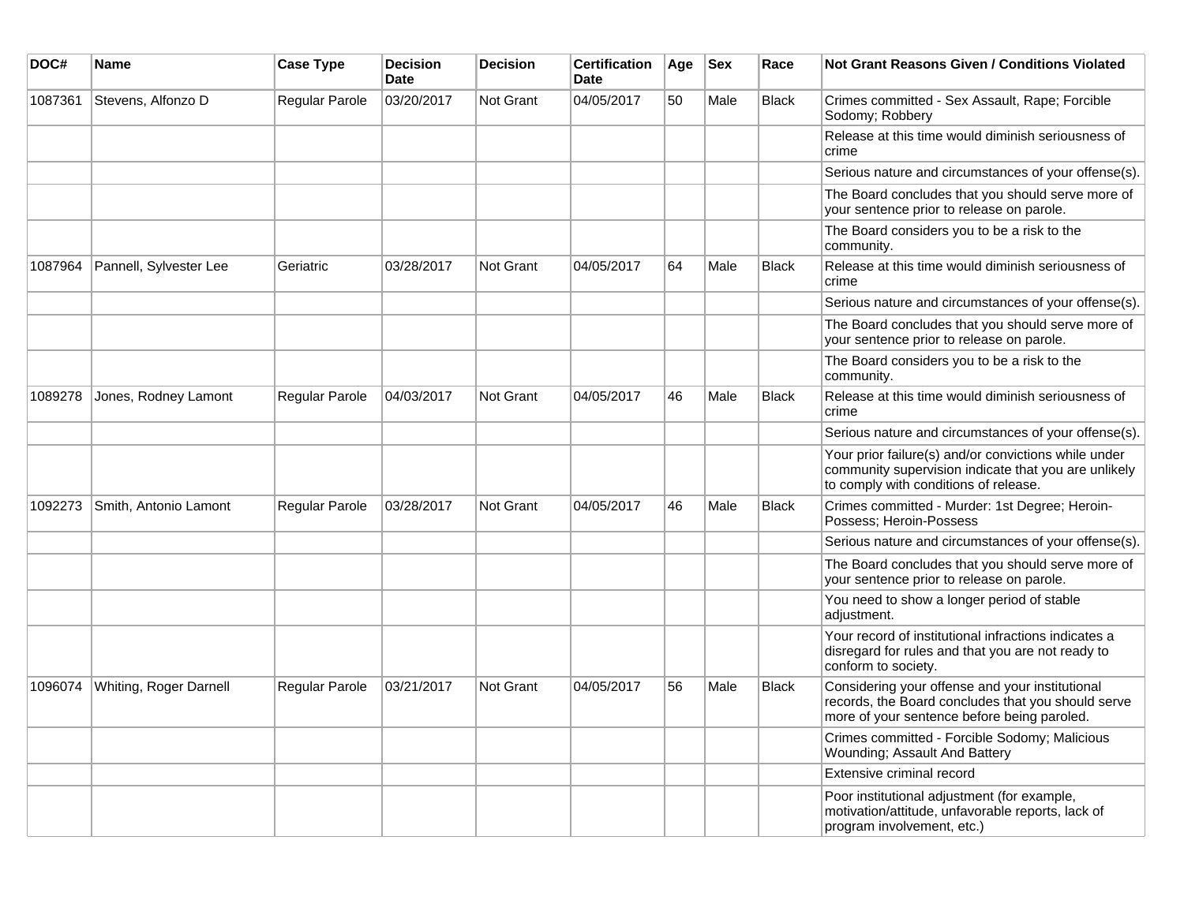| DOC# | Name | Case Type | Decision Date | Decision | Certification Date | Age | Sex | Race | Not Grant Reasons Given / Conditions Violated |
|---|---|---|---|---|---|---|---|---|---|
| 1087361 | Stevens, Alfonzo D | Regular Parole | 03/20/2017 | Not Grant | 04/05/2017 | 50 | Male | Black | Crimes committed - Sex Assault, Rape; Forcible Sodomy; Robbery |
| | | | | | | | | | Release at this time would diminish seriousness of crime |
| | | | | | | | | | Serious nature and circumstances of your offense(s). |
| | | | | | | | | | The Board concludes that you should serve more of your sentence prior to release on parole. |
| | | | | | | | | | The Board considers you to be a risk to the community. |
| 1087964 | Pannell, Sylvester Lee | Geriatric | 03/28/2017 | Not Grant | 04/05/2017 | 64 | Male | Black | Release at this time would diminish seriousness of crime |
| | | | | | | | | | Serious nature and circumstances of your offense(s). |
| | | | | | | | | | The Board concludes that you should serve more of your sentence prior to release on parole. |
| | | | | | | | | | The Board considers you to be a risk to the community. |
| 1089278 | Jones, Rodney Lamont | Regular Parole | 04/03/2017 | Not Grant | 04/05/2017 | 46 | Male | Black | Release at this time would diminish seriousness of crime |
| | | | | | | | | | Serious nature and circumstances of your offense(s). |
| | | | | | | | | | Your prior failure(s) and/or convictions while under community supervision indicate that you are unlikely to comply with conditions of release. |
| 1092273 | Smith, Antonio Lamont | Regular Parole | 03/28/2017 | Not Grant | 04/05/2017 | 46 | Male | Black | Crimes committed - Murder: 1st Degree; Heroin-Possess; Heroin-Possess |
| | | | | | | | | | Serious nature and circumstances of your offense(s). |
| | | | | | | | | | The Board concludes that you should serve more of your sentence prior to release on parole. |
| | | | | | | | | | You need to show a longer period of stable adjustment. |
| | | | | | | | | | Your record of institutional infractions indicates a disregard for rules and that you are not ready to conform to society. |
| 1096074 | Whiting, Roger Darnell | Regular Parole | 03/21/2017 | Not Grant | 04/05/2017 | 56 | Male | Black | Considering your offense and your institutional records, the Board concludes that you should serve more of your sentence before being paroled. |
| | | | | | | | | | Crimes committed - Forcible Sodomy; Malicious Wounding; Assault And Battery |
| | | | | | | | | | Extensive criminal record |
| | | | | | | | | | Poor institutional adjustment (for example, motivation/attitude, unfavorable reports, lack of program involvement, etc.) |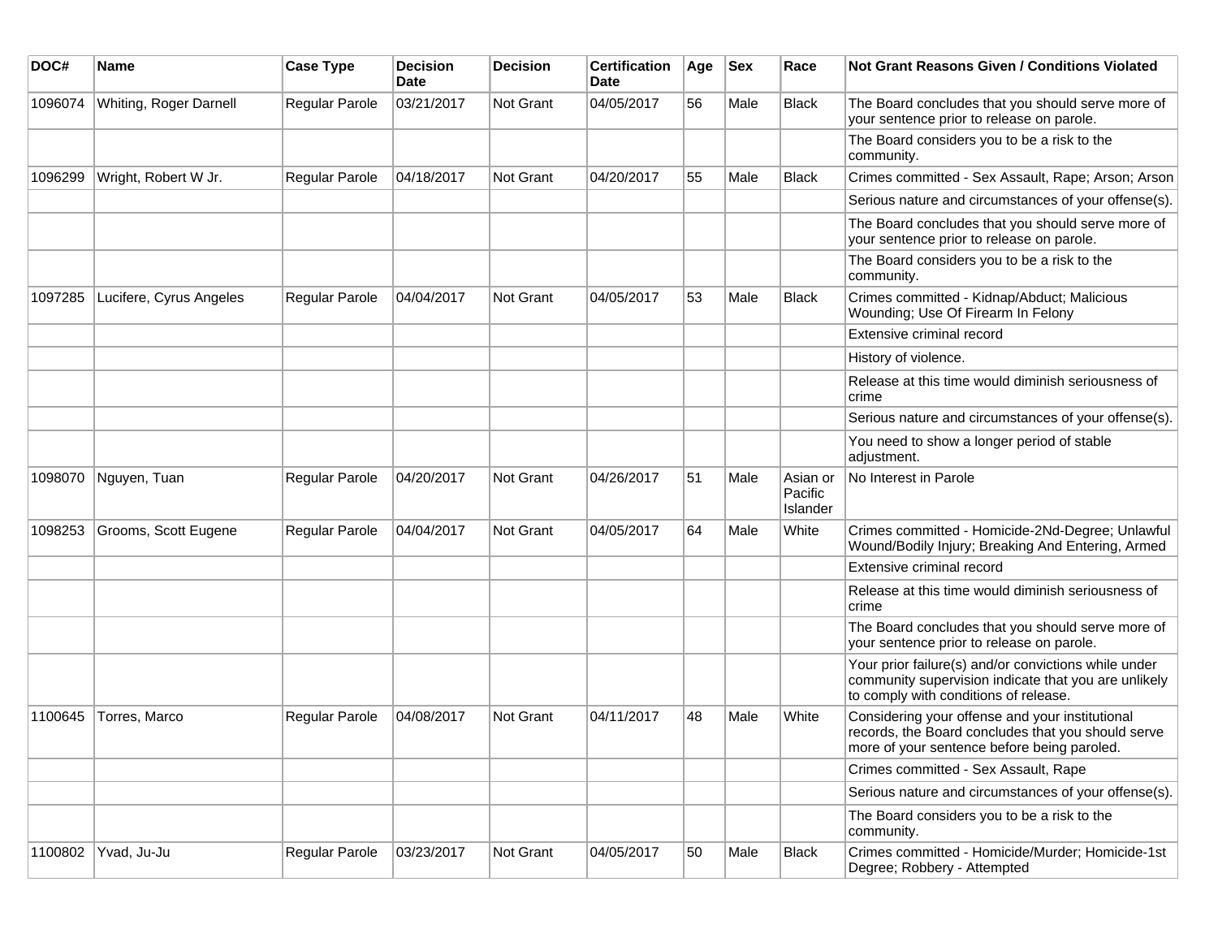| DOC# | Name | Case Type | Decision Date | Decision | Certification Date | Age | Sex | Race | Not Grant Reasons Given / Conditions Violated |
|---|---|---|---|---|---|---|---|---|---|
| 1096074 | Whiting, Roger Darnell | Regular Parole | 03/21/2017 | Not Grant | 04/05/2017 | 56 | Male | Black | The Board concludes that you should serve more of your sentence prior to release on parole. |
| | | | | | | | | | The Board considers you to be a risk to the community. |
| 1096299 | Wright, Robert W Jr. | Regular Parole | 04/18/2017 | Not Grant | 04/20/2017 | 55 | Male | Black | Crimes committed - Sex Assault, Rape; Arson; Arson |
| | | | | | | | | | Serious nature and circumstances of your offense(s). |
| | | | | | | | | | The Board concludes that you should serve more of your sentence prior to release on parole. |
| | | | | | | | | | The Board considers you to be a risk to the community. |
| 1097285 | Lucifere, Cyrus Angeles | Regular Parole | 04/04/2017 | Not Grant | 04/05/2017 | 53 | Male | Black | Crimes committed - Kidnap/Abduct; Malicious Wounding; Use Of Firearm In Felony |
| | | | | | | | | | Extensive criminal record |
| | | | | | | | | | History of violence. |
| | | | | | | | | | Release at this time would diminish seriousness of crime |
| | | | | | | | | | Serious nature and circumstances of your offense(s). |
| | | | | | | | | | You need to show a longer period of stable adjustment. |
| 1098070 | Nguyen, Tuan | Regular Parole | 04/20/2017 | Not Grant | 04/26/2017 | 51 | Male | Asian or Pacific Islander | No Interest in Parole |
| 1098253 | Grooms, Scott Eugene | Regular Parole | 04/04/2017 | Not Grant | 04/05/2017 | 64 | Male | White | Crimes committed - Homicide-2Nd-Degree; Unlawful Wound/Bodily Injury; Breaking And Entering, Armed |
| | | | | | | | | | Extensive criminal record |
| | | | | | | | | | Release at this time would diminish seriousness of crime |
| | | | | | | | | | The Board concludes that you should serve more of your sentence prior to release on parole. |
| | | | | | | | | | Your prior failure(s) and/or convictions while under community supervision indicate that you are unlikely to comply with conditions of release. |
| 1100645 | Torres, Marco | Regular Parole | 04/08/2017 | Not Grant | 04/11/2017 | 48 | Male | White | Considering your offense and your institutional records, the Board concludes that you should serve more of your sentence before being paroled. |
| | | | | | | | | | Crimes committed - Sex Assault, Rape |
| | | | | | | | | | Serious nature and circumstances of your offense(s). |
| | | | | | | | | | The Board considers you to be a risk to the community. |
| 1100802 | Yvad, Ju-Ju | Regular Parole | 03/23/2017 | Not Grant | 04/05/2017 | 50 | Male | Black | Crimes committed - Homicide/Murder; Homicide-1st Degree; Robbery - Attempted |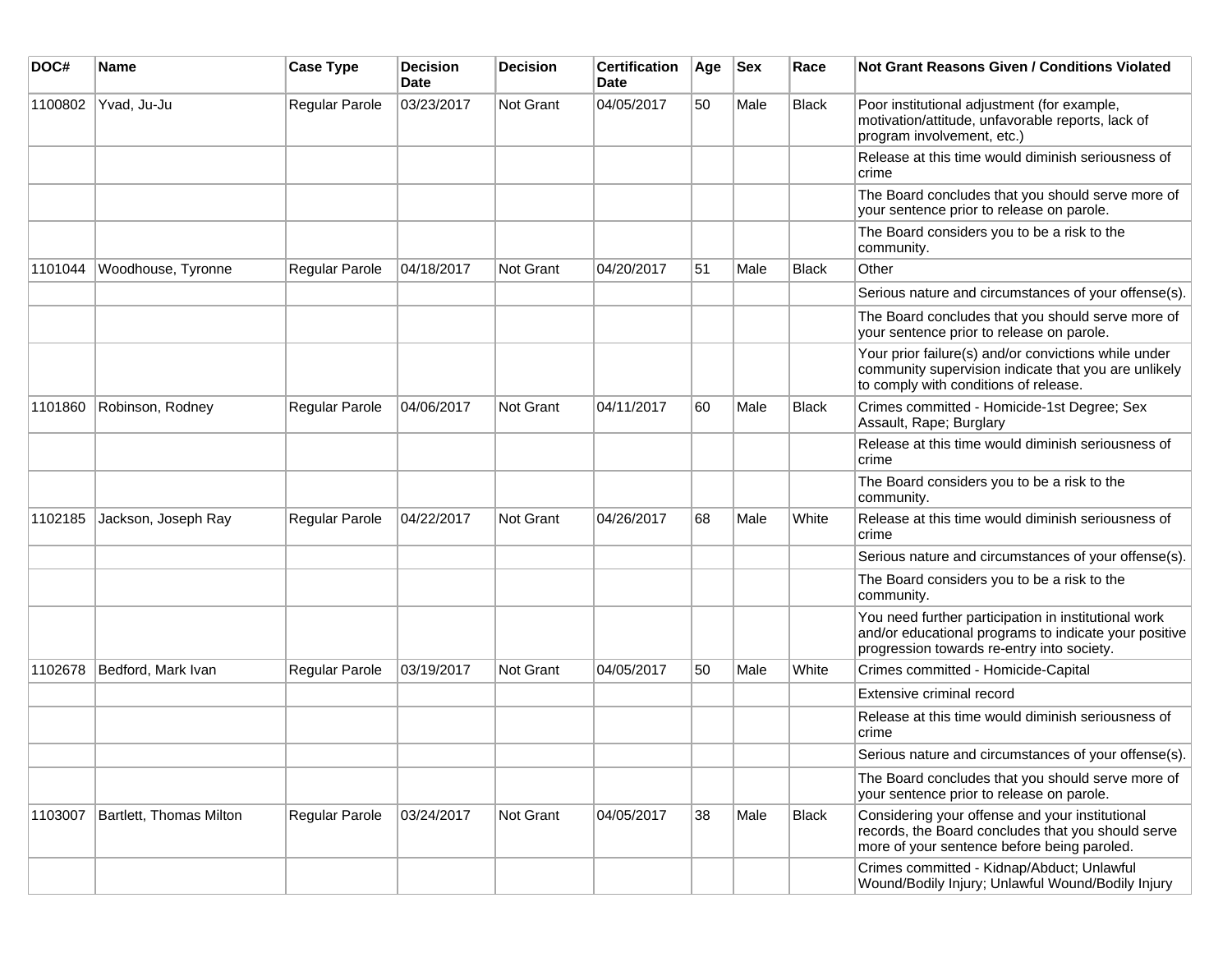| DOC# | Name | Case Type | Decision Date | Decision | Certification Date | Age | Sex | Race | Not Grant Reasons Given / Conditions Violated |
|---|---|---|---|---|---|---|---|---|---|
| 1100802 | Yvad, Ju-Ju | Regular Parole | 03/23/2017 | Not Grant | 04/05/2017 | 50 | Male | Black | Poor institutional adjustment (for example, motivation/attitude, unfavorable reports, lack of program involvement, etc.) |
| | | | | | | | | | Release at this time would diminish seriousness of crime |
| | | | | | | | | | The Board concludes that you should serve more of your sentence prior to release on parole. |
| | | | | | | | | | The Board considers you to be a risk to the community. |
| 1101044 | Woodhouse, Tyronne | Regular Parole | 04/18/2017 | Not Grant | 04/20/2017 | 51 | Male | Black | Other |
| | | | | | | | | | Serious nature and circumstances of your offense(s). |
| | | | | | | | | | The Board concludes that you should serve more of your sentence prior to release on parole. |
| | | | | | | | | | Your prior failure(s) and/or convictions while under community supervision indicate that you are unlikely to comply with conditions of release. |
| 1101860 | Robinson, Rodney | Regular Parole | 04/06/2017 | Not Grant | 04/11/2017 | 60 | Male | Black | Crimes committed - Homicide-1st Degree; Sex Assault, Rape; Burglary |
| | | | | | | | | | Release at this time would diminish seriousness of crime |
| | | | | | | | | | The Board considers you to be a risk to the community. |
| 1102185 | Jackson, Joseph Ray | Regular Parole | 04/22/2017 | Not Grant | 04/26/2017 | 68 | Male | White | Release at this time would diminish seriousness of crime |
| | | | | | | | | | Serious nature and circumstances of your offense(s). |
| | | | | | | | | | The Board considers you to be a risk to the community. |
| | | | | | | | | | You need further participation in institutional work and/or educational programs to indicate your positive progression towards re-entry into society. |
| 1102678 | Bedford, Mark Ivan | Regular Parole | 03/19/2017 | Not Grant | 04/05/2017 | 50 | Male | White | Crimes committed - Homicide-Capital |
| | | | | | | | | | Extensive criminal record |
| | | | | | | | | | Release at this time would diminish seriousness of crime |
| | | | | | | | | | Serious nature and circumstances of your offense(s). |
| | | | | | | | | | The Board concludes that you should serve more of your sentence prior to release on parole. |
| 1103007 | Bartlett, Thomas Milton | Regular Parole | 03/24/2017 | Not Grant | 04/05/2017 | 38 | Male | Black | Considering your offense and your institutional records, the Board concludes that you should serve more of your sentence before being paroled. |
| | | | | | | | | | Crimes committed - Kidnap/Abduct; Unlawful Wound/Bodily Injury; Unlawful Wound/Bodily Injury |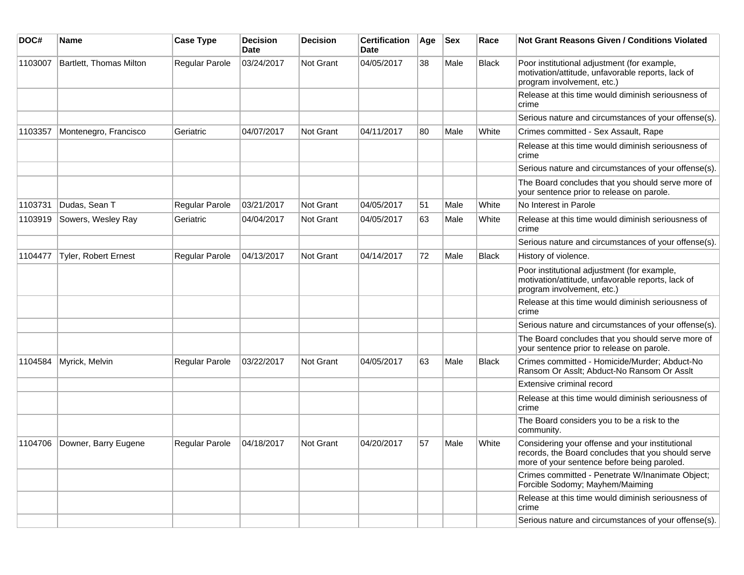| DOC# | Name | Case Type | Decision Date | Decision | Certification Date | Age | Sex | Race | Not Grant Reasons Given / Conditions Violated |
|---|---|---|---|---|---|---|---|---|---|
| 1103007 | Bartlett, Thomas Milton | Regular Parole | 03/24/2017 | Not Grant | 04/05/2017 | 38 | Male | Black | Poor institutional adjustment (for example, motivation/attitude, unfavorable reports, lack of program involvement, etc.) |
| | | | | | | | | | Release at this time would diminish seriousness of crime |
| | | | | | | | | | Serious nature and circumstances of your offense(s). |
| 1103357 | Montenegro, Francisco | Geriatric | 04/07/2017 | Not Grant | 04/11/2017 | 80 | Male | White | Crimes committed - Sex Assault, Rape |
| | | | | | | | | | Release at this time would diminish seriousness of crime |
| | | | | | | | | | Serious nature and circumstances of your offense(s). |
| | | | | | | | | | The Board concludes that you should serve more of your sentence prior to release on parole. |
| 1103731 | Dudas, Sean T | Regular Parole | 03/21/2017 | Not Grant | 04/05/2017 | 51 | Male | White | No Interest in Parole |
| 1103919 | Sowers, Wesley Ray | Geriatric | 04/04/2017 | Not Grant | 04/05/2017 | 63 | Male | White | Release at this time would diminish seriousness of crime |
| | | | | | | | | | Serious nature and circumstances of your offense(s). |
| 1104477 | Tyler, Robert Ernest | Regular Parole | 04/13/2017 | Not Grant | 04/14/2017 | 72 | Male | Black | History of violence. |
| | | | | | | | | | Poor institutional adjustment (for example, motivation/attitude, unfavorable reports, lack of program involvement, etc.) |
| | | | | | | | | | Release at this time would diminish seriousness of crime |
| | | | | | | | | | Serious nature and circumstances of your offense(s). |
| | | | | | | | | | The Board concludes that you should serve more of your sentence prior to release on parole. |
| 1104584 | Myrick, Melvin | Regular Parole | 03/22/2017 | Not Grant | 04/05/2017 | 63 | Male | Black | Crimes committed - Homicide/Murder; Abduct-No Ransom Or Asslt; Abduct-No Ransom Or Asslt |
| | | | | | | | | | Extensive criminal record |
| | | | | | | | | | Release at this time would diminish seriousness of crime |
| | | | | | | | | | The Board considers you to be a risk to the community. |
| 1104706 | Downer, Barry Eugene | Regular Parole | 04/18/2017 | Not Grant | 04/20/2017 | 57 | Male | White | Considering your offense and your institutional records, the Board concludes that you should serve more of your sentence before being paroled. |
| | | | | | | | | | Crimes committed - Penetrate W/Inanimate Object; Forcible Sodomy; Mayhem/Maiming |
| | | | | | | | | | Release at this time would diminish seriousness of crime |
| | | | | | | | | | Serious nature and circumstances of your offense(s). |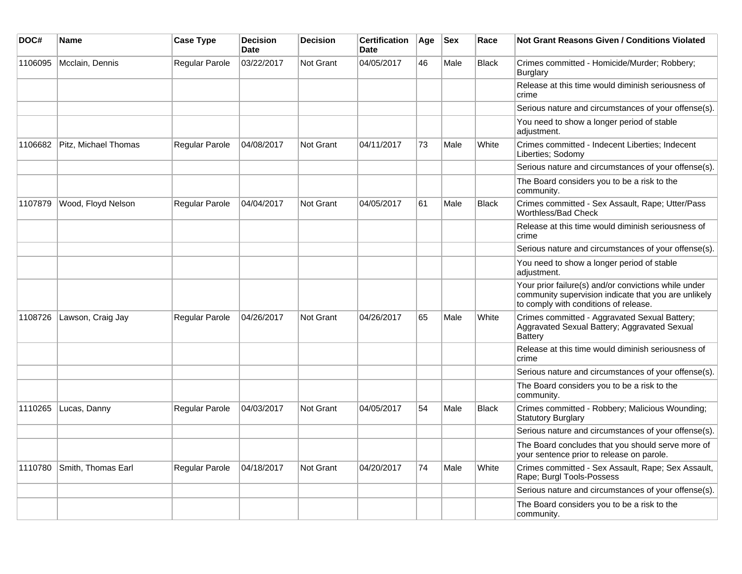| DOC# | Name | Case Type | Decision Date | Decision | Certification Date | Age | Sex | Race | Not Grant Reasons Given / Conditions Violated |
|---|---|---|---|---|---|---|---|---|---|
| 1106095 | Mcclain, Dennis | Regular Parole | 03/22/2017 | Not Grant | 04/05/2017 | 46 | Male | Black | Crimes committed - Homicide/Murder; Robbery; Burglary |
| | | | | | | | | | Release at this time would diminish seriousness of crime |
| | | | | | | | | | Serious nature and circumstances of your offense(s). |
| | | | | | | | | | You need to show a longer period of stable adjustment. |
| 1106682 | Pitz, Michael Thomas | Regular Parole | 04/08/2017 | Not Grant | 04/11/2017 | 73 | Male | White | Crimes committed - Indecent Liberties; Indecent Liberties; Sodomy |
| | | | | | | | | | Serious nature and circumstances of your offense(s). |
| | | | | | | | | | The Board considers you to be a risk to the community. |
| 1107879 | Wood, Floyd Nelson | Regular Parole | 04/04/2017 | Not Grant | 04/05/2017 | 61 | Male | Black | Crimes committed - Sex Assault, Rape; Utter/Pass Worthless/Bad Check |
| | | | | | | | | | Release at this time would diminish seriousness of crime |
| | | | | | | | | | Serious nature and circumstances of your offense(s). |
| | | | | | | | | | You need to show a longer period of stable adjustment. |
| | | | | | | | | | Your prior failure(s) and/or convictions while under community supervision indicate that you are unlikely to comply with conditions of release. |
| 1108726 | Lawson, Craig Jay | Regular Parole | 04/26/2017 | Not Grant | 04/26/2017 | 65 | Male | White | Crimes committed - Aggravated Sexual Battery; Aggravated Sexual Battery; Aggravated Sexual Battery |
| | | | | | | | | | Release at this time would diminish seriousness of crime |
| | | | | | | | | | Serious nature and circumstances of your offense(s). |
| | | | | | | | | | The Board considers you to be a risk to the community. |
| 1110265 | Lucas, Danny | Regular Parole | 04/03/2017 | Not Grant | 04/05/2017 | 54 | Male | Black | Crimes committed - Robbery; Malicious Wounding; Statutory Burglary |
| | | | | | | | | | Serious nature and circumstances of your offense(s). |
| | | | | | | | | | The Board concludes that you should serve more of your sentence prior to release on parole. |
| 1110780 | Smith, Thomas Earl | Regular Parole | 04/18/2017 | Not Grant | 04/20/2017 | 74 | Male | White | Crimes committed - Sex Assault, Rape; Sex Assault, Rape; Burgl Tools-Possess |
| | | | | | | | | | Serious nature and circumstances of your offense(s). |
| | | | | | | | | | The Board considers you to be a risk to the community. |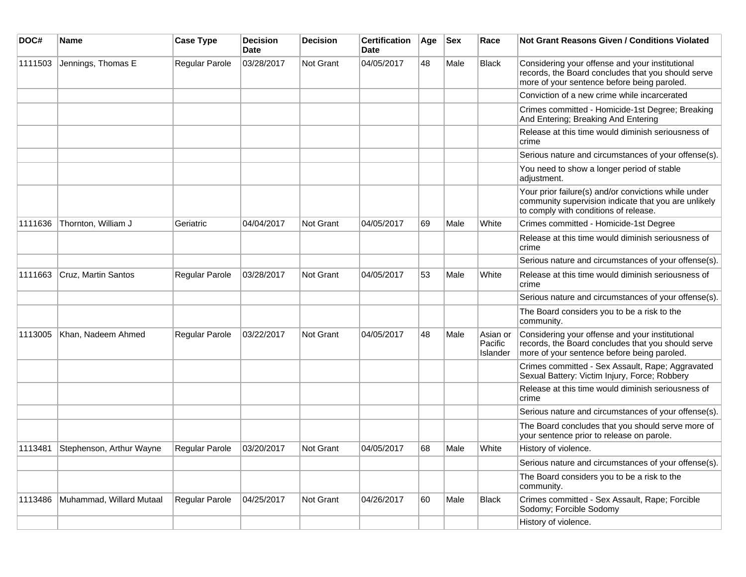| DOC# | Name | Case Type | Decision Date | Decision | Certification Date | Age | Sex | Race | Not Grant Reasons Given / Conditions Violated |
|---|---|---|---|---|---|---|---|---|---|
| 1111503 | Jennings, Thomas E | Regular Parole | 03/28/2017 | Not Grant | 04/05/2017 | 48 | Male | Black | Considering your offense and your institutional records, the Board concludes that you should serve more of your sentence before being paroled. |
| | | | | | | | | | Conviction of a new crime while incarcerated |
| | | | | | | | | | Crimes committed - Homicide-1st Degree; Breaking And Entering; Breaking And Entering |
| | | | | | | | | | Release at this time would diminish seriousness of crime |
| | | | | | | | | | Serious nature and circumstances of your offense(s). |
| | | | | | | | | | You need to show a longer period of stable adjustment. |
| | | | | | | | | | Your prior failure(s) and/or convictions while under community supervision indicate that you are unlikely to comply with conditions of release. |
| 1111636 | Thornton, William J | Geriatric | 04/04/2017 | Not Grant | 04/05/2017 | 69 | Male | White | Crimes committed - Homicide-1st Degree |
| | | | | | | | | | Release at this time would diminish seriousness of crime |
| | | | | | | | | | Serious nature and circumstances of your offense(s). |
| 1111663 | Cruz, Martin Santos | Regular Parole | 03/28/2017 | Not Grant | 04/05/2017 | 53 | Male | White | Release at this time would diminish seriousness of crime |
| | | | | | | | | | Serious nature and circumstances of your offense(s). |
| | | | | | | | | | The Board considers you to be a risk to the community. |
| 1113005 | Khan, Nadeem Ahmed | Regular Parole | 03/22/2017 | Not Grant | 04/05/2017 | 48 | Male | Asian or Pacific Islander | Considering your offense and your institutional records, the Board concludes that you should serve more of your sentence before being paroled. |
| | | | | | | | | | Crimes committed - Sex Assault, Rape; Aggravated Sexual Battery: Victim Injury, Force; Robbery |
| | | | | | | | | | Release at this time would diminish seriousness of crime |
| | | | | | | | | | Serious nature and circumstances of your offense(s). |
| | | | | | | | | | The Board concludes that you should serve more of your sentence prior to release on parole. |
| 1113481 | Stephenson, Arthur Wayne | Regular Parole | 03/20/2017 | Not Grant | 04/05/2017 | 68 | Male | White | History of violence. |
| | | | | | | | | | Serious nature and circumstances of your offense(s). |
| | | | | | | | | | The Board considers you to be a risk to the community. |
| 1113486 | Muhammad, Willard Mutaal | Regular Parole | 04/25/2017 | Not Grant | 04/26/2017 | 60 | Male | Black | Crimes committed - Sex Assault, Rape; Forcible Sodomy; Forcible Sodomy |
| | | | | | | | | | History of violence. |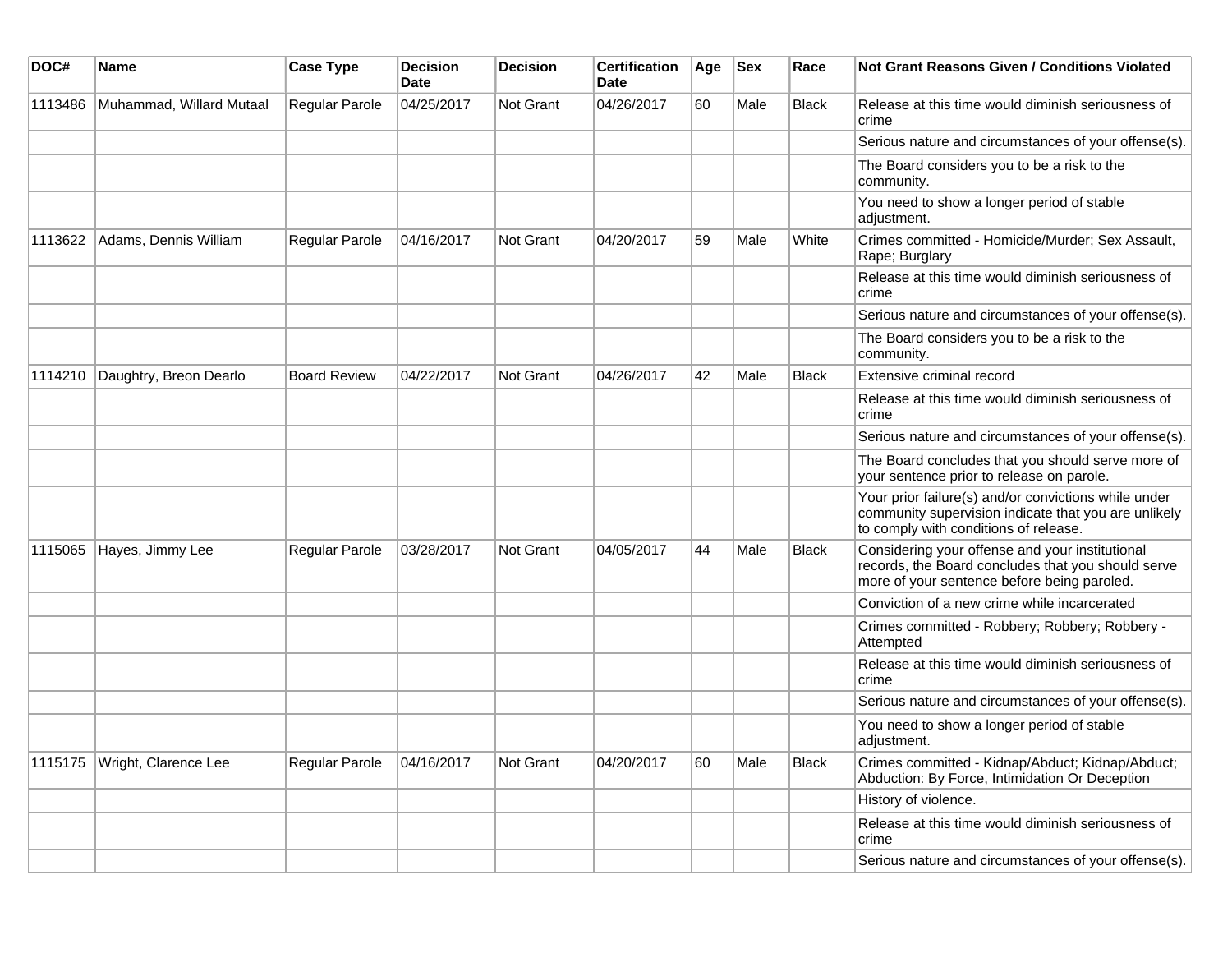| DOC# | Name | Case Type | Decision Date | Decision | Certification Date | Age | Sex | Race | Not Grant Reasons Given / Conditions Violated |
|---|---|---|---|---|---|---|---|---|---|
| 1113486 | Muhammad, Willard Mutaal | Regular Parole | 04/25/2017 | Not Grant | 04/26/2017 | 60 | Male | Black | Release at this time would diminish seriousness of crime |
| | | | | | | | | | Serious nature and circumstances of your offense(s). |
| | | | | | | | | | The Board considers you to be a risk to the community. |
| | | | | | | | | | You need to show a longer period of stable adjustment. |
| 1113622 | Adams, Dennis William | Regular Parole | 04/16/2017 | Not Grant | 04/20/2017 | 59 | Male | White | Crimes committed - Homicide/Murder; Sex Assault, Rape; Burglary |
| | | | | | | | | | Release at this time would diminish seriousness of crime |
| | | | | | | | | | Serious nature and circumstances of your offense(s). |
| | | | | | | | | | The Board considers you to be a risk to the community. |
| 1114210 | Daughtry, Breon Dearlo | Board Review | 04/22/2017 | Not Grant | 04/26/2017 | 42 | Male | Black | Extensive criminal record |
| | | | | | | | | | Release at this time would diminish seriousness of crime |
| | | | | | | | | | Serious nature and circumstances of your offense(s). |
| | | | | | | | | | The Board concludes that you should serve more of your sentence prior to release on parole. |
| | | | | | | | | | Your prior failure(s) and/or convictions while under community supervision indicate that you are unlikely to comply with conditions of release. |
| 1115065 | Hayes, Jimmy Lee | Regular Parole | 03/28/2017 | Not Grant | 04/05/2017 | 44 | Male | Black | Considering your offense and your institutional records, the Board concludes that you should serve more of your sentence before being paroled. |
| | | | | | | | | | Conviction of a new crime while incarcerated |
| | | | | | | | | | Crimes committed - Robbery; Robbery; Robbery - Attempted |
| | | | | | | | | | Release at this time would diminish seriousness of crime |
| | | | | | | | | | Serious nature and circumstances of your offense(s). |
| | | | | | | | | | You need to show a longer period of stable adjustment. |
| 1115175 | Wright, Clarence Lee | Regular Parole | 04/16/2017 | Not Grant | 04/20/2017 | 60 | Male | Black | Crimes committed - Kidnap/Abduct; Kidnap/Abduct; Abduction: By Force, Intimidation Or Deception |
| | | | | | | | | | History of violence. |
| | | | | | | | | | Release at this time would diminish seriousness of crime |
| | | | | | | | | | Serious nature and circumstances of your offense(s). |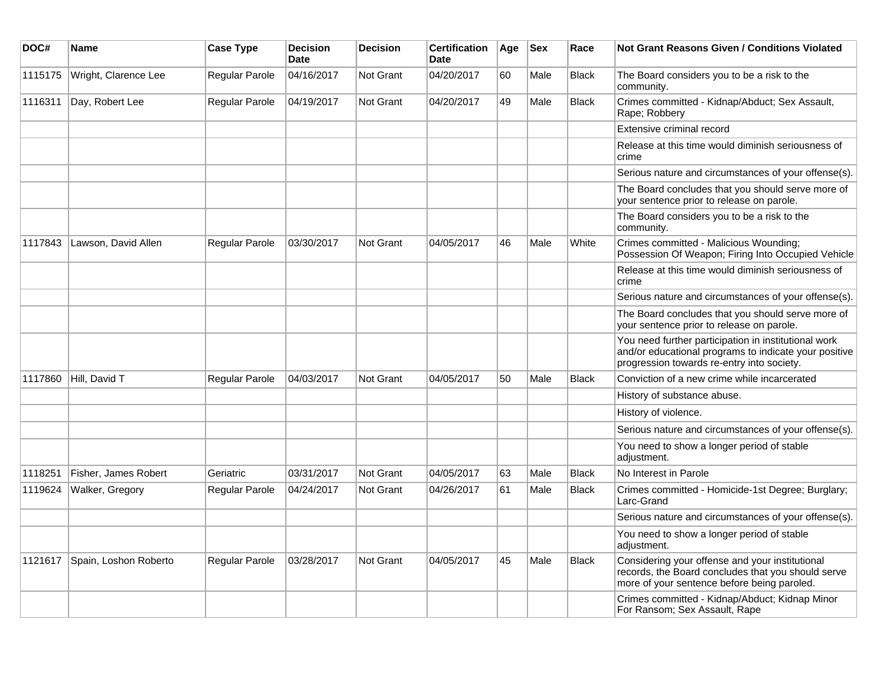| DOC# | Name | Case Type | Decision Date | Decision | Certification Date | Age | Sex | Race | Not Grant Reasons Given / Conditions Violated |
|---|---|---|---|---|---|---|---|---|---|
| 1115175 | Wright, Clarence Lee | Regular Parole | 04/16/2017 | Not Grant | 04/20/2017 | 60 | Male | Black | The Board considers you to be a risk to the community. |
| 1116311 | Day, Robert Lee | Regular Parole | 04/19/2017 | Not Grant | 04/20/2017 | 49 | Male | Black | Crimes committed - Kidnap/Abduct; Sex Assault, Rape; Robbery |
| | | | | | | | | | Extensive criminal record |
| | | | | | | | | | Release at this time would diminish seriousness of crime |
| | | | | | | | | | Serious nature and circumstances of your offense(s). |
| | | | | | | | | | The Board concludes that you should serve more of your sentence prior to release on parole. |
| | | | | | | | | | The Board considers you to be a risk to the community. |
| 1117843 | Lawson, David Allen | Regular Parole | 03/30/2017 | Not Grant | 04/05/2017 | 46 | Male | White | Crimes committed - Malicious Wounding; Possession Of Weapon; Firing Into Occupied Vehicle |
| | | | | | | | | | Release at this time would diminish seriousness of crime |
| | | | | | | | | | Serious nature and circumstances of your offense(s). |
| | | | | | | | | | The Board concludes that you should serve more of your sentence prior to release on parole. |
| | | | | | | | | | You need further participation in institutional work and/or educational programs to indicate your positive progression towards re-entry into society. |
| 1117860 | Hill, David T | Regular Parole | 04/03/2017 | Not Grant | 04/05/2017 | 50 | Male | Black | Conviction of a new crime while incarcerated |
| | | | | | | | | | History of substance abuse. |
| | | | | | | | | | History of violence. |
| | | | | | | | | | Serious nature and circumstances of your offense(s). |
| | | | | | | | | | You need to show a longer period of stable adjustment. |
| 1118251 | Fisher, James Robert | Geriatric | 03/31/2017 | Not Grant | 04/05/2017 | 63 | Male | Black | No Interest in Parole |
| 1119624 | Walker, Gregory | Regular Parole | 04/24/2017 | Not Grant | 04/26/2017 | 61 | Male | Black | Crimes committed - Homicide-1st Degree; Burglary; Larc-Grand |
| | | | | | | | | | Serious nature and circumstances of your offense(s). |
| | | | | | | | | | You need to show a longer period of stable adjustment. |
| 1121617 | Spain, Loshon Roberto | Regular Parole | 03/28/2017 | Not Grant | 04/05/2017 | 45 | Male | Black | Considering your offense and your institutional records, the Board concludes that you should serve more of your sentence before being paroled. |
| | | | | | | | | | Crimes committed - Kidnap/Abduct; Kidnap Minor For Ransom; Sex Assault, Rape |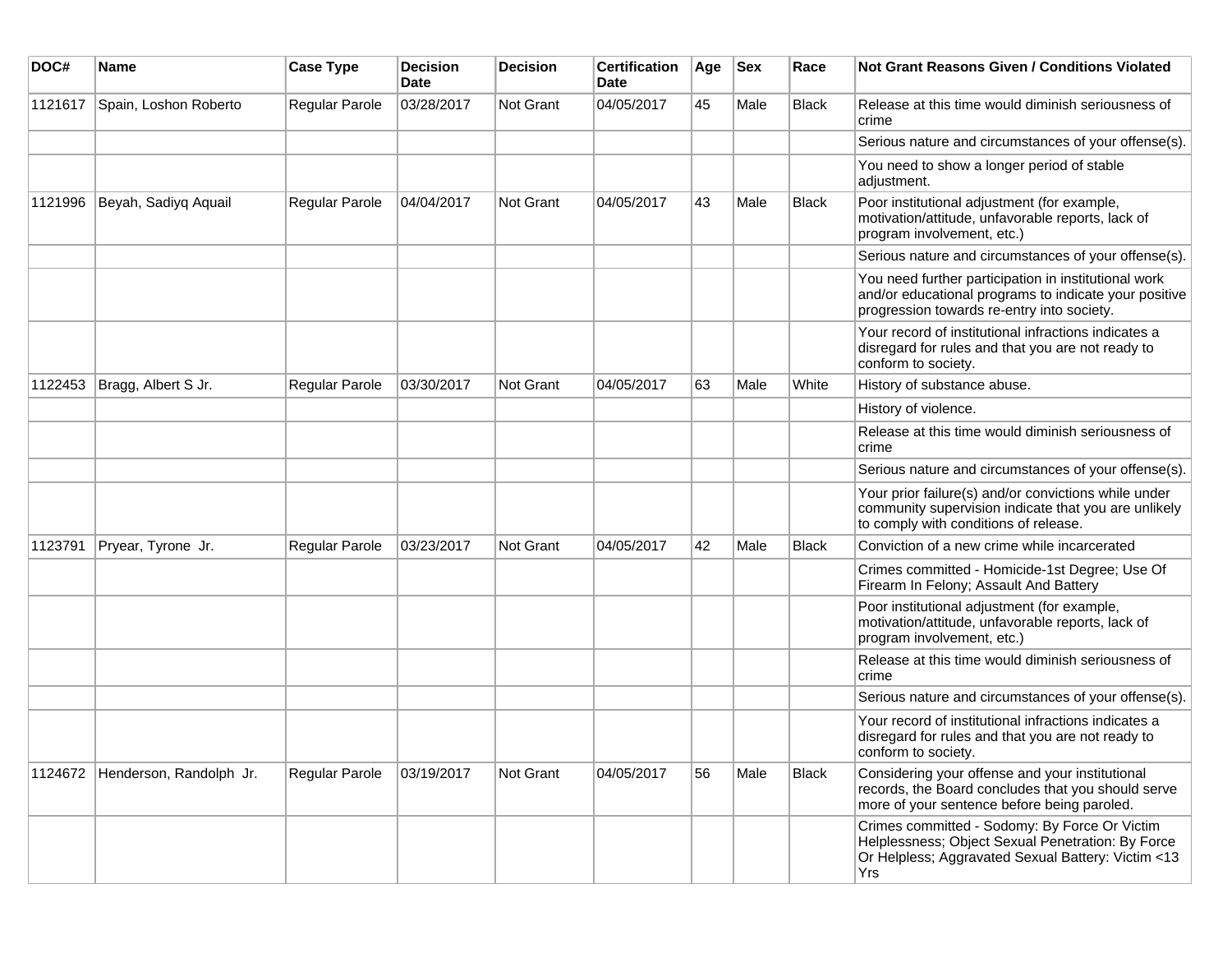| DOC# | Name | Case Type | Decision Date | Decision | Certification Date | Age | Sex | Race | Not Grant Reasons Given / Conditions Violated |
|---|---|---|---|---|---|---|---|---|---|
| 1121617 | Spain, Loshon Roberto | Regular Parole | 03/28/2017 | Not Grant | 04/05/2017 | 45 | Male | Black | Release at this time would diminish seriousness of crime |
| | | | | | | | | | Serious nature and circumstances of your offense(s). |
| | | | | | | | | | You need to show a longer period of stable adjustment. |
| 1121996 | Beyah, Sadiyq Aquail | Regular Parole | 04/04/2017 | Not Grant | 04/05/2017 | 43 | Male | Black | Poor institutional adjustment (for example, motivation/attitude, unfavorable reports, lack of program involvement, etc.) |
| | | | | | | | | | Serious nature and circumstances of your offense(s). |
| | | | | | | | | | You need further participation in institutional work and/or educational programs to indicate your positive progression towards re-entry into society. |
| | | | | | | | | | Your record of institutional infractions indicates a disregard for rules and that you are not ready to conform to society. |
| 1122453 | Bragg, Albert S Jr. | Regular Parole | 03/30/2017 | Not Grant | 04/05/2017 | 63 | Male | White | History of substance abuse. |
| | | | | | | | | | History of violence. |
| | | | | | | | | | Release at this time would diminish seriousness of crime |
| | | | | | | | | | Serious nature and circumstances of your offense(s). |
| | | | | | | | | | Your prior failure(s) and/or convictions while under community supervision indicate that you are unlikely to comply with conditions of release. |
| 1123791 | Pryear, Tyrone Jr. | Regular Parole | 03/23/2017 | Not Grant | 04/05/2017 | 42 | Male | Black | Conviction of a new crime while incarcerated |
| | | | | | | | | | Crimes committed - Homicide-1st Degree; Use Of Firearm In Felony; Assault And Battery |
| | | | | | | | | | Poor institutional adjustment (for example, motivation/attitude, unfavorable reports, lack of program involvement, etc.) |
| | | | | | | | | | Release at this time would diminish seriousness of crime |
| | | | | | | | | | Serious nature and circumstances of your offense(s). |
| | | | | | | | | | Your record of institutional infractions indicates a disregard for rules and that you are not ready to conform to society. |
| 1124672 | Henderson, Randolph Jr. | Regular Parole | 03/19/2017 | Not Grant | 04/05/2017 | 56 | Male | Black | Considering your offense and your institutional records, the Board concludes that you should serve more of your sentence before being paroled. |
| | | | | | | | | | Crimes committed - Sodomy: By Force Or Victim Helplessness; Object Sexual Penetration: By Force Or Helpless; Aggravated Sexual Battery: Victim <13 Yrs |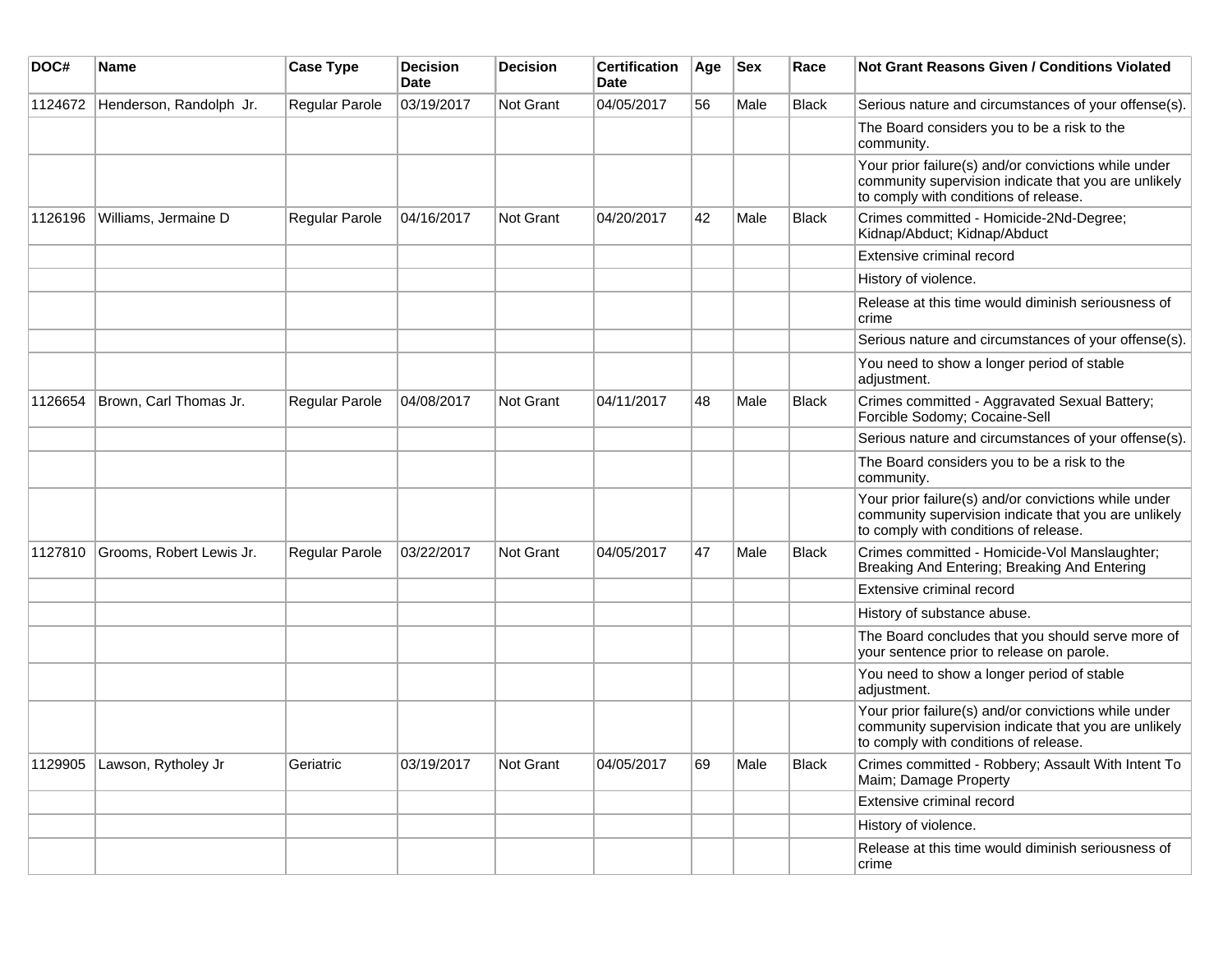| DOC# | Name | Case Type | Decision Date | Decision | Certification Date | Age | Sex | Race | Not Grant Reasons Given / Conditions Violated |
|---|---|---|---|---|---|---|---|---|---|
| 1124672 | Henderson, Randolph Jr. | Regular Parole | 03/19/2017 | Not Grant | 04/05/2017 | 56 | Male | Black | Serious nature and circumstances of your offense(s). |
| | | | | | | | | | The Board considers you to be a risk to the community. |
| | | | | | | | | | Your prior failure(s) and/or convictions while under community supervision indicate that you are unlikely to comply with conditions of release. |
| 1126196 | Williams, Jermaine D | Regular Parole | 04/16/2017 | Not Grant | 04/20/2017 | 42 | Male | Black | Crimes committed - Homicide-2Nd-Degree; Kidnap/Abduct; Kidnap/Abduct |
| | | | | | | | | | Extensive criminal record |
| | | | | | | | | | History of violence. |
| | | | | | | | | | Release at this time would diminish seriousness of crime |
| | | | | | | | | | Serious nature and circumstances of your offense(s). |
| | | | | | | | | | You need to show a longer period of stable adjustment. |
| 1126654 | Brown, Carl Thomas Jr. | Regular Parole | 04/08/2017 | Not Grant | 04/11/2017 | 48 | Male | Black | Crimes committed - Aggravated Sexual Battery; Forcible Sodomy; Cocaine-Sell |
| | | | | | | | | | Serious nature and circumstances of your offense(s). |
| | | | | | | | | | The Board considers you to be a risk to the community. |
| | | | | | | | | | Your prior failure(s) and/or convictions while under community supervision indicate that you are unlikely to comply with conditions of release. |
| 1127810 | Grooms, Robert Lewis Jr. | Regular Parole | 03/22/2017 | Not Grant | 04/05/2017 | 47 | Male | Black | Crimes committed - Homicide-Vol Manslaughter; Breaking And Entering; Breaking And Entering |
| | | | | | | | | | Extensive criminal record |
| | | | | | | | | | History of substance abuse. |
| | | | | | | | | | The Board concludes that you should serve more of your sentence prior to release on parole. |
| | | | | | | | | | You need to show a longer period of stable adjustment. |
| | | | | | | | | | Your prior failure(s) and/or convictions while under community supervision indicate that you are unlikely to comply with conditions of release. |
| 1129905 | Lawson, Rytholey Jr | Geriatric | 03/19/2017 | Not Grant | 04/05/2017 | 69 | Male | Black | Crimes committed - Robbery; Assault With Intent To Maim; Damage Property |
| | | | | | | | | | Extensive criminal record |
| | | | | | | | | | History of violence. |
| | | | | | | | | | Release at this time would diminish seriousness of crime |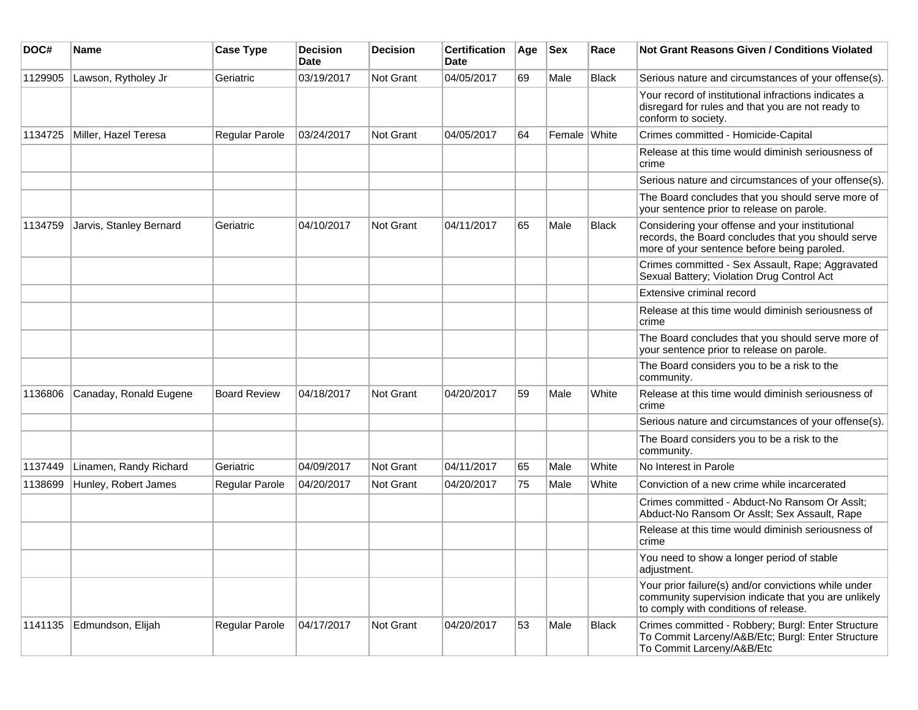| DOC# | Name | Case Type | Decision Date | Decision | Certification Date | Age | Sex | Race | Not Grant Reasons Given / Conditions Violated |
|---|---|---|---|---|---|---|---|---|---|
| 1129905 | Lawson, Rytholey Jr | Geriatric | 03/19/2017 | Not Grant | 04/05/2017 | 69 | Male | Black | Serious nature and circumstances of your offense(s). |
| | | | | | | | | | Your record of institutional infractions indicates a disregard for rules and that you are not ready to conform to society. |
| 1134725 | Miller, Hazel Teresa | Regular Parole | 03/24/2017 | Not Grant | 04/05/2017 | 64 | Female | White | Crimes committed - Homicide-Capital |
| | | | | | | | | | Release at this time would diminish seriousness of crime |
| | | | | | | | | | Serious nature and circumstances of your offense(s). |
| | | | | | | | | | The Board concludes that you should serve more of your sentence prior to release on parole. |
| 1134759 | Jarvis, Stanley Bernard | Geriatric | 04/10/2017 | Not Grant | 04/11/2017 | 65 | Male | Black | Considering your offense and your institutional records, the Board concludes that you should serve more of your sentence before being paroled. |
| | | | | | | | | | Crimes committed - Sex Assault, Rape; Aggravated Sexual Battery; Violation Drug Control Act |
| | | | | | | | | | Extensive criminal record |
| | | | | | | | | | Release at this time would diminish seriousness of crime |
| | | | | | | | | | The Board concludes that you should serve more of your sentence prior to release on parole. |
| | | | | | | | | | The Board considers you to be a risk to the community. |
| 1136806 | Canaday, Ronald Eugene | Board Review | 04/18/2017 | Not Grant | 04/20/2017 | 59 | Male | White | Release at this time would diminish seriousness of crime |
| | | | | | | | | | Serious nature and circumstances of your offense(s). |
| | | | | | | | | | The Board considers you to be a risk to the community. |
| 1137449 | Linamen, Randy Richard | Geriatric | 04/09/2017 | Not Grant | 04/11/2017 | 65 | Male | White | No Interest in Parole |
| 1138699 | Hunley, Robert James | Regular Parole | 04/20/2017 | Not Grant | 04/20/2017 | 75 | Male | White | Conviction of a new crime while incarcerated |
| | | | | | | | | | Crimes committed - Abduct-No Ransom Or Asslt; Abduct-No Ransom Or Asslt; Sex Assault, Rape |
| | | | | | | | | | Release at this time would diminish seriousness of crime |
| | | | | | | | | | You need to show a longer period of stable adjustment. |
| | | | | | | | | | Your prior failure(s) and/or convictions while under community supervision indicate that you are unlikely to comply with conditions of release. |
| 1141135 | Edmundson, Elijah | Regular Parole | 04/17/2017 | Not Grant | 04/20/2017 | 53 | Male | Black | Crimes committed - Robbery; Burgl: Enter Structure To Commit Larceny/A&B/Etc; Burgl: Enter Structure To Commit Larceny/A&B/Etc |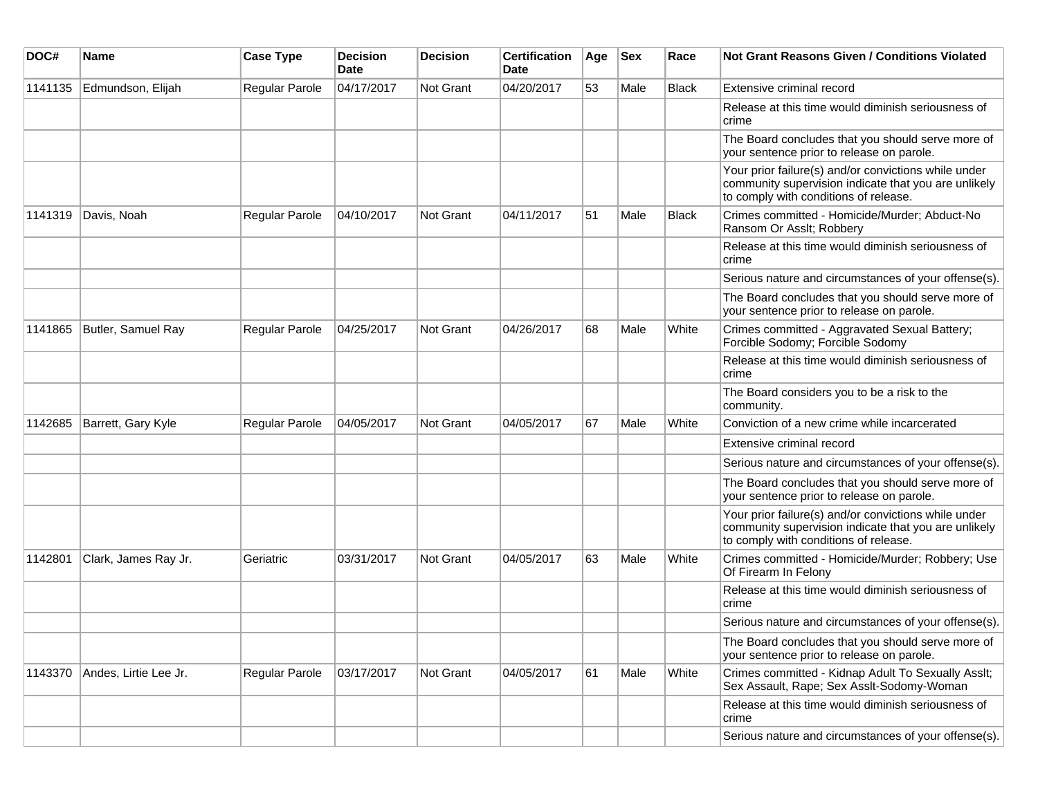| DOC# | Name | Case Type | Decision Date | Decision | Certification Date | Age | Sex | Race | Not Grant Reasons Given / Conditions Violated |
|---|---|---|---|---|---|---|---|---|---|
| 1141135 | Edmundson, Elijah | Regular Parole | 04/17/2017 | Not Grant | 04/20/2017 | 53 | Male | Black | Extensive criminal record |
| | | | | | | | | | Release at this time would diminish seriousness of crime |
| | | | | | | | | | The Board concludes that you should serve more of your sentence prior to release on parole. |
| | | | | | | | | | Your prior failure(s) and/or convictions while under community supervision indicate that you are unlikely to comply with conditions of release. |
| 1141319 | Davis, Noah | Regular Parole | 04/10/2017 | Not Grant | 04/11/2017 | 51 | Male | Black | Crimes committed - Homicide/Murder; Abduct-No Ransom Or Asslt; Robbery |
| | | | | | | | | | Release at this time would diminish seriousness of crime |
| | | | | | | | | | Serious nature and circumstances of your offense(s). |
| | | | | | | | | | The Board concludes that you should serve more of your sentence prior to release on parole. |
| 1141865 | Butler, Samuel Ray | Regular Parole | 04/25/2017 | Not Grant | 04/26/2017 | 68 | Male | White | Crimes committed - Aggravated Sexual Battery; Forcible Sodomy; Forcible Sodomy |
| | | | | | | | | | Release at this time would diminish seriousness of crime |
| | | | | | | | | | The Board considers you to be a risk to the community. |
| 1142685 | Barrett, Gary Kyle | Regular Parole | 04/05/2017 | Not Grant | 04/05/2017 | 67 | Male | White | Conviction of a new crime while incarcerated |
| | | | | | | | | | Extensive criminal record |
| | | | | | | | | | Serious nature and circumstances of your offense(s). |
| | | | | | | | | | The Board concludes that you should serve more of your sentence prior to release on parole. |
| | | | | | | | | | Your prior failure(s) and/or convictions while under community supervision indicate that you are unlikely to comply with conditions of release. |
| 1142801 | Clark, James Ray Jr. | Geriatric | 03/31/2017 | Not Grant | 04/05/2017 | 63 | Male | White | Crimes committed - Homicide/Murder; Robbery; Use Of Firearm In Felony |
| | | | | | | | | | Release at this time would diminish seriousness of crime |
| | | | | | | | | | Serious nature and circumstances of your offense(s). |
| | | | | | | | | | The Board concludes that you should serve more of your sentence prior to release on parole. |
| 1143370 | Andes, Lirtie Lee Jr. | Regular Parole | 03/17/2017 | Not Grant | 04/05/2017 | 61 | Male | White | Crimes committed - Kidnap Adult To Sexually Asslt; Sex Assault, Rape; Sex Asslt-Sodomy-Woman |
| | | | | | | | | | Release at this time would diminish seriousness of crime |
| | | | | | | | | | Serious nature and circumstances of your offense(s). |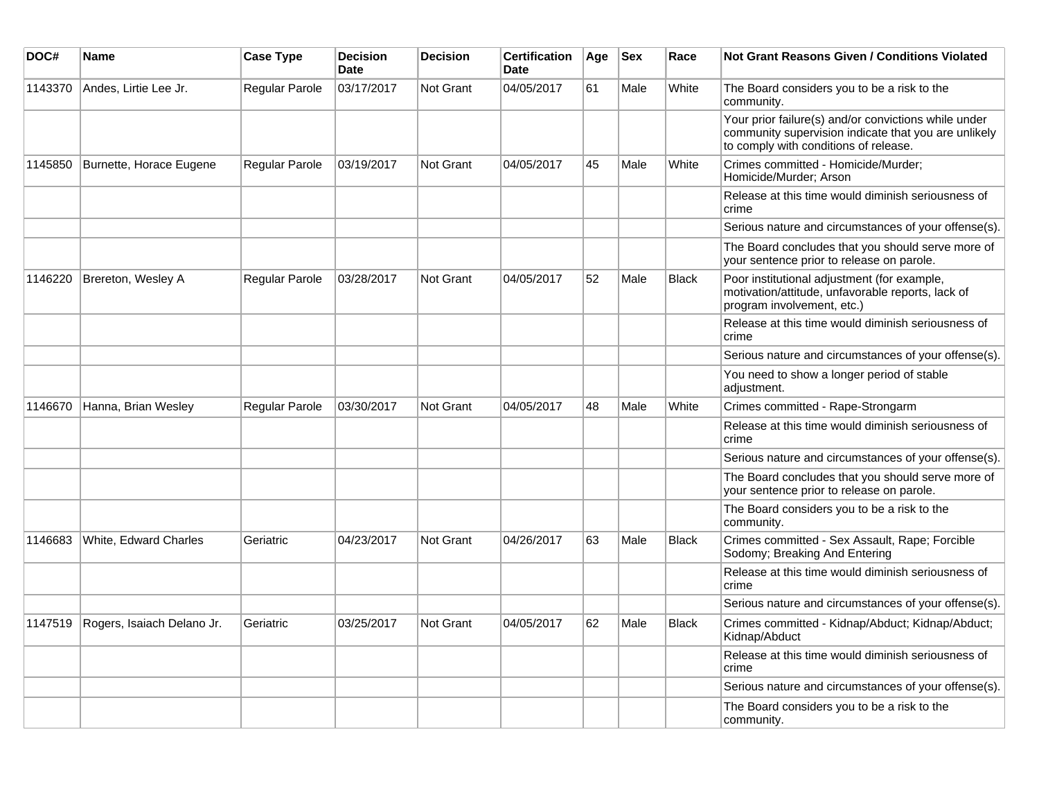| DOC# | Name | Case Type | Decision Date | Decision | Certification Date | Age | Sex | Race | Not Grant Reasons Given / Conditions Violated |
|---|---|---|---|---|---|---|---|---|---|
| 1143370 | Andes, Lirtie Lee Jr. | Regular Parole | 03/17/2017 | Not Grant | 04/05/2017 | 61 | Male | White | The Board considers you to be a risk to the community. |
| | | | | | | | | | Your prior failure(s) and/or convictions while under community supervision indicate that you are unlikely to comply with conditions of release. |
| 1145850 | Burnette, Horace Eugene | Regular Parole | 03/19/2017 | Not Grant | 04/05/2017 | 45 | Male | White | Crimes committed - Homicide/Murder; Homicide/Murder; Arson |
| | | | | | | | | | Release at this time would diminish seriousness of crime |
| | | | | | | | | | Serious nature and circumstances of your offense(s). |
| | | | | | | | | | The Board concludes that you should serve more of your sentence prior to release on parole. |
| 1146220 | Brereton, Wesley A | Regular Parole | 03/28/2017 | Not Grant | 04/05/2017 | 52 | Male | Black | Poor institutional adjustment (for example, motivation/attitude, unfavorable reports, lack of program involvement, etc.) |
| | | | | | | | | | Release at this time would diminish seriousness of crime |
| | | | | | | | | | Serious nature and circumstances of your offense(s). |
| | | | | | | | | | You need to show a longer period of stable adjustment. |
| 1146670 | Hanna, Brian Wesley | Regular Parole | 03/30/2017 | Not Grant | 04/05/2017 | 48 | Male | White | Crimes committed - Rape-Strongarm |
| | | | | | | | | | Release at this time would diminish seriousness of crime |
| | | | | | | | | | Serious nature and circumstances of your offense(s). |
| | | | | | | | | | The Board concludes that you should serve more of your sentence prior to release on parole. |
| | | | | | | | | | The Board considers you to be a risk to the community. |
| 1146683 | White, Edward Charles | Geriatric | 04/23/2017 | Not Grant | 04/26/2017 | 63 | Male | Black | Crimes committed - Sex Assault, Rape; Forcible Sodomy; Breaking And Entering |
| | | | | | | | | | Release at this time would diminish seriousness of crime |
| | | | | | | | | | Serious nature and circumstances of your offense(s). |
| 1147519 | Rogers, Isaiach Delano Jr. | Geriatric | 03/25/2017 | Not Grant | 04/05/2017 | 62 | Male | Black | Crimes committed - Kidnap/Abduct; Kidnap/Abduct; Kidnap/Abduct |
| | | | | | | | | | Release at this time would diminish seriousness of crime |
| | | | | | | | | | Serious nature and circumstances of your offense(s). |
| | | | | | | | | | The Board considers you to be a risk to the community. |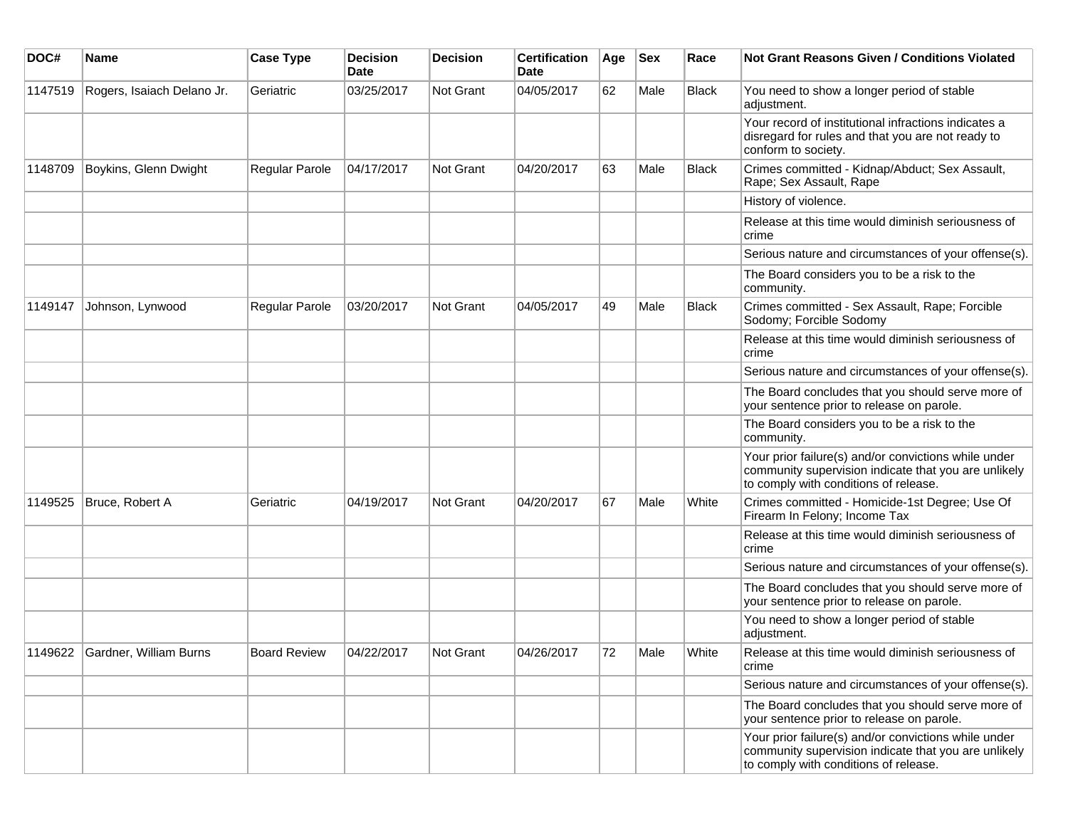| DOC# | Name | Case Type | Decision Date | Decision | Certification Date | Age | Sex | Race | Not Grant Reasons Given / Conditions Violated |
| --- | --- | --- | --- | --- | --- | --- | --- | --- | --- |
| 1147519 | Rogers, Isaiach Delano Jr. | Geriatric | 03/25/2017 | Not Grant | 04/05/2017 | 62 | Male | Black | You need to show a longer period of stable adjustment. |
| | | | | | | | | | Your record of institutional infractions indicates a disregard for rules and that you are not ready to conform to society. |
| 1148709 | Boykins, Glenn Dwight | Regular Parole | 04/17/2017 | Not Grant | 04/20/2017 | 63 | Male | Black | Crimes committed - Kidnap/Abduct; Sex Assault, Rape; Sex Assault, Rape |
| | | | | | | | | | History of violence. |
| | | | | | | | | | Release at this time would diminish seriousness of crime |
| | | | | | | | | | Serious nature and circumstances of your offense(s). |
| | | | | | | | | | The Board considers you to be a risk to the community. |
| 1149147 | Johnson, Lynwood | Regular Parole | 03/20/2017 | Not Grant | 04/05/2017 | 49 | Male | Black | Crimes committed - Sex Assault, Rape; Forcible Sodomy; Forcible Sodomy |
| | | | | | | | | | Release at this time would diminish seriousness of crime |
| | | | | | | | | | Serious nature and circumstances of your offense(s). |
| | | | | | | | | | The Board concludes that you should serve more of your sentence prior to release on parole. |
| | | | | | | | | | The Board considers you to be a risk to the community. |
| | | | | | | | | | Your prior failure(s) and/or convictions while under community supervision indicate that you are unlikely to comply with conditions of release. |
| 1149525 | Bruce, Robert A | Geriatric | 04/19/2017 | Not Grant | 04/20/2017 | 67 | Male | White | Crimes committed - Homicide-1st Degree; Use Of Firearm In Felony; Income Tax |
| | | | | | | | | | Release at this time would diminish seriousness of crime |
| | | | | | | | | | Serious nature and circumstances of your offense(s). |
| | | | | | | | | | The Board concludes that you should serve more of your sentence prior to release on parole. |
| | | | | | | | | | You need to show a longer period of stable adjustment. |
| 1149622 | Gardner, William Burns | Board Review | 04/22/2017 | Not Grant | 04/26/2017 | 72 | Male | White | Release at this time would diminish seriousness of crime |
| | | | | | | | | | Serious nature and circumstances of your offense(s). |
| | | | | | | | | | The Board concludes that you should serve more of your sentence prior to release on parole. |
| | | | | | | | | | Your prior failure(s) and/or convictions while under community supervision indicate that you are unlikely to comply with conditions of release. |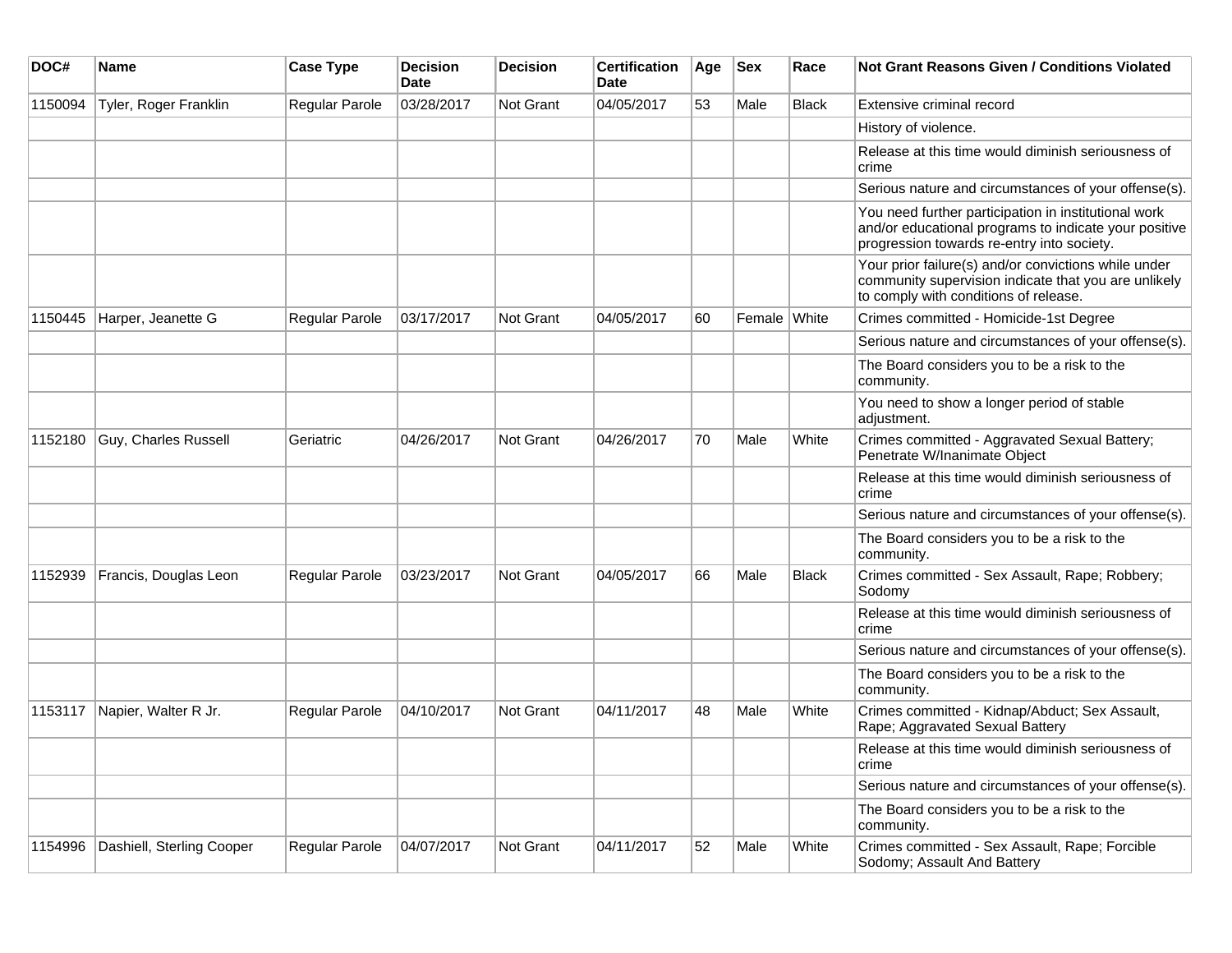| DOC# | Name | Case Type | Decision Date | Decision | Certification Date | Age | Sex | Race | Not Grant Reasons Given / Conditions Violated |
|---|---|---|---|---|---|---|---|---|---|
| 1150094 | Tyler, Roger Franklin | Regular Parole | 03/28/2017 | Not Grant | 04/05/2017 | 53 | Male | Black | Extensive criminal record |
| | | | | | | | | | History of violence. |
| | | | | | | | | | Release at this time would diminish seriousness of crime |
| | | | | | | | | | Serious nature and circumstances of your offense(s). |
| | | | | | | | | | You need further participation in institutional work and/or educational programs to indicate your positive progression towards re-entry into society. |
| | | | | | | | | | Your prior failure(s) and/or convictions while under community supervision indicate that you are unlikely to comply with conditions of release. |
| 1150445 | Harper, Jeanette G | Regular Parole | 03/17/2017 | Not Grant | 04/05/2017 | 60 | Female | White | Crimes committed - Homicide-1st Degree |
| | | | | | | | | | Serious nature and circumstances of your offense(s). |
| | | | | | | | | | The Board considers you to be a risk to the community. |
| | | | | | | | | | You need to show a longer period of stable adjustment. |
| 1152180 | Guy, Charles Russell | Geriatric | 04/26/2017 | Not Grant | 04/26/2017 | 70 | Male | White | Crimes committed - Aggravated Sexual Battery; Penetrate W/Inanimate Object |
| | | | | | | | | | Release at this time would diminish seriousness of crime |
| | | | | | | | | | Serious nature and circumstances of your offense(s). |
| | | | | | | | | | The Board considers you to be a risk to the community. |
| 1152939 | Francis, Douglas Leon | Regular Parole | 03/23/2017 | Not Grant | 04/05/2017 | 66 | Male | Black | Crimes committed - Sex Assault, Rape; Robbery; Sodomy |
| | | | | | | | | | Release at this time would diminish seriousness of crime |
| | | | | | | | | | Serious nature and circumstances of your offense(s). |
| | | | | | | | | | The Board considers you to be a risk to the community. |
| 1153117 | Napier, Walter R Jr. | Regular Parole | 04/10/2017 | Not Grant | 04/11/2017 | 48 | Male | White | Crimes committed - Kidnap/Abduct; Sex Assault, Rape; Aggravated Sexual Battery |
| | | | | | | | | | Release at this time would diminish seriousness of crime |
| | | | | | | | | | Serious nature and circumstances of your offense(s). |
| | | | | | | | | | The Board considers you to be a risk to the community. |
| 1154996 | Dashiell, Sterling Cooper | Regular Parole | 04/07/2017 | Not Grant | 04/11/2017 | 52 | Male | White | Crimes committed - Sex Assault, Rape; Forcible Sodomy; Assault And Battery |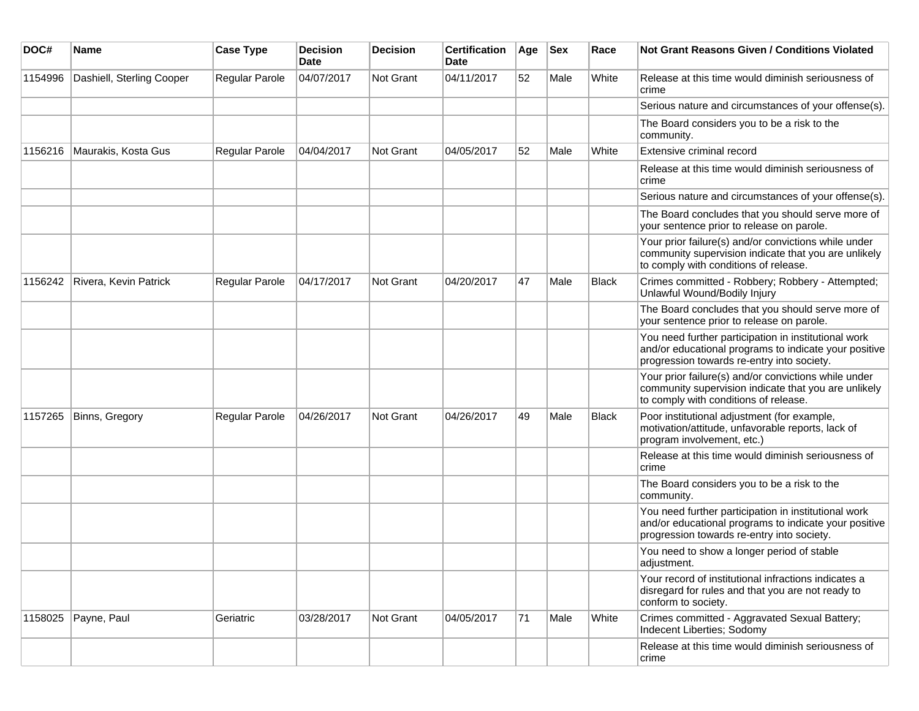| DOC# | Name | Case Type | Decision Date | Decision | Certification Date | Age | Sex | Race | Not Grant Reasons Given / Conditions Violated |
|---|---|---|---|---|---|---|---|---|---|
| 1154996 | Dashiell, Sterling Cooper | Regular Parole | 04/07/2017 | Not Grant | 04/11/2017 | 52 | Male | White | Release at this time would diminish seriousness of crime |
| | | | | | | | | | Serious nature and circumstances of your offense(s). |
| | | | | | | | | | The Board considers you to be a risk to the community. |
| 1156216 | Maurakis, Kosta Gus | Regular Parole | 04/04/2017 | Not Grant | 04/05/2017 | 52 | Male | White | Extensive criminal record |
| | | | | | | | | | Release at this time would diminish seriousness of crime |
| | | | | | | | | | Serious nature and circumstances of your offense(s). |
| | | | | | | | | | The Board concludes that you should serve more of your sentence prior to release on parole. |
| | | | | | | | | | Your prior failure(s) and/or convictions while under community supervision indicate that you are unlikely to comply with conditions of release. |
| 1156242 | Rivera, Kevin Patrick | Regular Parole | 04/17/2017 | Not Grant | 04/20/2017 | 47 | Male | Black | Crimes committed - Robbery; Robbery - Attempted; Unlawful Wound/Bodily Injury |
| | | | | | | | | | The Board concludes that you should serve more of your sentence prior to release on parole. |
| | | | | | | | | | You need further participation in institutional work and/or educational programs to indicate your positive progression towards re-entry into society. |
| | | | | | | | | | Your prior failure(s) and/or convictions while under community supervision indicate that you are unlikely to comply with conditions of release. |
| 1157265 | Binns, Gregory | Regular Parole | 04/26/2017 | Not Grant | 04/26/2017 | 49 | Male | Black | Poor institutional adjustment (for example, motivation/attitude, unfavorable reports, lack of program involvement, etc.) |
| | | | | | | | | | Release at this time would diminish seriousness of crime |
| | | | | | | | | | The Board considers you to be a risk to the community. |
| | | | | | | | | | You need further participation in institutional work and/or educational programs to indicate your positive progression towards re-entry into society. |
| | | | | | | | | | You need to show a longer period of stable adjustment. |
| | | | | | | | | | Your record of institutional infractions indicates a disregard for rules and that you are not ready to conform to society. |
| 1158025 | Payne, Paul | Geriatric | 03/28/2017 | Not Grant | 04/05/2017 | 71 | Male | White | Crimes committed - Aggravated Sexual Battery; Indecent Liberties; Sodomy |
| | | | | | | | | | Release at this time would diminish seriousness of crime |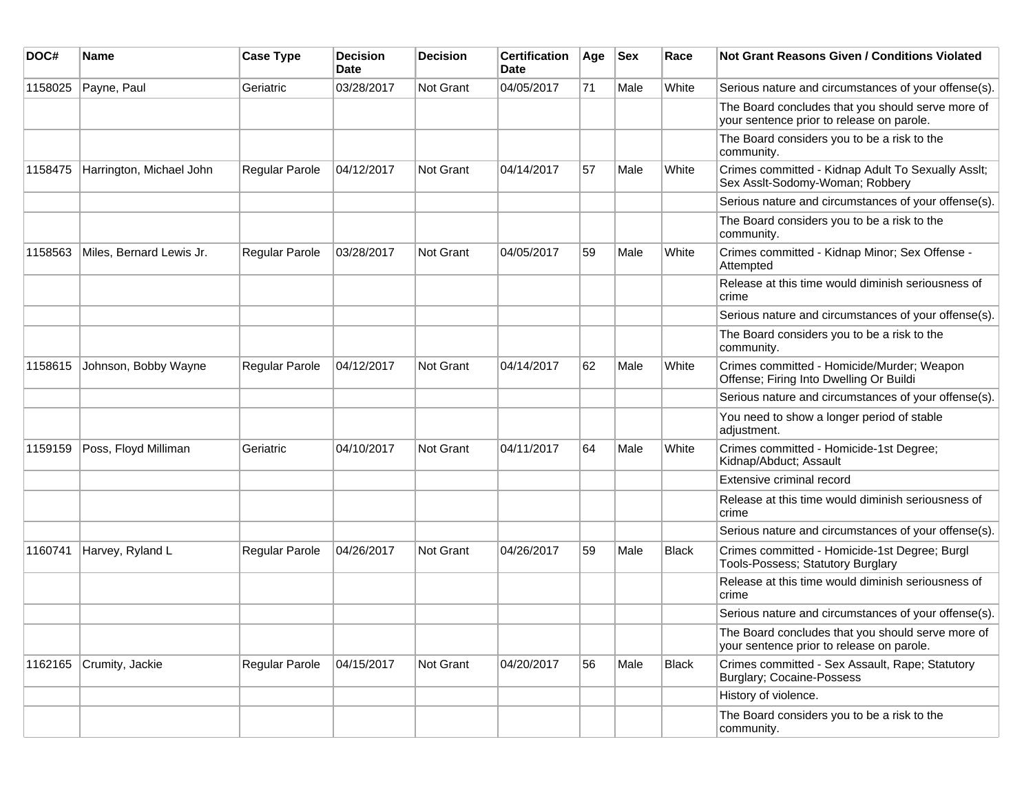| DOC# | Name | Case Type | Decision Date | Decision | Certification Date | Age | Sex | Race | Not Grant Reasons Given / Conditions Violated |
|---|---|---|---|---|---|---|---|---|---|
| 1158025 | Payne, Paul | Geriatric | 03/28/2017 | Not Grant | 04/05/2017 | 71 | Male | White | Serious nature and circumstances of your offense(s). |
| | | | | | | | | | The Board concludes that you should serve more of your sentence prior to release on parole. |
| | | | | | | | | | The Board considers you to be a risk to the community. |
| 1158475 | Harrington, Michael John | Regular Parole | 04/12/2017 | Not Grant | 04/14/2017 | 57 | Male | White | Crimes committed - Kidnap Adult To Sexually Asslt; Sex Asslt-Sodomy-Woman; Robbery |
| | | | | | | | | | Serious nature and circumstances of your offense(s). |
| | | | | | | | | | The Board considers you to be a risk to the community. |
| 1158563 | Miles, Bernard Lewis Jr. | Regular Parole | 03/28/2017 | Not Grant | 04/05/2017 | 59 | Male | White | Crimes committed - Kidnap Minor; Sex Offense - Attempted |
| | | | | | | | | | Release at this time would diminish seriousness of crime |
| | | | | | | | | | Serious nature and circumstances of your offense(s). |
| | | | | | | | | | The Board considers you to be a risk to the community. |
| 1158615 | Johnson, Bobby Wayne | Regular Parole | 04/12/2017 | Not Grant | 04/14/2017 | 62 | Male | White | Crimes committed - Homicide/Murder; Weapon Offense; Firing Into Dwelling Or Buildi |
| | | | | | | | | | Serious nature and circumstances of your offense(s). |
| | | | | | | | | | You need to show a longer period of stable adjustment. |
| 1159159 | Poss, Floyd Milliman | Geriatric | 04/10/2017 | Not Grant | 04/11/2017 | 64 | Male | White | Crimes committed - Homicide-1st Degree; Kidnap/Abduct; Assault |
| | | | | | | | | | Extensive criminal record |
| | | | | | | | | | Release at this time would diminish seriousness of crime |
| | | | | | | | | | Serious nature and circumstances of your offense(s). |
| 1160741 | Harvey, Ryland L | Regular Parole | 04/26/2017 | Not Grant | 04/26/2017 | 59 | Male | Black | Crimes committed - Homicide-1st Degree; Burgl Tools-Possess; Statutory Burglary |
| | | | | | | | | | Release at this time would diminish seriousness of crime |
| | | | | | | | | | Serious nature and circumstances of your offense(s). |
| | | | | | | | | | The Board concludes that you should serve more of your sentence prior to release on parole. |
| 1162165 | Crumity, Jackie | Regular Parole | 04/15/2017 | Not Grant | 04/20/2017 | 56 | Male | Black | Crimes committed - Sex Assault, Rape; Statutory Burglary; Cocaine-Possess |
| | | | | | | | | | History of violence. |
| | | | | | | | | | The Board considers you to be a risk to the community. |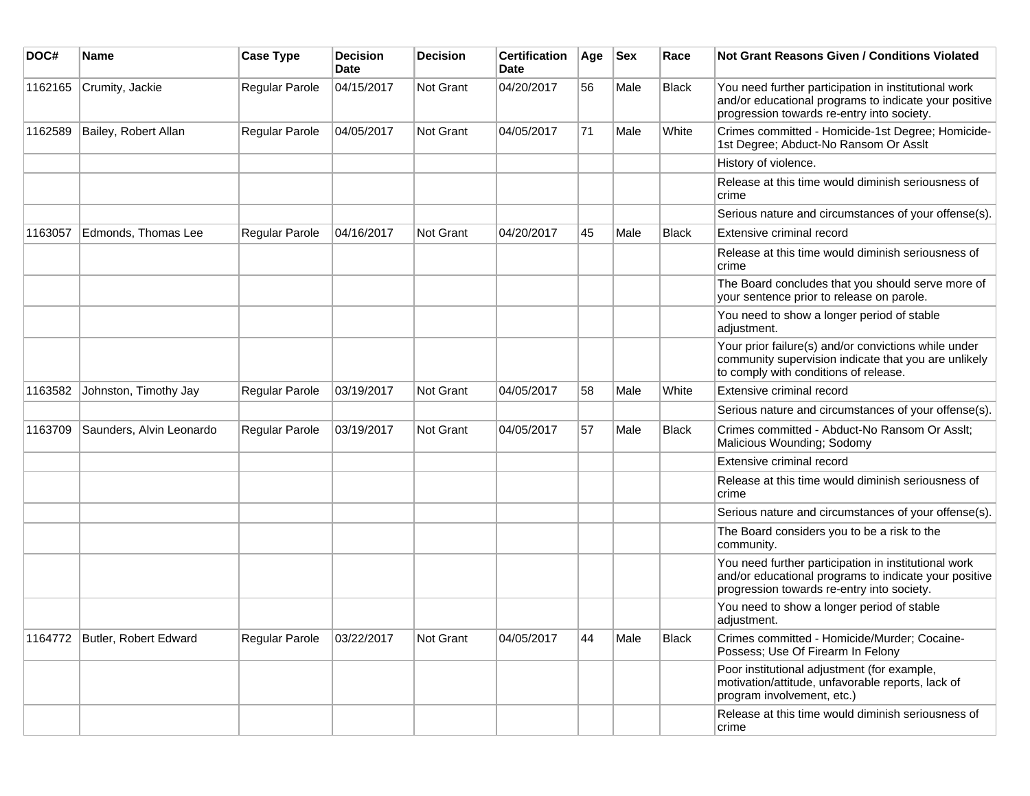| DOC# | Name | Case Type | Decision Date | Decision | Certification Date | Age | Sex | Race | Not Grant Reasons Given / Conditions Violated |
|---|---|---|---|---|---|---|---|---|---|
| 1162165 | Crumity, Jackie | Regular Parole | 04/15/2017 | Not Grant | 04/20/2017 | 56 | Male | Black | You need further participation in institutional work and/or educational programs to indicate your positive progression towards re-entry into society. |
| 1162589 | Bailey, Robert Allan | Regular Parole | 04/05/2017 | Not Grant | 04/05/2017 | 71 | Male | White | Crimes committed - Homicide-1st Degree; Homicide-1st Degree; Abduct-No Ransom Or Asslt |
| | | | | | | | | | History of violence. |
| | | | | | | | | | Release at this time would diminish seriousness of crime |
| | | | | | | | | | Serious nature and circumstances of your offense(s). |
| 1163057 | Edmonds, Thomas Lee | Regular Parole | 04/16/2017 | Not Grant | 04/20/2017 | 45 | Male | Black | Extensive criminal record |
| | | | | | | | | | Release at this time would diminish seriousness of crime |
| | | | | | | | | | The Board concludes that you should serve more of your sentence prior to release on parole. |
| | | | | | | | | | You need to show a longer period of stable adjustment. |
| | | | | | | | | | Your prior failure(s) and/or convictions while under community supervision indicate that you are unlikely to comply with conditions of release. |
| 1163582 | Johnston, Timothy Jay | Regular Parole | 03/19/2017 | Not Grant | 04/05/2017 | 58 | Male | White | Extensive criminal record |
| | | | | | | | | | Serious nature and circumstances of your offense(s). |
| 1163709 | Saunders, Alvin Leonardo | Regular Parole | 03/19/2017 | Not Grant | 04/05/2017 | 57 | Male | Black | Crimes committed - Abduct-No Ransom Or Asslt; Malicious Wounding; Sodomy |
| | | | | | | | | | Extensive criminal record |
| | | | | | | | | | Release at this time would diminish seriousness of crime |
| | | | | | | | | | Serious nature and circumstances of your offense(s). |
| | | | | | | | | | The Board considers you to be a risk to the community. |
| | | | | | | | | | You need further participation in institutional work and/or educational programs to indicate your positive progression towards re-entry into society. |
| | | | | | | | | | You need to show a longer period of stable adjustment. |
| 1164772 | Butler, Robert Edward | Regular Parole | 03/22/2017 | Not Grant | 04/05/2017 | 44 | Male | Black | Crimes committed - Homicide/Murder; Cocaine-Possess; Use Of Firearm In Felony |
| | | | | | | | | | Poor institutional adjustment (for example, motivation/attitude, unfavorable reports, lack of program involvement, etc.) |
| | | | | | | | | | Release at this time would diminish seriousness of crime |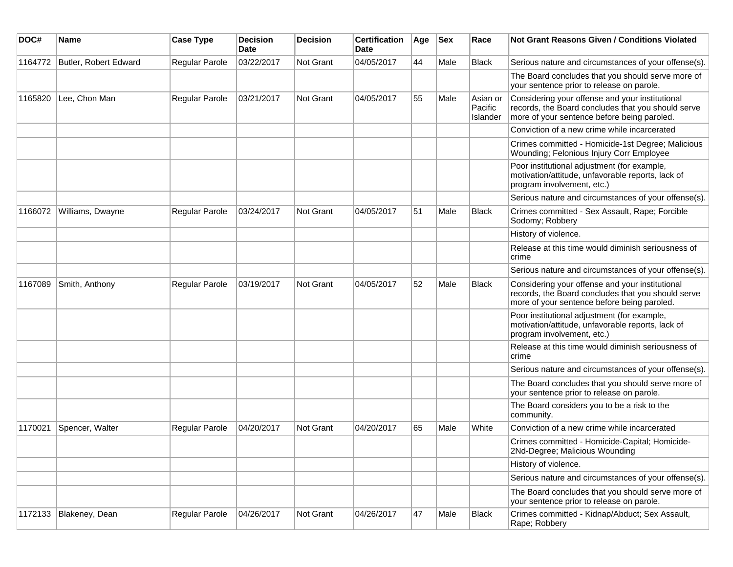| DOC# | Name | Case Type | Decision Date | Decision | Certification Date | Age | Sex | Race | Not Grant Reasons Given / Conditions Violated |
|---|---|---|---|---|---|---|---|---|---|
| 1164772 | Butler, Robert Edward | Regular Parole | 03/22/2017 | Not Grant | 04/05/2017 | 44 | Male | Black | Serious nature and circumstances of your offense(s). |
| | | | | | | | | | The Board concludes that you should serve more of your sentence prior to release on parole. |
| 1165820 | Lee, Chon Man | Regular Parole | 03/21/2017 | Not Grant | 04/05/2017 | 55 | Male | Asian or Pacific Islander | Considering your offense and your institutional records, the Board concludes that you should serve more of your sentence before being paroled. |
| | | | | | | | | | Conviction of a new crime while incarcerated |
| | | | | | | | | | Crimes committed - Homicide-1st Degree; Malicious Wounding; Felonious Injury Corr Employee |
| | | | | | | | | | Poor institutional adjustment (for example, motivation/attitude, unfavorable reports, lack of program involvement, etc.) |
| | | | | | | | | | Serious nature and circumstances of your offense(s). |
| 1166072 | Williams, Dwayne | Regular Parole | 03/24/2017 | Not Grant | 04/05/2017 | 51 | Male | Black | Crimes committed - Sex Assault, Rape; Forcible Sodomy; Robbery |
| | | | | | | | | | History of violence. |
| | | | | | | | | | Release at this time would diminish seriousness of crime |
| | | | | | | | | | Serious nature and circumstances of your offense(s). |
| 1167089 | Smith, Anthony | Regular Parole | 03/19/2017 | Not Grant | 04/05/2017 | 52 | Male | Black | Considering your offense and your institutional records, the Board concludes that you should serve more of your sentence before being paroled. |
| | | | | | | | | | Poor institutional adjustment (for example, motivation/attitude, unfavorable reports, lack of program involvement, etc.) |
| | | | | | | | | | Release at this time would diminish seriousness of crime |
| | | | | | | | | | Serious nature and circumstances of your offense(s). |
| | | | | | | | | | The Board concludes that you should serve more of your sentence prior to release on parole. |
| | | | | | | | | | The Board considers you to be a risk to the community. |
| 1170021 | Spencer, Walter | Regular Parole | 04/20/2017 | Not Grant | 04/20/2017 | 65 | Male | White | Conviction of a new crime while incarcerated |
| | | | | | | | | | Crimes committed - Homicide-Capital; Homicide-2Nd-Degree; Malicious Wounding |
| | | | | | | | | | History of violence. |
| | | | | | | | | | Serious nature and circumstances of your offense(s). |
| | | | | | | | | | The Board concludes that you should serve more of your sentence prior to release on parole. |
| 1172133 | Blakeney, Dean | Regular Parole | 04/26/2017 | Not Grant | 04/26/2017 | 47 | Male | Black | Crimes committed - Kidnap/Abduct; Sex Assault, Rape; Robbery |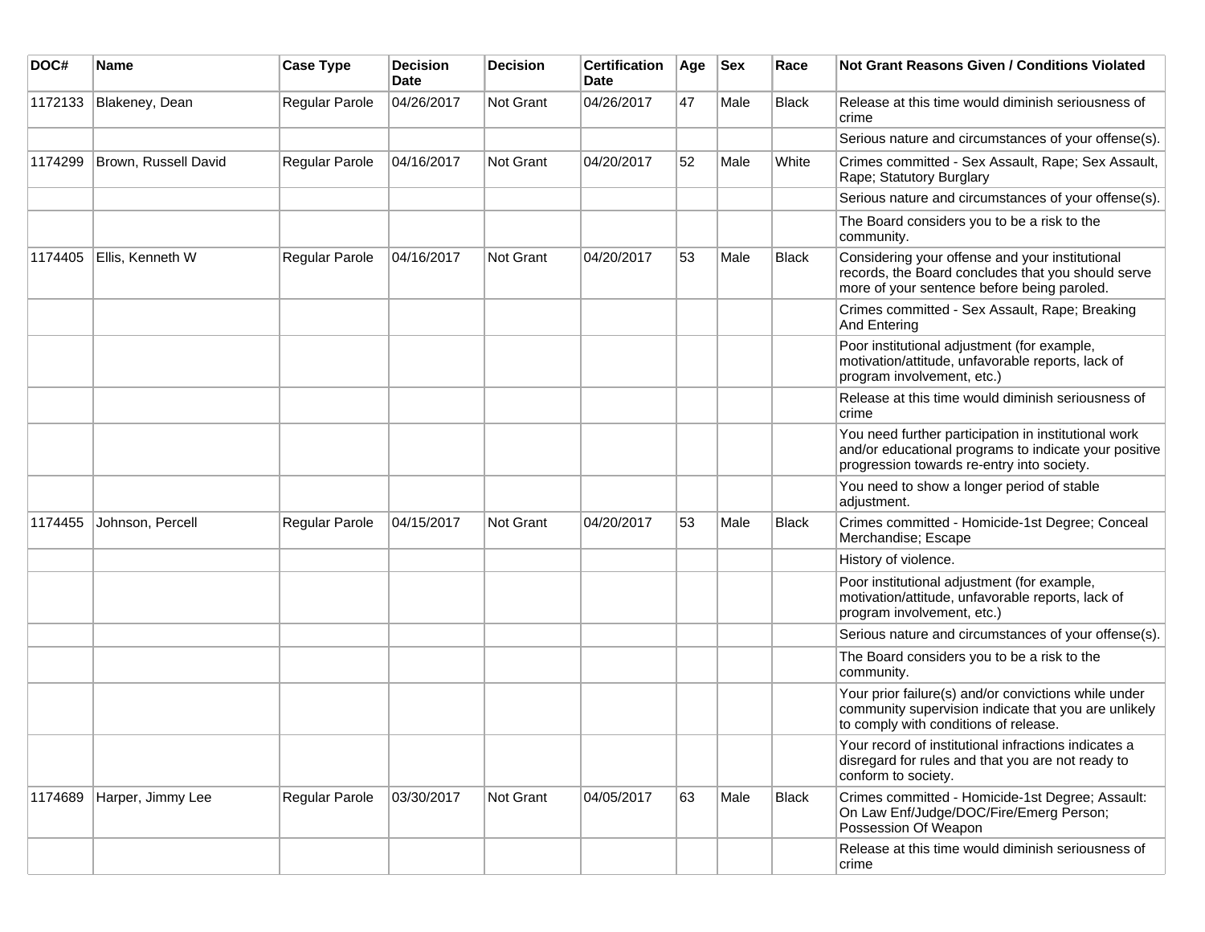| DOC# | Name | Case Type | Decision Date | Decision | Certification Date | Age | Sex | Race | Not Grant Reasons Given / Conditions Violated |
|---|---|---|---|---|---|---|---|---|---|
| 1172133 | Blakeney, Dean | Regular Parole | 04/26/2017 | Not Grant | 04/26/2017 | 47 | Male | Black | Release at this time would diminish seriousness of crime |
| | | | | | | | | | Serious nature and circumstances of your offense(s). |
| 1174299 | Brown, Russell David | Regular Parole | 04/16/2017 | Not Grant | 04/20/2017 | 52 | Male | White | Crimes committed - Sex Assault, Rape; Sex Assault, Rape; Statutory Burglary |
| | | | | | | | | | Serious nature and circumstances of your offense(s). |
| | | | | | | | | | The Board considers you to be a risk to the community. |
| 1174405 | Ellis, Kenneth W | Regular Parole | 04/16/2017 | Not Grant | 04/20/2017 | 53 | Male | Black | Considering your offense and your institutional records, the Board concludes that you should serve more of your sentence before being paroled. |
| | | | | | | | | | Crimes committed - Sex Assault, Rape; Breaking And Entering |
| | | | | | | | | | Poor institutional adjustment (for example, motivation/attitude, unfavorable reports, lack of program involvement, etc.) |
| | | | | | | | | | Release at this time would diminish seriousness of crime |
| | | | | | | | | | You need further participation in institutional work and/or educational programs to indicate your positive progression towards re-entry into society. |
| | | | | | | | | | You need to show a longer period of stable adjustment. |
| 1174455 | Johnson, Percell | Regular Parole | 04/15/2017 | Not Grant | 04/20/2017 | 53 | Male | Black | Crimes committed - Homicide-1st Degree; Conceal Merchandise; Escape |
| | | | | | | | | | History of violence. |
| | | | | | | | | | Poor institutional adjustment (for example, motivation/attitude, unfavorable reports, lack of program involvement, etc.) |
| | | | | | | | | | Serious nature and circumstances of your offense(s). |
| | | | | | | | | | The Board considers you to be a risk to the community. |
| | | | | | | | | | Your prior failure(s) and/or convictions while under community supervision indicate that you are unlikely to comply with conditions of release. |
| | | | | | | | | | Your record of institutional infractions indicates a disregard for rules and that you are not ready to conform to society. |
| 1174689 | Harper, Jimmy Lee | Regular Parole | 03/30/2017 | Not Grant | 04/05/2017 | 63 | Male | Black | Crimes committed - Homicide-1st Degree; Assault: On Law Enf/Judge/DOC/Fire/Emerg Person; Possession Of Weapon |
| | | | | | | | | | Release at this time would diminish seriousness of crime |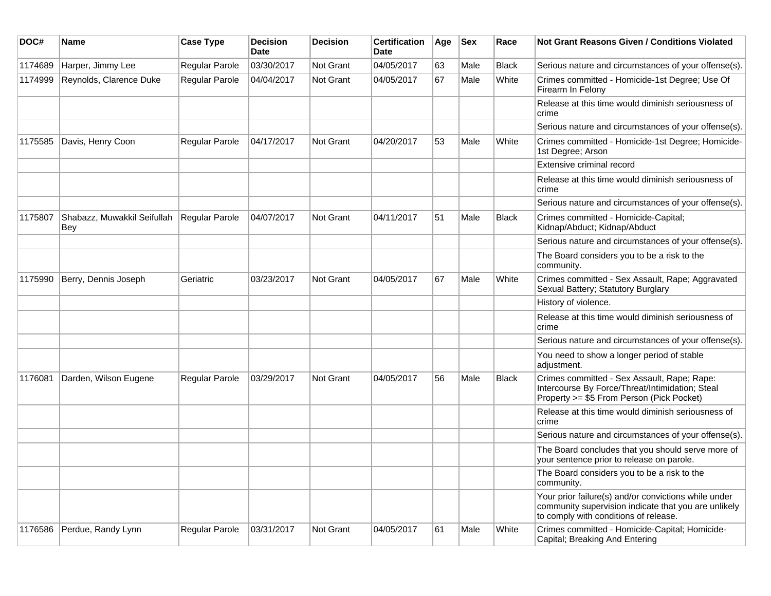| DOC# | Name | Case Type | Decision Date | Decision | Certification Date | Age | Sex | Race | Not Grant Reasons Given / Conditions Violated |
|---|---|---|---|---|---|---|---|---|---|
| 1174689 | Harper, Jimmy Lee | Regular Parole | 03/30/2017 | Not Grant | 04/05/2017 | 63 | Male | Black | Serious nature and circumstances of your offense(s). |
| 1174999 | Reynolds, Clarence Duke | Regular Parole | 04/04/2017 | Not Grant | 04/05/2017 | 67 | Male | White | Crimes committed - Homicide-1st Degree; Use Of Firearm In Felony |
| | | | | | | | | | Release at this time would diminish seriousness of crime |
| | | | | | | | | | Serious nature and circumstances of your offense(s). |
| 1175585 | Davis, Henry Coon | Regular Parole | 04/17/2017 | Not Grant | 04/20/2017 | 53 | Male | White | Crimes committed - Homicide-1st Degree; Homicide-1st Degree; Arson |
| | | | | | | | | | Extensive criminal record |
| | | | | | | | | | Release at this time would diminish seriousness of crime |
| | | | | | | | | | Serious nature and circumstances of your offense(s). |
| 1175807 | Shabazz, Muwakkil Seifullah Bey | Regular Parole | 04/07/2017 | Not Grant | 04/11/2017 | 51 | Male | Black | Crimes committed - Homicide-Capital; Kidnap/Abduct; Kidnap/Abduct |
| | | | | | | | | | Serious nature and circumstances of your offense(s). |
| | | | | | | | | | The Board considers you to be a risk to the community. |
| 1175990 | Berry, Dennis Joseph | Geriatric | 03/23/2017 | Not Grant | 04/05/2017 | 67 | Male | White | Crimes committed - Sex Assault, Rape; Aggravated Sexual Battery; Statutory Burglary |
| | | | | | | | | | History of violence. |
| | | | | | | | | | Release at this time would diminish seriousness of crime |
| | | | | | | | | | Serious nature and circumstances of your offense(s). |
| | | | | | | | | | You need to show a longer period of stable adjustment. |
| 1176081 | Darden, Wilson Eugene | Regular Parole | 03/29/2017 | Not Grant | 04/05/2017 | 56 | Male | Black | Crimes committed - Sex Assault, Rape; Rape: Intercourse By Force/Threat/Intimidation; Steal Property >= $5 From Person (Pick Pocket) |
| | | | | | | | | | Release at this time would diminish seriousness of crime |
| | | | | | | | | | Serious nature and circumstances of your offense(s). |
| | | | | | | | | | The Board concludes that you should serve more of your sentence prior to release on parole. |
| | | | | | | | | | The Board considers you to be a risk to the community. |
| | | | | | | | | | Your prior failure(s) and/or convictions while under community supervision indicate that you are unlikely to comply with conditions of release. |
| 1176586 | Perdue, Randy Lynn | Regular Parole | 03/31/2017 | Not Grant | 04/05/2017 | 61 | Male | White | Crimes committed - Homicide-Capital; Homicide-Capital; Breaking And Entering |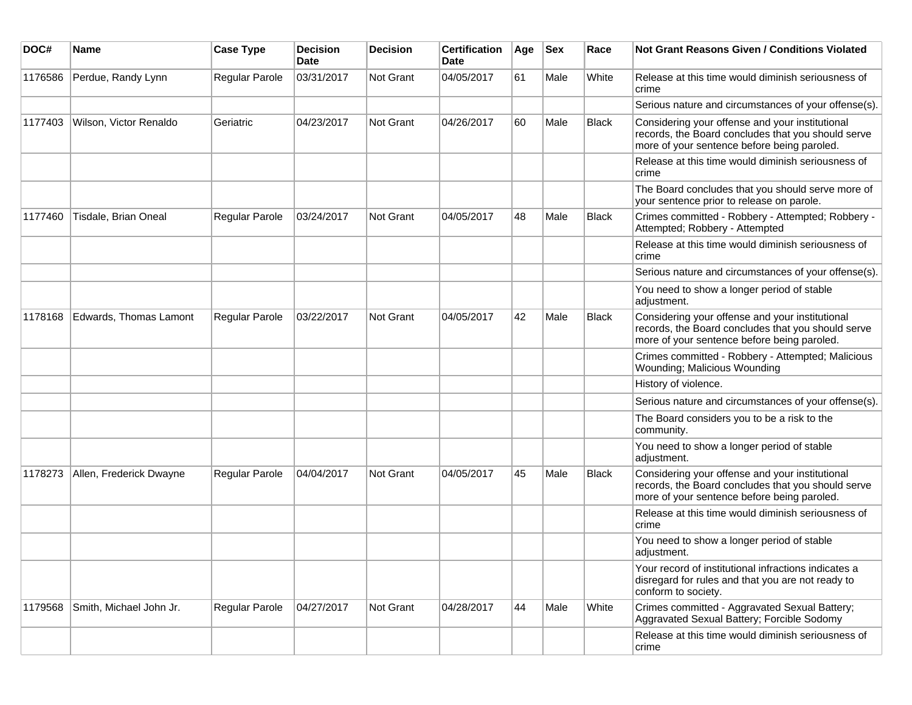| DOC# | Name | Case Type | Decision Date | Decision | Certification Date | Age | Sex | Race | Not Grant Reasons Given / Conditions Violated |
|---|---|---|---|---|---|---|---|---|---|
| 1176586 | Perdue, Randy Lynn | Regular Parole | 03/31/2017 | Not Grant | 04/05/2017 | 61 | Male | White | Release at this time would diminish seriousness of crime |
| | | | | | | | | | Serious nature and circumstances of your offense(s). |
| 1177403 | Wilson, Victor Renaldo | Geriatric | 04/23/2017 | Not Grant | 04/26/2017 | 60 | Male | Black | Considering your offense and your institutional records, the Board concludes that you should serve more of your sentence before being paroled. |
| | | | | | | | | | Release at this time would diminish seriousness of crime |
| | | | | | | | | | The Board concludes that you should serve more of your sentence prior to release on parole. |
| 1177460 | Tisdale, Brian Oneal | Regular Parole | 03/24/2017 | Not Grant | 04/05/2017 | 48 | Male | Black | Crimes committed - Robbery - Attempted; Robbery - Attempted; Robbery - Attempted |
| | | | | | | | | | Release at this time would diminish seriousness of crime |
| | | | | | | | | | Serious nature and circumstances of your offense(s). |
| | | | | | | | | | You need to show a longer period of stable adjustment. |
| 1178168 | Edwards, Thomas Lamont | Regular Parole | 03/22/2017 | Not Grant | 04/05/2017 | 42 | Male | Black | Considering your offense and your institutional records, the Board concludes that you should serve more of your sentence before being paroled. |
| | | | | | | | | | Crimes committed - Robbery - Attempted; Malicious Wounding; Malicious Wounding |
| | | | | | | | | | History of violence. |
| | | | | | | | | | Serious nature and circumstances of your offense(s). |
| | | | | | | | | | The Board considers you to be a risk to the community. |
| | | | | | | | | | You need to show a longer period of stable adjustment. |
| 1178273 | Allen, Frederick Dwayne | Regular Parole | 04/04/2017 | Not Grant | 04/05/2017 | 45 | Male | Black | Considering your offense and your institutional records, the Board concludes that you should serve more of your sentence before being paroled. |
| | | | | | | | | | Release at this time would diminish seriousness of crime |
| | | | | | | | | | You need to show a longer period of stable adjustment. |
| | | | | | | | | | Your record of institutional infractions indicates a disregard for rules and that you are not ready to conform to society. |
| 1179568 | Smith, Michael John Jr. | Regular Parole | 04/27/2017 | Not Grant | 04/28/2017 | 44 | Male | White | Crimes committed - Aggravated Sexual Battery; Aggravated Sexual Battery; Forcible Sodomy |
| | | | | | | | | | Release at this time would diminish seriousness of crime |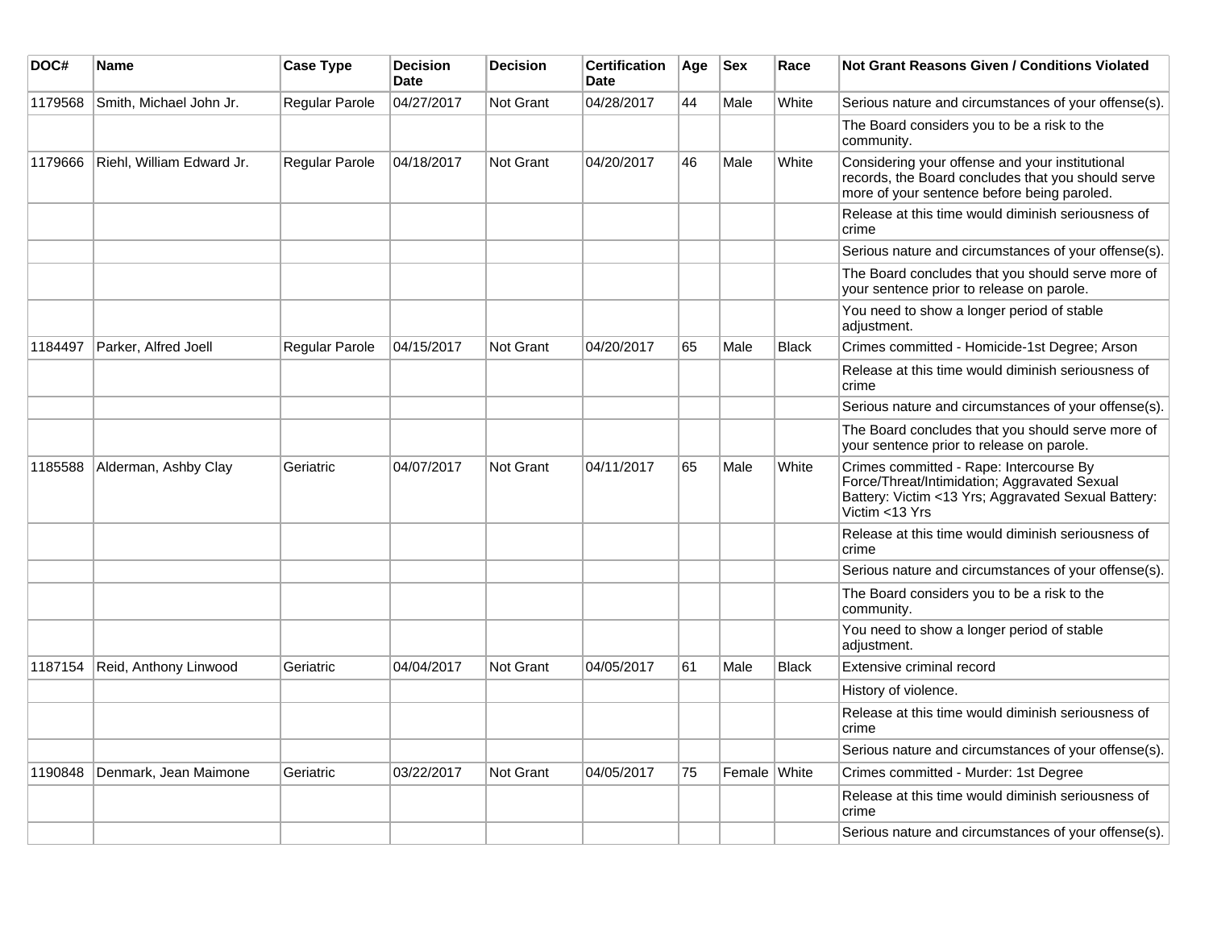| DOC# | Name | Case Type | Decision Date | Decision | Certification Date | Age | Sex | Race | Not Grant Reasons Given / Conditions Violated |
|---|---|---|---|---|---|---|---|---|---|
| 1179568 | Smith, Michael John Jr. | Regular Parole | 04/27/2017 | Not Grant | 04/28/2017 | 44 | Male | White | Serious nature and circumstances of your offense(s). |
| | | | | | | | | | The Board considers you to be a risk to the community. |
| 1179666 | Riehl, William Edward Jr. | Regular Parole | 04/18/2017 | Not Grant | 04/20/2017 | 46 | Male | White | Considering your offense and your institutional records, the Board concludes that you should serve more of your sentence before being paroled. |
| | | | | | | | | | Release at this time would diminish seriousness of crime |
| | | | | | | | | | Serious nature and circumstances of your offense(s). |
| | | | | | | | | | The Board concludes that you should serve more of your sentence prior to release on parole. |
| | | | | | | | | | You need to show a longer period of stable adjustment. |
| 1184497 | Parker, Alfred Joell | Regular Parole | 04/15/2017 | Not Grant | 04/20/2017 | 65 | Male | Black | Crimes committed - Homicide-1st Degree; Arson |
| | | | | | | | | | Release at this time would diminish seriousness of crime |
| | | | | | | | | | Serious nature and circumstances of your offense(s). |
| | | | | | | | | | The Board concludes that you should serve more of your sentence prior to release on parole. |
| 1185588 | Alderman, Ashby Clay | Geriatric | 04/07/2017 | Not Grant | 04/11/2017 | 65 | Male | White | Crimes committed - Rape: Intercourse By Force/Threat/Intimidation; Aggravated Sexual Battery: Victim <13 Yrs; Aggravated Sexual Battery: Victim <13 Yrs |
| | | | | | | | | | Release at this time would diminish seriousness of crime |
| | | | | | | | | | Serious nature and circumstances of your offense(s). |
| | | | | | | | | | The Board considers you to be a risk to the community. |
| | | | | | | | | | You need to show a longer period of stable adjustment. |
| 1187154 | Reid, Anthony Linwood | Geriatric | 04/04/2017 | Not Grant | 04/05/2017 | 61 | Male | Black | Extensive criminal record |
| | | | | | | | | | History of violence. |
| | | | | | | | | | Release at this time would diminish seriousness of crime |
| | | | | | | | | | Serious nature and circumstances of your offense(s). |
| 1190848 | Denmark, Jean Maimone | Geriatric | 03/22/2017 | Not Grant | 04/05/2017 | 75 | Female | White | Crimes committed - Murder: 1st Degree |
| | | | | | | | | | Release at this time would diminish seriousness of crime |
| | | | | | | | | | Serious nature and circumstances of your offense(s). |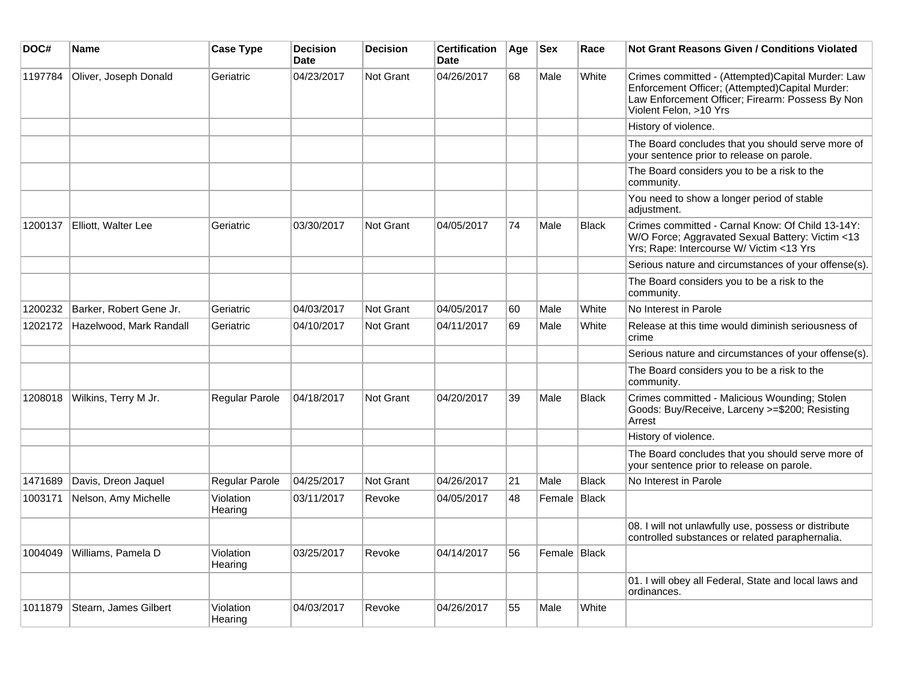| DOC# | Name | Case Type | Decision Date | Decision | Certification Date | Age | Sex | Race | Not Grant Reasons Given / Conditions Violated |
|---|---|---|---|---|---|---|---|---|---|
| 1197784 | Oliver, Joseph Donald | Geriatric | 04/23/2017 | Not Grant | 04/26/2017 | 68 | Male | White | Crimes committed - (Attempted)Capital Murder: Law Enforcement Officer; (Attempted)Capital Murder: Law Enforcement Officer; Firearm: Possess By Non Violent Felon, >10 Yrs |
| | | | | | | | | | History of violence. |
| | | | | | | | | | The Board concludes that you should serve more of your sentence prior to release on parole. |
| | | | | | | | | | The Board considers you to be a risk to the community. |
| | | | | | | | | | You need to show a longer period of stable adjustment. |
| 1200137 | Elliott, Walter Lee | Geriatric | 03/30/2017 | Not Grant | 04/05/2017 | 74 | Male | Black | Crimes committed - Carnal Know: Of Child 13-14Y: W/O Force; Aggravated Sexual Battery: Victim <13 Yrs; Rape: Intercourse W/ Victim <13 Yrs |
| | | | | | | | | | Serious nature and circumstances of your offense(s). |
| | | | | | | | | | The Board considers you to be a risk to the community. |
| 1200232 | Barker, Robert Gene Jr. | Geriatric | 04/03/2017 | Not Grant | 04/05/2017 | 60 | Male | White | No Interest in Parole |
| 1202172 | Hazelwood, Mark Randall | Geriatric | 04/10/2017 | Not Grant | 04/11/2017 | 69 | Male | White | Release at this time would diminish seriousness of crime |
| | | | | | | | | | Serious nature and circumstances of your offense(s). |
| | | | | | | | | | The Board considers you to be a risk to the community. |
| 1208018 | Wilkins, Terry M Jr. | Regular Parole | 04/18/2017 | Not Grant | 04/20/2017 | 39 | Male | Black | Crimes committed - Malicious Wounding; Stolen Goods: Buy/Receive, Larceny >=$200; Resisting Arrest |
| | | | | | | | | | History of violence. |
| | | | | | | | | | The Board concludes that you should serve more of your sentence prior to release on parole. |
| 1471689 | Davis, Dreon Jaquel | Regular Parole | 04/25/2017 | Not Grant | 04/26/2017 | 21 | Male | Black | No Interest in Parole |
| 1003171 | Nelson, Amy Michelle | Violation Hearing | 03/11/2017 | Revoke | 04/05/2017 | 48 | Female | Black | |
| | | | | | | | | | 08. I will not unlawfully use, possess or distribute controlled substances or related paraphernalia. |
| 1004049 | Williams, Pamela D | Violation Hearing | 03/25/2017 | Revoke | 04/14/2017 | 56 | Female | Black | |
| | | | | | | | | | 01. I will obey all Federal, State and local laws and ordinances. |
| 1011879 | Stearn, James Gilbert | Violation Hearing | 04/03/2017 | Revoke | 04/26/2017 | 55 | Male | White | |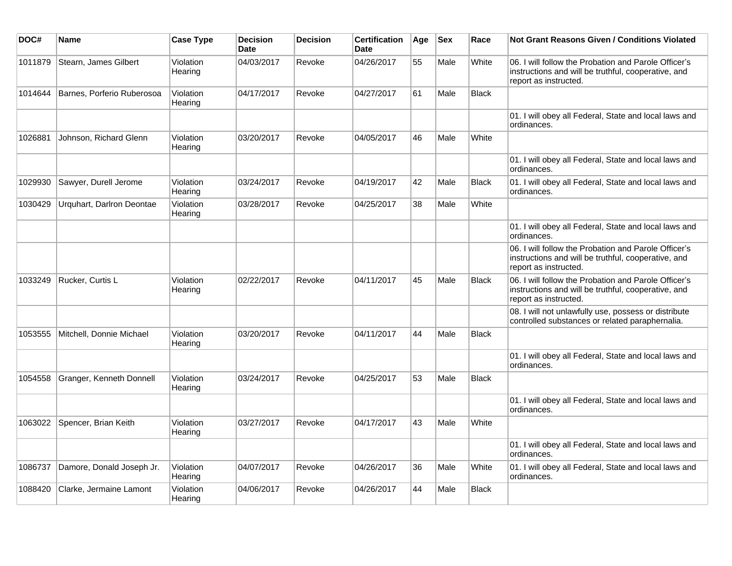| DOC# | Name | Case Type | Decision Date | Decision | Certification Date | Age | Sex | Race | Not Grant Reasons Given / Conditions Violated |
|---|---|---|---|---|---|---|---|---|---|
| 1011879 | Stearn, James Gilbert | Violation Hearing | 04/03/2017 | Revoke | 04/26/2017 | 55 | Male | White | 06. I will follow the Probation and Parole Officer's instructions and will be truthful, cooperative, and report as instructed. |
| 1014644 | Barnes, Porferio Ruberosoa | Violation Hearing | 04/17/2017 | Revoke | 04/27/2017 | 61 | Male | Black | |
| | | | | | | | | | 01. I will obey all Federal, State and local laws and ordinances. |
| 1026881 | Johnson, Richard Glenn | Violation Hearing | 03/20/2017 | Revoke | 04/05/2017 | 46 | Male | White | |
| | | | | | | | | | 01. I will obey all Federal, State and local laws and ordinances. |
| 1029930 | Sawyer, Durell Jerome | Violation Hearing | 03/24/2017 | Revoke | 04/19/2017 | 42 | Male | Black | 01. I will obey all Federal, State and local laws and ordinances. |
| 1030429 | Urquhart, Darlron Deontae | Violation Hearing | 03/28/2017 | Revoke | 04/25/2017 | 38 | Male | White | |
| | | | | | | | | | 01. I will obey all Federal, State and local laws and ordinances. |
| | | | | | | | | | 06. I will follow the Probation and Parole Officer's instructions and will be truthful, cooperative, and report as instructed. |
| 1033249 | Rucker, Curtis L | Violation Hearing | 02/22/2017 | Revoke | 04/11/2017 | 45 | Male | Black | 06. I will follow the Probation and Parole Officer's instructions and will be truthful, cooperative, and report as instructed. |
| | | | | | | | | | 08. I will not unlawfully use, possess or distribute controlled substances or related paraphernalia. |
| 1053555 | Mitchell, Donnie Michael | Violation Hearing | 03/20/2017 | Revoke | 04/11/2017 | 44 | Male | Black | |
| | | | | | | | | | 01. I will obey all Federal, State and local laws and ordinances. |
| 1054558 | Granger, Kenneth Donnell | Violation Hearing | 03/24/2017 | Revoke | 04/25/2017 | 53 | Male | Black | |
| | | | | | | | | | 01. I will obey all Federal, State and local laws and ordinances. |
| 1063022 | Spencer, Brian Keith | Violation Hearing | 03/27/2017 | Revoke | 04/17/2017 | 43 | Male | White | |
| | | | | | | | | | 01. I will obey all Federal, State and local laws and ordinances. |
| 1086737 | Damore, Donald Joseph Jr. | Violation Hearing | 04/07/2017 | Revoke | 04/26/2017 | 36 | Male | White | 01. I will obey all Federal, State and local laws and ordinances. |
| 1088420 | Clarke, Jermaine Lamont | Violation Hearing | 04/06/2017 | Revoke | 04/26/2017 | 44 | Male | Black | |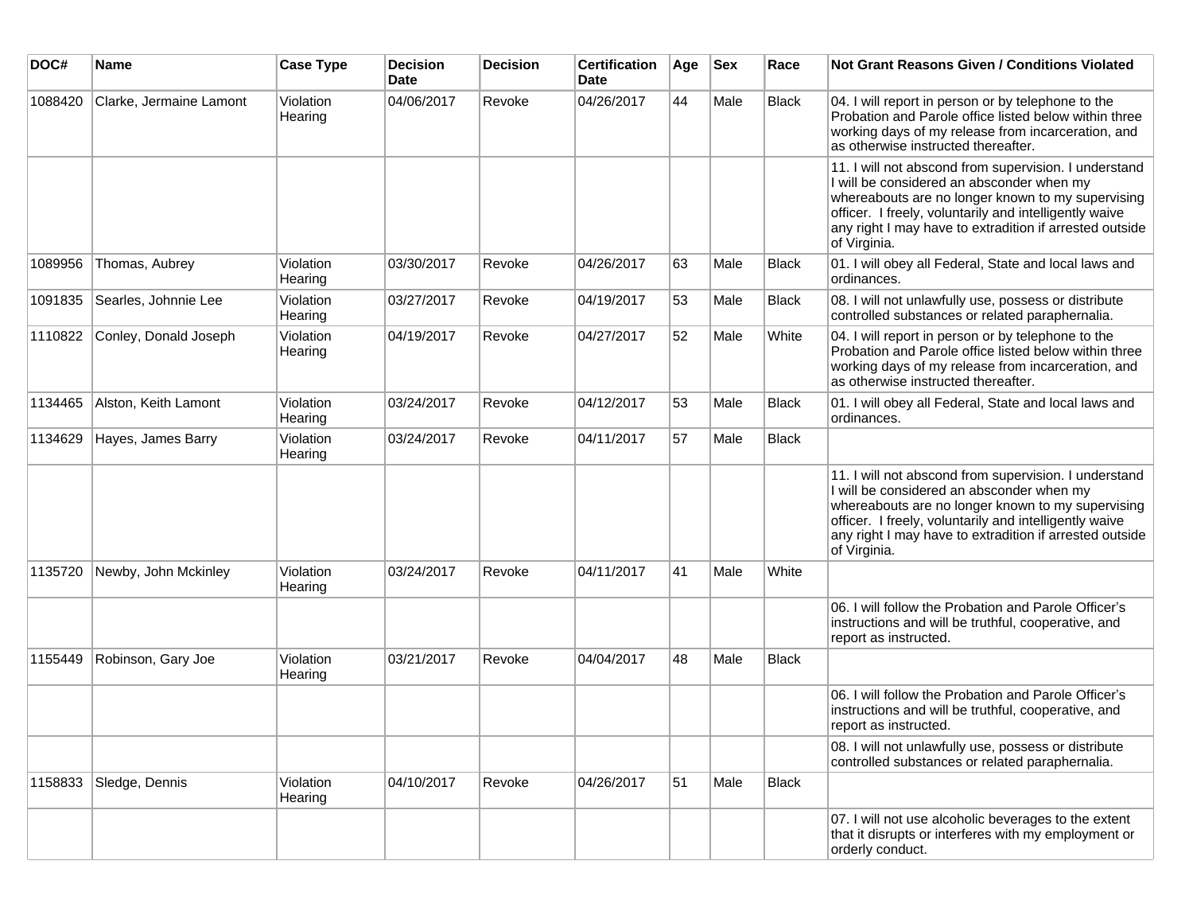| DOC# | Name | Case Type | Decision Date | Decision | Certification Date | Age | Sex | Race | Not Grant Reasons Given / Conditions Violated |
|---|---|---|---|---|---|---|---|---|---|
| 1088420 | Clarke, Jermaine Lamont | Violation Hearing | 04/06/2017 | Revoke | 04/26/2017 | 44 | Male | Black | 04. I will report in person or by telephone to the Probation and Parole office listed below within three working days of my release from incarceration, and as otherwise instructed thereafter. |
| | | | | | | | | | 11. I will not abscond from supervision. I understand I will be considered an absconder when my whereabouts are no longer known to my supervising officer. I freely, voluntarily and intelligently waive any right I may have to extradition if arrested outside of Virginia. |
| 1089956 | Thomas, Aubrey | Violation Hearing | 03/30/2017 | Revoke | 04/26/2017 | 63 | Male | Black | 01. I will obey all Federal, State and local laws and ordinances. |
| 1091835 | Searles, Johnnie Lee | Violation Hearing | 03/27/2017 | Revoke | 04/19/2017 | 53 | Male | Black | 08. I will not unlawfully use, possess or distribute controlled substances or related paraphernalia. |
| 1110822 | Conley, Donald Joseph | Violation Hearing | 04/19/2017 | Revoke | 04/27/2017 | 52 | Male | White | 04. I will report in person or by telephone to the Probation and Parole office listed below within three working days of my release from incarceration, and as otherwise instructed thereafter. |
| 1134465 | Alston, Keith Lamont | Violation Hearing | 03/24/2017 | Revoke | 04/12/2017 | 53 | Male | Black | 01. I will obey all Federal, State and local laws and ordinances. |
| 1134629 | Hayes, James Barry | Violation Hearing | 03/24/2017 | Revoke | 04/11/2017 | 57 | Male | Black | |
| | | | | | | | | | 11. I will not abscond from supervision. I understand I will be considered an absconder when my whereabouts are no longer known to my supervising officer. I freely, voluntarily and intelligently waive any right I may have to extradition if arrested outside of Virginia. |
| 1135720 | Newby, John Mckinley | Violation Hearing | 03/24/2017 | Revoke | 04/11/2017 | 41 | Male | White | |
| | | | | | | | | | 06. I will follow the Probation and Parole Officer's instructions and will be truthful, cooperative, and report as instructed. |
| 1155449 | Robinson, Gary Joe | Violation Hearing | 03/21/2017 | Revoke | 04/04/2017 | 48 | Male | Black | |
| | | | | | | | | | 06. I will follow the Probation and Parole Officer's instructions and will be truthful, cooperative, and report as instructed. |
| | | | | | | | | | 08. I will not unlawfully use, possess or distribute controlled substances or related paraphernalia. |
| 1158833 | Sledge, Dennis | Violation Hearing | 04/10/2017 | Revoke | 04/26/2017 | 51 | Male | Black | |
| | | | | | | | | | 07. I will not use alcoholic beverages to the extent that it disrupts or interferes with my employment or orderly conduct. |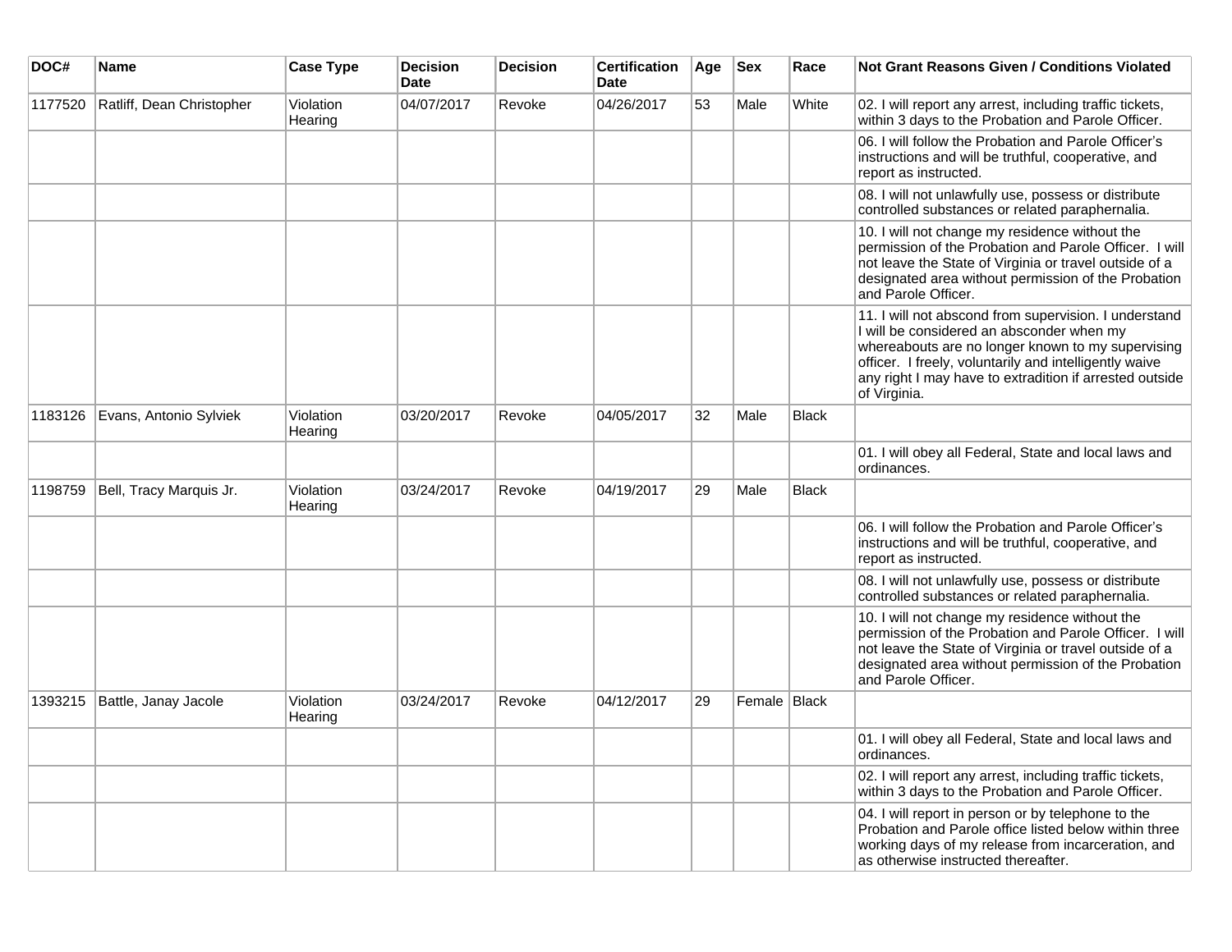| DOC# | Name | Case Type | Decision Date | Decision | Certification Date | Age | Sex | Race | Not Grant Reasons Given / Conditions Violated |
|---|---|---|---|---|---|---|---|---|---|
| 1177520 | Ratliff, Dean Christopher | Violation Hearing | 04/07/2017 | Revoke | 04/26/2017 | 53 | Male | White | 02. I will report any arrest, including traffic tickets, within 3 days to the Probation and Parole Officer. |
| | | | | | | | | | 06. I will follow the Probation and Parole Officer's instructions and will be truthful, cooperative, and report as instructed. |
| | | | | | | | | | 08. I will not unlawfully use, possess or distribute controlled substances or related paraphernalia. |
| | | | | | | | | | 10. I will not change my residence without the permission of the Probation and Parole Officer. I will not leave the State of Virginia or travel outside of a designated area without permission of the Probation and Parole Officer. |
| | | | | | | | | | 11. I will not abscond from supervision. I understand I will be considered an absconder when my whereabouts are no longer known to my supervising officer. I freely, voluntarily and intelligently waive any right I may have to extradition if arrested outside of Virginia. |
| 1183126 | Evans, Antonio Sylviek | Violation Hearing | 03/20/2017 | Revoke | 04/05/2017 | 32 | Male | Black | |
| | | | | | | | | | 01. I will obey all Federal, State and local laws and ordinances. |
| 1198759 | Bell, Tracy Marquis Jr. | Violation Hearing | 03/24/2017 | Revoke | 04/19/2017 | 29 | Male | Black | |
| | | | | | | | | | 06. I will follow the Probation and Parole Officer's instructions and will be truthful, cooperative, and report as instructed. |
| | | | | | | | | | 08. I will not unlawfully use, possess or distribute controlled substances or related paraphernalia. |
| | | | | | | | | | 10. I will not change my residence without the permission of the Probation and Parole Officer. I will not leave the State of Virginia or travel outside of a designated area without permission of the Probation and Parole Officer. |
| 1393215 | Battle, Janay Jacole | Violation Hearing | 03/24/2017 | Revoke | 04/12/2017 | 29 | Female | Black | |
| | | | | | | | | | 01. I will obey all Federal, State and local laws and ordinances. |
| | | | | | | | | | 02. I will report any arrest, including traffic tickets, within 3 days to the Probation and Parole Officer. |
| | | | | | | | | | 04. I will report in person or by telephone to the Probation and Parole office listed below within three working days of my release from incarceration, and as otherwise instructed thereafter. |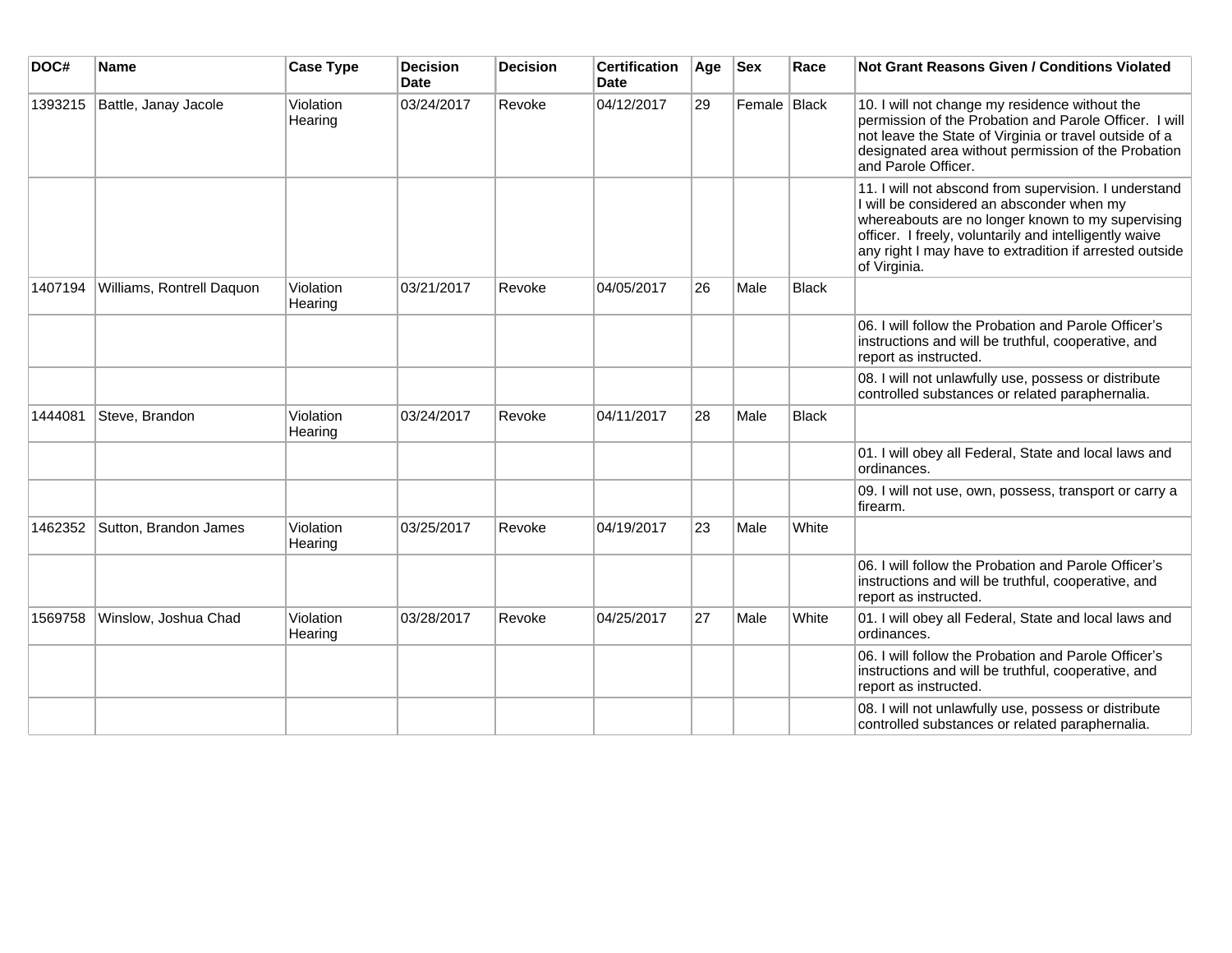| DOC# | Name | Case Type | Decision Date | Decision | Certification Date | Age | Sex | Race | Not Grant Reasons Given / Conditions Violated |
|---|---|---|---|---|---|---|---|---|---|
| 1393215 | Battle, Janay Jacole | Violation Hearing | 03/24/2017 | Revoke | 04/12/2017 | 29 | Female | Black | 10. I will not change my residence without the permission of the Probation and Parole Officer. I will not leave the State of Virginia or travel outside of a designated area without permission of the Probation and Parole Officer. |
| | | | | | | | | | 11. I will not abscond from supervision. I understand I will be considered an absconder when my whereabouts are no longer known to my supervising officer. I freely, voluntarily and intelligently waive any right I may have to extradition if arrested outside of Virginia. |
| 1407194 | Williams, Rontrell Daquon | Violation Hearing | 03/21/2017 | Revoke | 04/05/2017 | 26 | Male | Black | |
| | | | | | | | | | 06. I will follow the Probation and Parole Officer's instructions and will be truthful, cooperative, and report as instructed. |
| | | | | | | | | | 08. I will not unlawfully use, possess or distribute controlled substances or related paraphernalia. |
| 1444081 | Steve, Brandon | Violation Hearing | 03/24/2017 | Revoke | 04/11/2017 | 28 | Male | Black | |
| | | | | | | | | | 01. I will obey all Federal, State and local laws and ordinances. |
| | | | | | | | | | 09. I will not use, own, possess, transport or carry a firearm. |
| 1462352 | Sutton, Brandon James | Violation Hearing | 03/25/2017 | Revoke | 04/19/2017 | 23 | Male | White | |
| | | | | | | | | | 06. I will follow the Probation and Parole Officer's instructions and will be truthful, cooperative, and report as instructed. |
| 1569758 | Winslow, Joshua Chad | Violation Hearing | 03/28/2017 | Revoke | 04/25/2017 | 27 | Male | White | 01. I will obey all Federal, State and local laws and ordinances. |
| | | | | | | | | | 06. I will follow the Probation and Parole Officer's instructions and will be truthful, cooperative, and report as instructed. |
| | | | | | | | | | 08. I will not unlawfully use, possess or distribute controlled substances or related paraphernalia. |